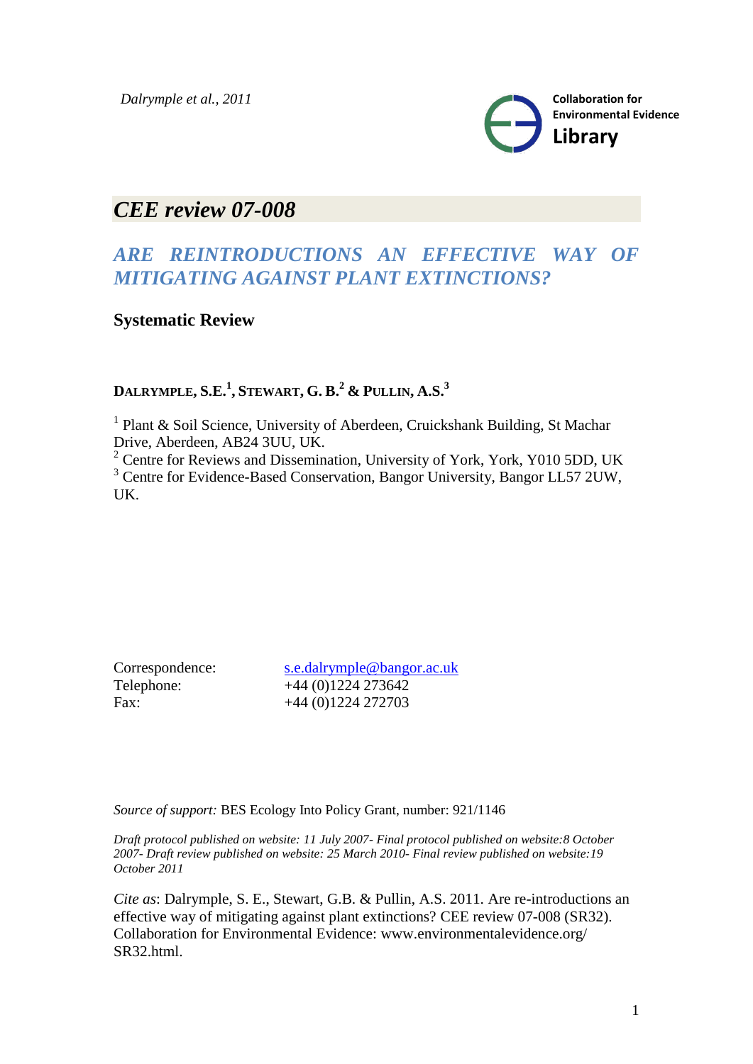*Dalrymple et al., 2011*

Collaboration for Environmental Evidence **Library**

## *CEE review 07-008*

# *ARE REINTRODUCTIONS AN EFFECTIVE WAY OF MITIGATING AGAINST PLANT EXTINCTIONS?*

**Systematic Review**

**DALRYMPLE, S.E.[1], STEWART, G. B.[2] & PULLIN, A.S.[3]**

[1] Plant & Soil Science, University of Aberdeen, Cruickshank Building, St Machar Drive, Aberdeen, AB24 3UU, UK.
[2] Centre for Reviews and Dissemination, University of York, York, Y010 5DD, UK
[3] Centre for Evidence-Based Conservation, Bangor University, Bangor LL57 2UW, UK.

Correspondence: s.e.dalrymple@bangor.ac.uk
Telephone: +44 (0)1224 273642
Fax: +44 (0)1224 272703

*Source of support:* BES Ecology Into Policy Grant, number: 921/1146

*Draft protocol published on website: 11 July 2007- Final protocol published on website:8 October 2007- Draft review published on website: 25 March 2010- Final review published on website:19 October 2011*

*Cite as*: Dalrymple, S. E., Stewart, G.B. & Pullin, A.S. 2011. Are re-introductions an effective way of mitigating against plant extinctions? CEE review 07-008 (SR32). Collaboration for Environmental Evidence: www.environmentalevidence.org/SR32.html.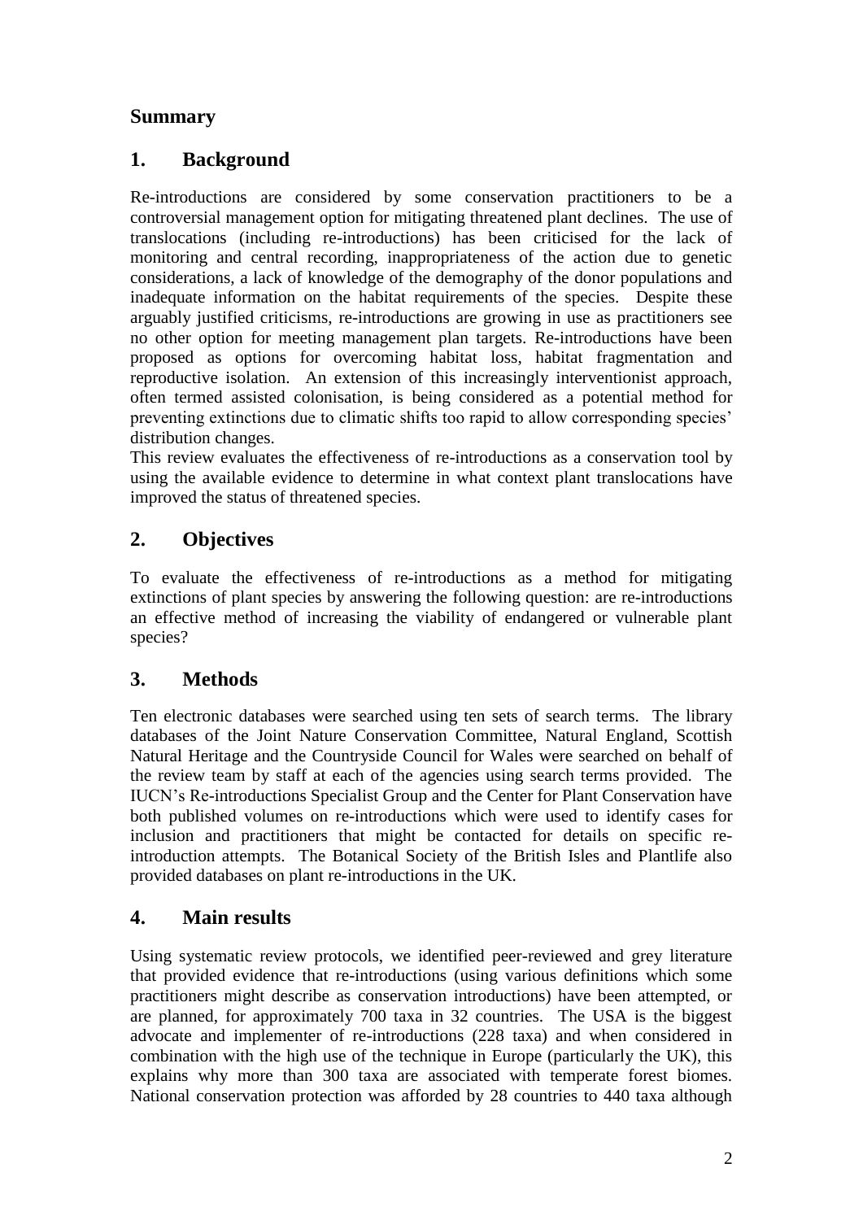# Summary

## 1. Background

Re-introductions are considered by some conservation practitioners to be a controversial management option for mitigating threatened plant declines. The use of translocations (including re-introductions) has been criticised for the lack of monitoring and central recording, inappropriateness of the action due to genetic considerations, a lack of knowledge of the demography of the donor populations and inadequate information on the habitat requirements of the species. Despite these arguably justified criticisms, re-introductions are growing in use as practitioners see no other option for meeting management plan targets. Re-introductions have been proposed as options for overcoming habitat loss, habitat fragmentation and reproductive isolation. An extension of this increasingly interventionist approach, often termed assisted colonisation, is being considered as a potential method for preventing extinctions due to climatic shifts too rapid to allow corresponding species' distribution changes.

This review evaluates the effectiveness of re-introductions as a conservation tool by using the available evidence to determine in what context plant translocations have improved the status of threatened species.

## 2. Objectives

To evaluate the effectiveness of re-introductions as a method for mitigating extinctions of plant species by answering the following question: are re-introductions an effective method of increasing the viability of endangered or vulnerable plant species?

## 3. Methods

Ten electronic databases were searched using ten sets of search terms. The library databases of the Joint Nature Conservation Committee, Natural England, Scottish Natural Heritage and the Countryside Council for Wales were searched on behalf of the review team by staff at each of the agencies using search terms provided. The IUCN's Re-introductions Specialist Group and the Center for Plant Conservation have both published volumes on re-introductions which were used to identify cases for inclusion and practitioners that might be contacted for details on specific re-introduction attempts. The Botanical Society of the British Isles and Plantlife also provided databases on plant re-introductions in the UK.

## 4. Main results

Using systematic review protocols, we identified peer-reviewed and grey literature that provided evidence that re-introductions (using various definitions which some practitioners might describe as conservation introductions) have been attempted, or are planned, for approximately 700 taxa in 32 countries. The USA is the biggest advocate and implementer of re-introductions (228 taxa) and when considered in combination with the high use of the technique in Europe (particularly the UK), this explains why more than 300 taxa are associated with temperate forest biomes. National conservation protection was afforded by 28 countries to 440 taxa although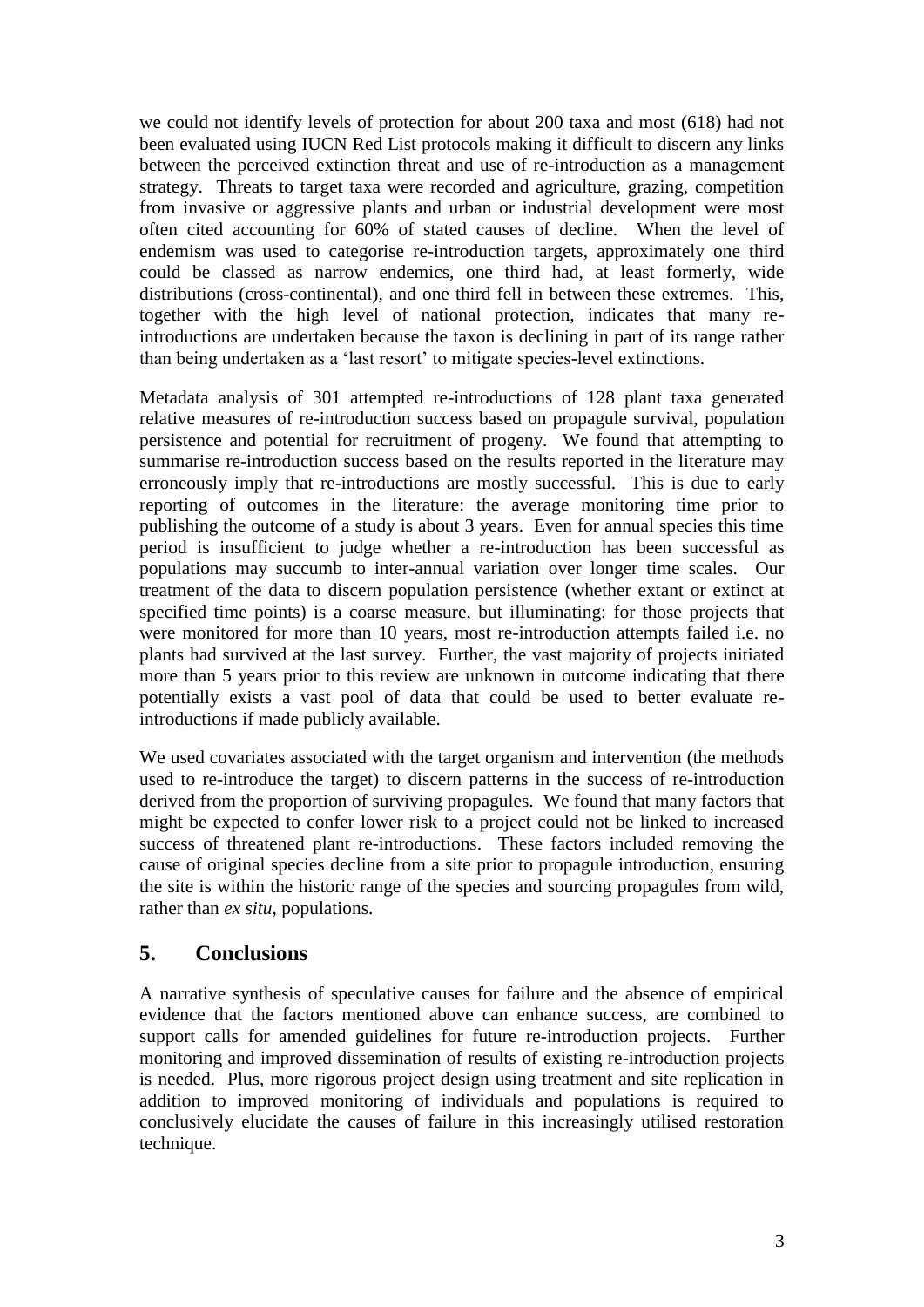we could not identify levels of protection for about 200 taxa and most (618) had not been evaluated using IUCN Red List protocols making it difficult to discern any links between the perceived extinction threat and use of re-introduction as a management strategy. Threats to target taxa were recorded and agriculture, grazing, competition from invasive or aggressive plants and urban or industrial development were most often cited accounting for 60% of stated causes of decline. When the level of endemism was used to categorise re-introduction targets, approximately one third could be classed as narrow endemics, one third had, at least formerly, wide distributions (cross-continental), and one third fell in between these extremes. This, together with the high level of national protection, indicates that many re-introductions are undertaken because the taxon is declining in part of its range rather than being undertaken as a 'last resort' to mitigate species-level extinctions.

Metadata analysis of 301 attempted re-introductions of 128 plant taxa generated relative measures of re-introduction success based on propagule survival, population persistence and potential for recruitment of progeny. We found that attempting to summarise re-introduction success based on the results reported in the literature may erroneously imply that re-introductions are mostly successful. This is due to early reporting of outcomes in the literature: the average monitoring time prior to publishing the outcome of a study is about 3 years. Even for annual species this time period is insufficient to judge whether a re-introduction has been successful as populations may succumb to inter-annual variation over longer time scales. Our treatment of the data to discern population persistence (whether extant or extinct at specified time points) is a coarse measure, but illuminating: for those projects that were monitored for more than 10 years, most re-introduction attempts failed i.e. no plants had survived at the last survey. Further, the vast majority of projects initiated more than 5 years prior to this review are unknown in outcome indicating that there potentially exists a vast pool of data that could be used to better evaluate re-introductions if made publicly available.

We used covariates associated with the target organism and intervention (the methods used to re-introduce the target) to discern patterns in the success of re-introduction derived from the proportion of surviving propagules. We found that many factors that might be expected to confer lower risk to a project could not be linked to increased success of threatened plant re-introductions. These factors included removing the cause of original species decline from a site prior to propagule introduction, ensuring the site is within the historic range of the species and sourcing propagules from wild, rather than *ex situ*, populations.

## 5. Conclusions

A narrative synthesis of speculative causes for failure and the absence of empirical evidence that the factors mentioned above can enhance success, are combined to support calls for amended guidelines for future re-introduction projects. Further monitoring and improved dissemination of results of existing re-introduction projects is needed. Plus, more rigorous project design using treatment and site replication in addition to improved monitoring of individuals and populations is required to conclusively elucidate the causes of failure in this increasingly utilised restoration technique.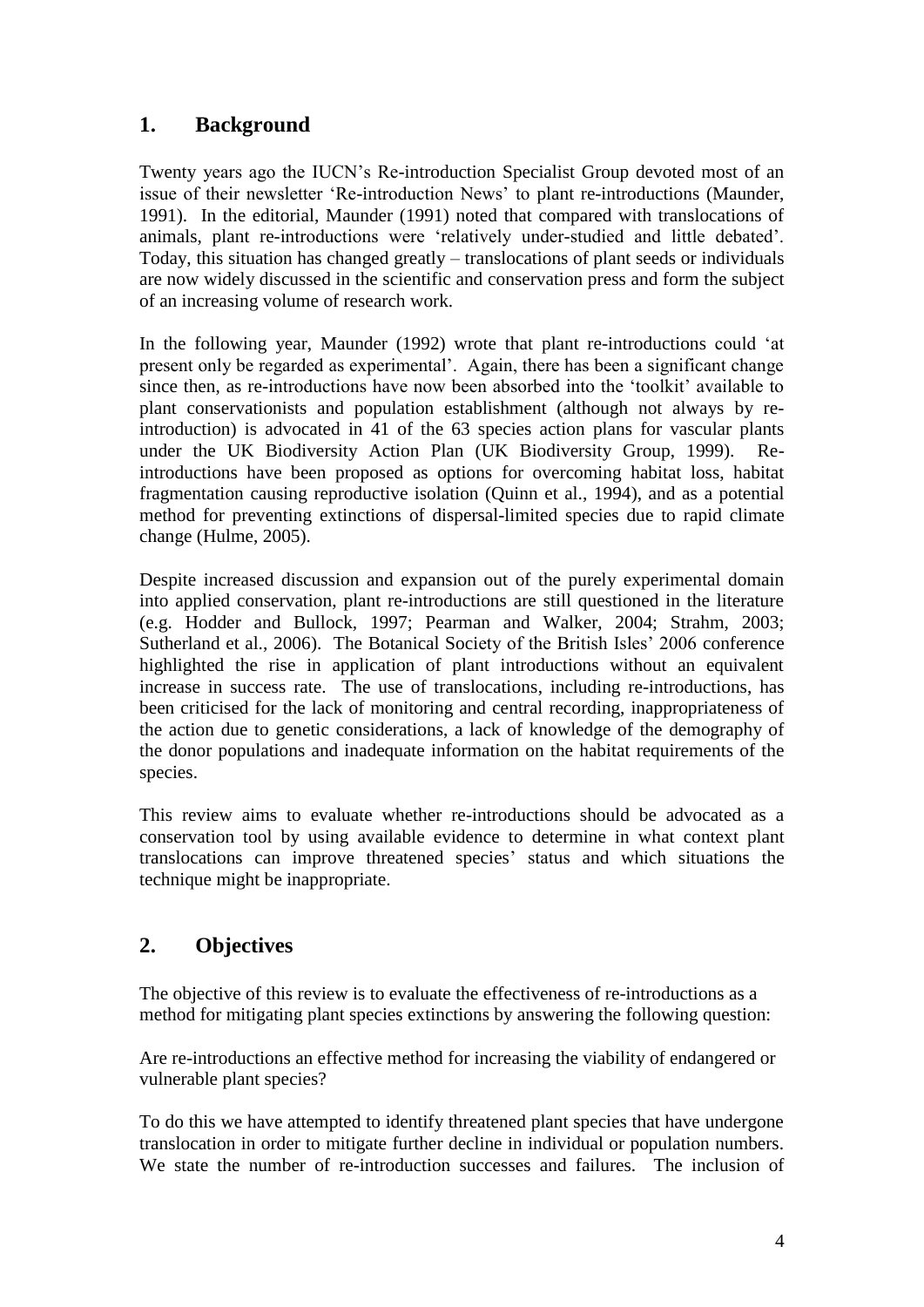## 1. Background

Twenty years ago the IUCN's Re-introduction Specialist Group devoted most of an issue of their newsletter 'Re-introduction News' to plant re-introductions (Maunder, 1991). In the editorial, Maunder (1991) noted that compared with translocations of animals, plant re-introductions were 'relatively under-studied and little debated'. Today, this situation has changed greatly – translocations of plant seeds or individuals are now widely discussed in the scientific and conservation press and form the subject of an increasing volume of research work.

In the following year, Maunder (1992) wrote that plant re-introductions could 'at present only be regarded as experimental'. Again, there has been a significant change since then, as re-introductions have now been absorbed into the 'toolkit' available to plant conservationists and population establishment (although not always by re-introduction) is advocated in 41 of the 63 species action plans for vascular plants under the UK Biodiversity Action Plan (UK Biodiversity Group, 1999). Re-introductions have been proposed as options for overcoming habitat loss, habitat fragmentation causing reproductive isolation (Quinn et al., 1994), and as a potential method for preventing extinctions of dispersal-limited species due to rapid climate change (Hulme, 2005).

Despite increased discussion and expansion out of the purely experimental domain into applied conservation, plant re-introductions are still questioned in the literature (e.g. Hodder and Bullock, 1997; Pearman and Walker, 2004; Strahm, 2003; Sutherland et al., 2006). The Botanical Society of the British Isles' 2006 conference highlighted the rise in application of plant introductions without an equivalent increase in success rate. The use of translocations, including re-introductions, has been criticised for the lack of monitoring and central recording, inappropriateness of the action due to genetic considerations, a lack of knowledge of the demography of the donor populations and inadequate information on the habitat requirements of the species.

This review aims to evaluate whether re-introductions should be advocated as a conservation tool by using available evidence to determine in what context plant translocations can improve threatened species' status and which situations the technique might be inappropriate.

## 2. Objectives

The objective of this review is to evaluate the effectiveness of re-introductions as a method for mitigating plant species extinctions by answering the following question:

Are re-introductions an effective method for increasing the viability of endangered or vulnerable plant species?

To do this we have attempted to identify threatened plant species that have undergone translocation in order to mitigate further decline in individual or population numbers. We state the number of re-introduction successes and failures. The inclusion of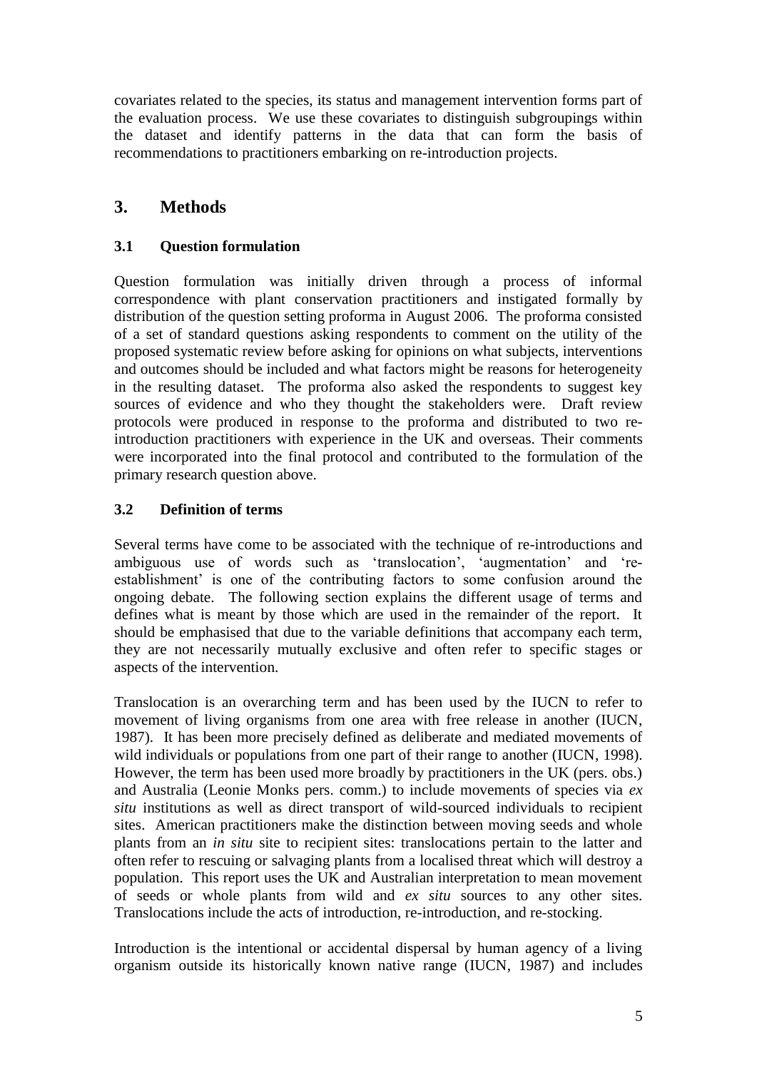covariates related to the species, its status and management intervention forms part of the evaluation process. We use these covariates to distinguish subgroupings within the dataset and identify patterns in the data that can form the basis of recommendations to practitioners embarking on re-introduction projects.

## 3. Methods

### 3.1 Question formulation

Question formulation was initially driven through a process of informal correspondence with plant conservation practitioners and instigated formally by distribution of the question setting proforma in August 2006. The proforma consisted of a set of standard questions asking respondents to comment on the utility of the proposed systematic review before asking for opinions on what subjects, interventions and outcomes should be included and what factors might be reasons for heterogeneity in the resulting dataset. The proforma also asked the respondents to suggest key sources of evidence and who they thought the stakeholders were. Draft review protocols were produced in response to the proforma and distributed to two re-introduction practitioners with experience in the UK and overseas. Their comments were incorporated into the final protocol and contributed to the formulation of the primary research question above.

### 3.2 Definition of terms

Several terms have come to be associated with the technique of re-introductions and ambiguous use of words such as 'translocation', 'augmentation' and 're-establishment' is one of the contributing factors to some confusion around the ongoing debate. The following section explains the different usage of terms and defines what is meant by those which are used in the remainder of the report. It should be emphasised that due to the variable definitions that accompany each term, they are not necessarily mutually exclusive and often refer to specific stages or aspects of the intervention.

Translocation is an overarching term and has been used by the IUCN to refer to movement of living organisms from one area with free release in another (IUCN, 1987). It has been more precisely defined as deliberate and mediated movements of wild individuals or populations from one part of their range to another (IUCN, 1998). However, the term has been used more broadly by practitioners in the UK (pers. obs.) and Australia (Leonie Monks pers. comm.) to include movements of species via *ex situ* institutions as well as direct transport of wild-sourced individuals to recipient sites. American practitioners make the distinction between moving seeds and whole plants from an *in situ* site to recipient sites: translocations pertain to the latter and often refer to rescuing or salvaging plants from a localised threat which will destroy a population. This report uses the UK and Australian interpretation to mean movement of seeds or whole plants from wild and *ex situ* sources to any other sites. Translocations include the acts of introduction, re-introduction, and re-stocking.

Introduction is the intentional or accidental dispersal by human agency of a living organism outside its historically known native range (IUCN, 1987) and includes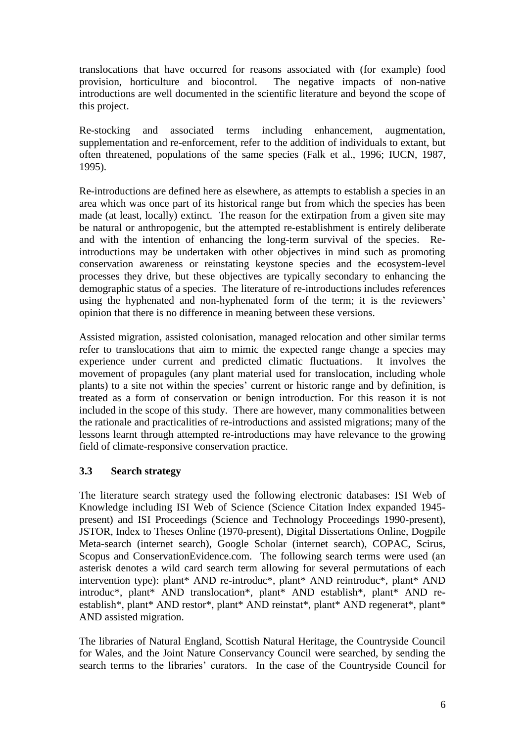translocations that have occurred for reasons associated with (for example) food provision, horticulture and biocontrol. The negative impacts of non-native introductions are well documented in the scientific literature and beyond the scope of this project.

Re-stocking and associated terms including enhancement, augmentation, supplementation and re-enforcement, refer to the addition of individuals to extant, but often threatened, populations of the same species (Falk et al., 1996; IUCN, 1987, 1995).

Re-introductions are defined here as elsewhere, as attempts to establish a species in an area which was once part of its historical range but from which the species has been made (at least, locally) extinct. The reason for the extirpation from a given site may be natural or anthropogenic, but the attempted re-establishment is entirely deliberate and with the intention of enhancing the long-term survival of the species. Re-introductions may be undertaken with other objectives in mind such as promoting conservation awareness or reinstating keystone species and the ecosystem-level processes they drive, but these objectives are typically secondary to enhancing the demographic status of a species. The literature of re-introductions includes references using the hyphenated and non-hyphenated form of the term; it is the reviewers' opinion that there is no difference in meaning between these versions.

Assisted migration, assisted colonisation, managed relocation and other similar terms refer to translocations that aim to mimic the expected range change a species may experience under current and predicted climatic fluctuations. It involves the movement of propagules (any plant material used for translocation, including whole plants) to a site not within the species' current or historic range and by definition, is treated as a form of conservation or benign introduction. For this reason it is not included in the scope of this study. There are however, many commonalities between the rationale and practicalities of re-introductions and assisted migrations; many of the lessons learnt through attempted re-introductions may have relevance to the growing field of climate-responsive conservation practice.

### 3.3 Search strategy

The literature search strategy used the following electronic databases: ISI Web of Knowledge including ISI Web of Science (Science Citation Index expanded 1945-present) and ISI Proceedings (Science and Technology Proceedings 1990-present), JSTOR, Index to Theses Online (1970-present), Digital Dissertations Online, Dogpile Meta-search (internet search), Google Scholar (internet search), COPAC, Scirus, Scopus and ConservationEvidence.com. The following search terms were used (an asterisk denotes a wild card search term allowing for several permutations of each intervention type): plant* AND re-introduc*, plant* AND reintroduc*, plant* AND introduc*, plant* AND translocation*, plant* AND establish*, plant* AND re-establish*, plant* AND restor*, plant* AND reinstat*, plant* AND regenerat*, plant* AND assisted migration.

The libraries of Natural England, Scottish Natural Heritage, the Countryside Council for Wales, and the Joint Nature Conservancy Council were searched, by sending the search terms to the libraries' curators. In the case of the Countryside Council for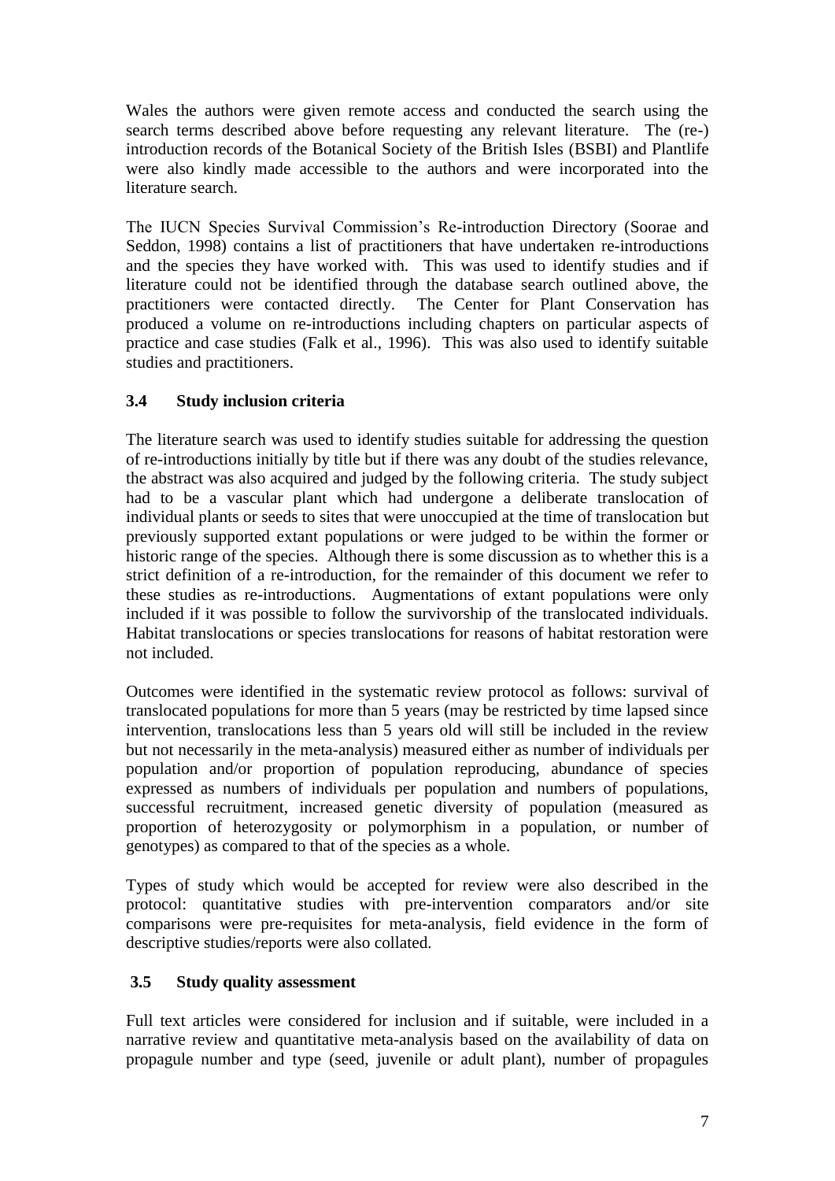Wales the authors were given remote access and conducted the search using the search terms described above before requesting any relevant literature. The (re-) introduction records of the Botanical Society of the British Isles (BSBI) and Plantlife were also kindly made accessible to the authors and were incorporated into the literature search.

The IUCN Species Survival Commission's Re-introduction Directory (Soorae and Seddon, 1998) contains a list of practitioners that have undertaken re-introductions and the species they have worked with. This was used to identify studies and if literature could not be identified through the database search outlined above, the practitioners were contacted directly. The Center for Plant Conservation has produced a volume on re-introductions including chapters on particular aspects of practice and case studies (Falk et al., 1996). This was also used to identify suitable studies and practitioners.

### 3.4 Study inclusion criteria

The literature search was used to identify studies suitable for addressing the question of re-introductions initially by title but if there was any doubt of the studies relevance, the abstract was also acquired and judged by the following criteria. The study subject had to be a vascular plant which had undergone a deliberate translocation of individual plants or seeds to sites that were unoccupied at the time of translocation but previously supported extant populations or were judged to be within the former or historic range of the species. Although there is some discussion as to whether this is a strict definition of a re-introduction, for the remainder of this document we refer to these studies as re-introductions. Augmentations of extant populations were only included if it was possible to follow the survivorship of the translocated individuals. Habitat translocations or species translocations for reasons of habitat restoration were not included.

Outcomes were identified in the systematic review protocol as follows: survival of translocated populations for more than 5 years (may be restricted by time lapsed since intervention, translocations less than 5 years old will still be included in the review but not necessarily in the meta-analysis) measured either as number of individuals per population and/or proportion of population reproducing, abundance of species expressed as numbers of individuals per population and numbers of populations, successful recruitment, increased genetic diversity of population (measured as proportion of heterozygosity or polymorphism in a population, or number of genotypes) as compared to that of the species as a whole.

Types of study which would be accepted for review were also described in the protocol: quantitative studies with pre-intervention comparators and/or site comparisons were pre-requisites for meta-analysis, field evidence in the form of descriptive studies/reports were also collated.

### 3.5 Study quality assessment

Full text articles were considered for inclusion and if suitable, were included in a narrative review and quantitative meta-analysis based on the availability of data on propagule number and type (seed, juvenile or adult plant), number of propagules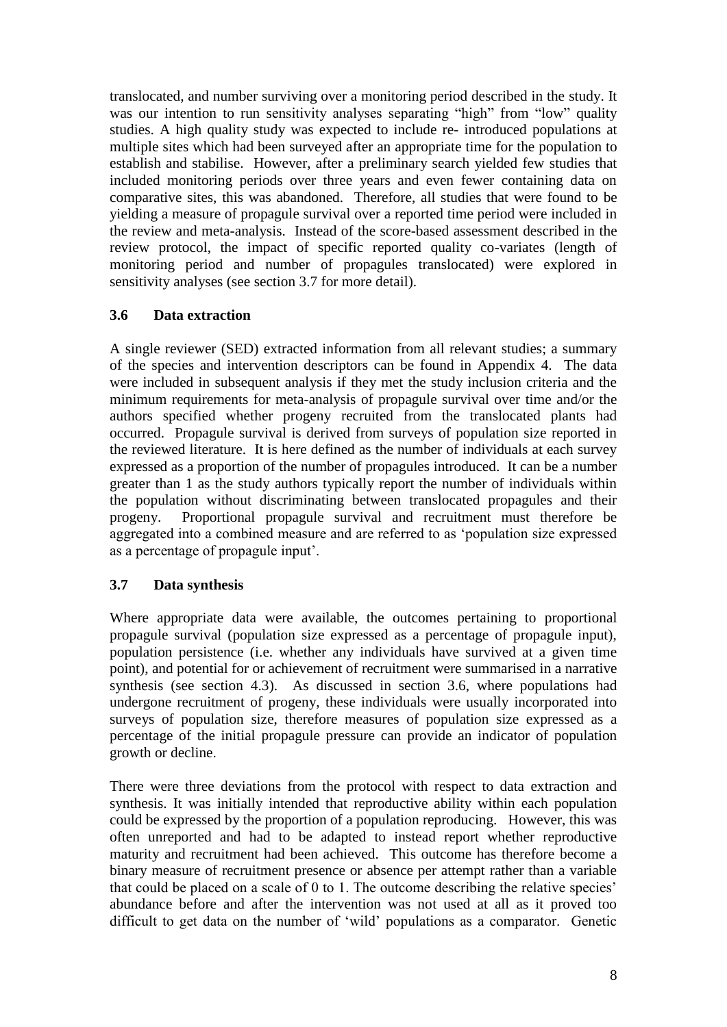translocated, and number surviving over a monitoring period described in the study. It was our intention to run sensitivity analyses separating "high" from "low" quality studies. A high quality study was expected to include re- introduced populations at multiple sites which had been surveyed after an appropriate time for the population to establish and stabilise. However, after a preliminary search yielded few studies that included monitoring periods over three years and even fewer containing data on comparative sites, this was abandoned. Therefore, all studies that were found to be yielding a measure of propagule survival over a reported time period were included in the review and meta-analysis. Instead of the score-based assessment described in the review protocol, the impact of specific reported quality co-variates (length of monitoring period and number of propagules translocated) were explored in sensitivity analyses (see section 3.7 for more detail).

### 3.6 Data extraction

A single reviewer (SED) extracted information from all relevant studies; a summary of the species and intervention descriptors can be found in Appendix 4. The data were included in subsequent analysis if they met the study inclusion criteria and the minimum requirements for meta-analysis of propagule survival over time and/or the authors specified whether progeny recruited from the translocated plants had occurred. Propagule survival is derived from surveys of population size reported in the reviewed literature. It is here defined as the number of individuals at each survey expressed as a proportion of the number of propagules introduced. It can be a number greater than 1 as the study authors typically report the number of individuals within the population without discriminating between translocated propagules and their progeny. Proportional propagule survival and recruitment must therefore be aggregated into a combined measure and are referred to as 'population size expressed as a percentage of propagule input'.

### 3.7 Data synthesis

Where appropriate data were available, the outcomes pertaining to proportional propagule survival (population size expressed as a percentage of propagule input), population persistence (i.e. whether any individuals have survived at a given time point), and potential for or achievement of recruitment were summarised in a narrative synthesis (see section 4.3). As discussed in section 3.6, where populations had undergone recruitment of progeny, these individuals were usually incorporated into surveys of population size, therefore measures of population size expressed as a percentage of the initial propagule pressure can provide an indicator of population growth or decline.

There were three deviations from the protocol with respect to data extraction and synthesis. It was initially intended that reproductive ability within each population could be expressed by the proportion of a population reproducing. However, this was often unreported and had to be adapted to instead report whether reproductive maturity and recruitment had been achieved. This outcome has therefore become a binary measure of recruitment presence or absence per attempt rather than a variable that could be placed on a scale of 0 to 1. The outcome describing the relative species' abundance before and after the intervention was not used at all as it proved too difficult to get data on the number of 'wild' populations as a comparator. Genetic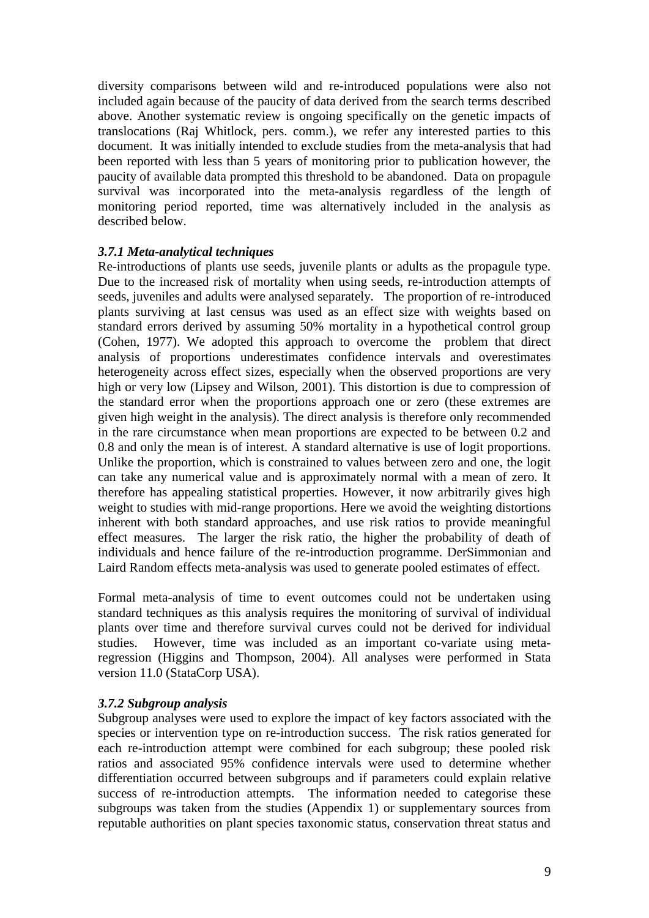diversity comparisons between wild and re-introduced populations were also not included again because of the paucity of data derived from the search terms described above. Another systematic review is ongoing specifically on the genetic impacts of translocations (Raj Whitlock, pers. comm.), we refer any interested parties to this document. It was initially intended to exclude studies from the meta-analysis that had been reported with less than 5 years of monitoring prior to publication however, the paucity of available data prompted this threshold to be abandoned. Data on propagule survival was incorporated into the meta-analysis regardless of the length of monitoring period reported, time was alternatively included in the analysis as described below.

### *3.7.1 Meta-analytical techniques*

Re-introductions of plants use seeds, juvenile plants or adults as the propagule type. Due to the increased risk of mortality when using seeds, re-introduction attempts of seeds, juveniles and adults were analysed separately. The proportion of re-introduced plants surviving at last census was used as an effect size with weights based on standard errors derived by assuming 50% mortality in a hypothetical control group (Cohen, 1977). We adopted this approach to overcome the problem that direct analysis of proportions underestimates confidence intervals and overestimates heterogeneity across effect sizes, especially when the observed proportions are very high or very low (Lipsey and Wilson, 2001). This distortion is due to compression of the standard error when the proportions approach one or zero (these extremes are given high weight in the analysis). The direct analysis is therefore only recommended in the rare circumstance when mean proportions are expected to be between 0.2 and 0.8 and only the mean is of interest. A standard alternative is use of logit proportions. Unlike the proportion, which is constrained to values between zero and one, the logit can take any numerical value and is approximately normal with a mean of zero. It therefore has appealing statistical properties. However, it now arbitrarily gives high weight to studies with mid-range proportions. Here we avoid the weighting distortions inherent with both standard approaches, and use risk ratios to provide meaningful effect measures. The larger the risk ratio, the higher the probability of death of individuals and hence failure of the re-introduction programme. DerSimmonian and Laird Random effects meta-analysis was used to generate pooled estimates of effect.

Formal meta-analysis of time to event outcomes could not be undertaken using standard techniques as this analysis requires the monitoring of survival of individual plants over time and therefore survival curves could not be derived for individual studies. However, time was included as an important co-variate using meta-regression (Higgins and Thompson, 2004). All analyses were performed in Stata version 11.0 (StataCorp USA).

### *3.7.2 Subgroup analysis*

Subgroup analyses were used to explore the impact of key factors associated with the species or intervention type on re-introduction success. The risk ratios generated for each re-introduction attempt were combined for each subgroup; these pooled risk ratios and associated 95% confidence intervals were used to determine whether differentiation occurred between subgroups and if parameters could explain relative success of re-introduction attempts. The information needed to categorise these subgroups was taken from the studies (Appendix 1) or supplementary sources from reputable authorities on plant species taxonomic status, conservation threat status and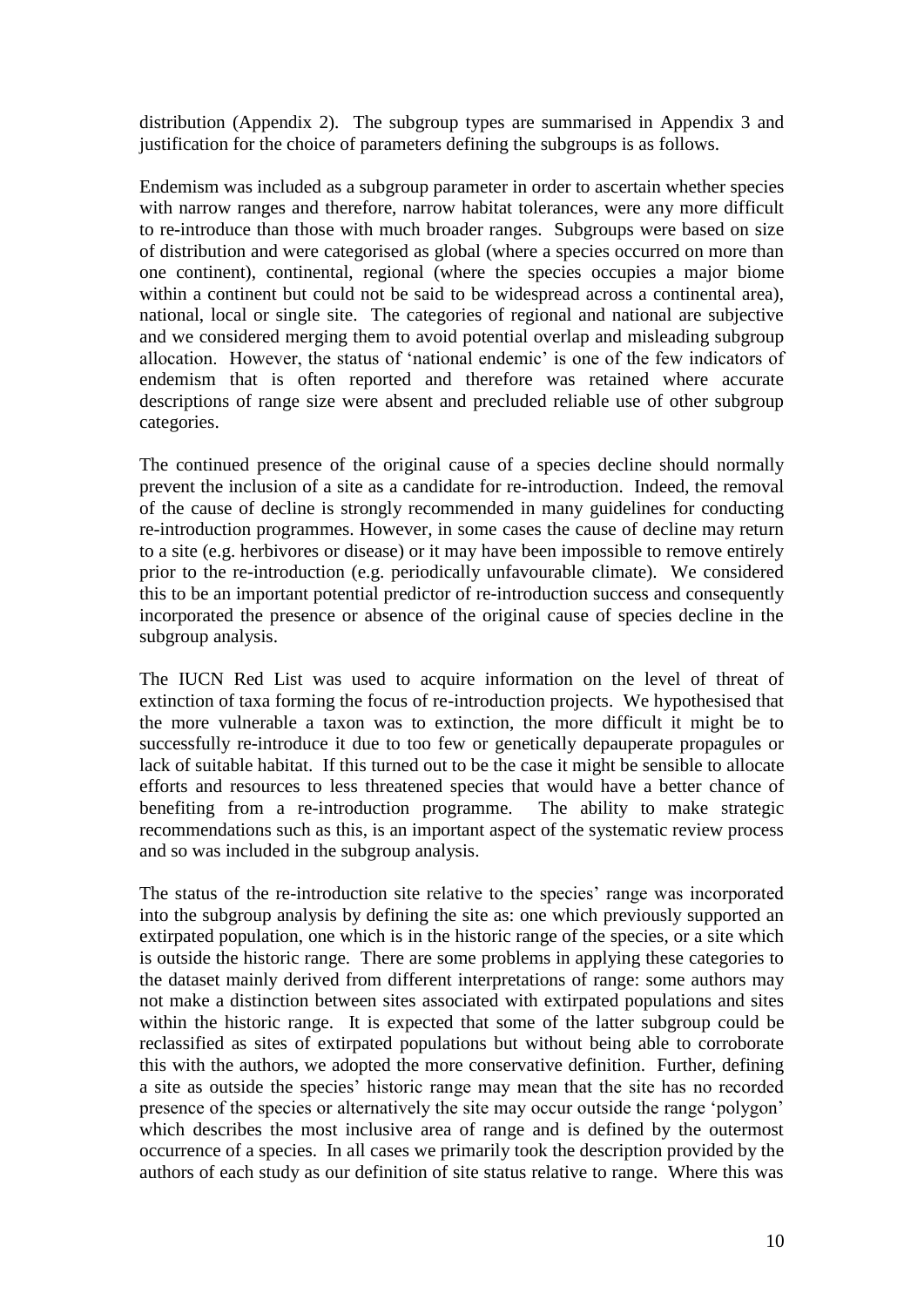distribution (Appendix 2). The subgroup types are summarised in Appendix 3 and justification for the choice of parameters defining the subgroups is as follows.

Endemism was included as a subgroup parameter in order to ascertain whether species with narrow ranges and therefore, narrow habitat tolerances, were any more difficult to re-introduce than those with much broader ranges. Subgroups were based on size of distribution and were categorised as global (where a species occurred on more than one continent), continental, regional (where the species occupies a major biome within a continent but could not be said to be widespread across a continental area), national, local or single site. The categories of regional and national are subjective and we considered merging them to avoid potential overlap and misleading subgroup allocation. However, the status of 'national endemic' is one of the few indicators of endemism that is often reported and therefore was retained where accurate descriptions of range size were absent and precluded reliable use of other subgroup categories.

The continued presence of the original cause of a species decline should normally prevent the inclusion of a site as a candidate for re-introduction. Indeed, the removal of the cause of decline is strongly recommended in many guidelines for conducting re-introduction programmes. However, in some cases the cause of decline may return to a site (e.g. herbivores or disease) or it may have been impossible to remove entirely prior to the re-introduction (e.g. periodically unfavourable climate). We considered this to be an important potential predictor of re-introduction success and consequently incorporated the presence or absence of the original cause of species decline in the subgroup analysis.

The IUCN Red List was used to acquire information on the level of threat of extinction of taxa forming the focus of re-introduction projects. We hypothesised that the more vulnerable a taxon was to extinction, the more difficult it might be to successfully re-introduce it due to too few or genetically depauperate propagules or lack of suitable habitat. If this turned out to be the case it might be sensible to allocate efforts and resources to less threatened species that would have a better chance of benefiting from a re-introduction programme. The ability to make strategic recommendations such as this, is an important aspect of the systematic review process and so was included in the subgroup analysis.

The status of the re-introduction site relative to the species' range was incorporated into the subgroup analysis by defining the site as: one which previously supported an extirpated population, one which is in the historic range of the species, or a site which is outside the historic range. There are some problems in applying these categories to the dataset mainly derived from different interpretations of range: some authors may not make a distinction between sites associated with extirpated populations and sites within the historic range. It is expected that some of the latter subgroup could be reclassified as sites of extirpated populations but without being able to corroborate this with the authors, we adopted the more conservative definition. Further, defining a site as outside the species' historic range may mean that the site has no recorded presence of the species or alternatively the site may occur outside the range 'polygon' which describes the most inclusive area of range and is defined by the outermost occurrence of a species. In all cases we primarily took the description provided by the authors of each study as our definition of site status relative to range. Where this was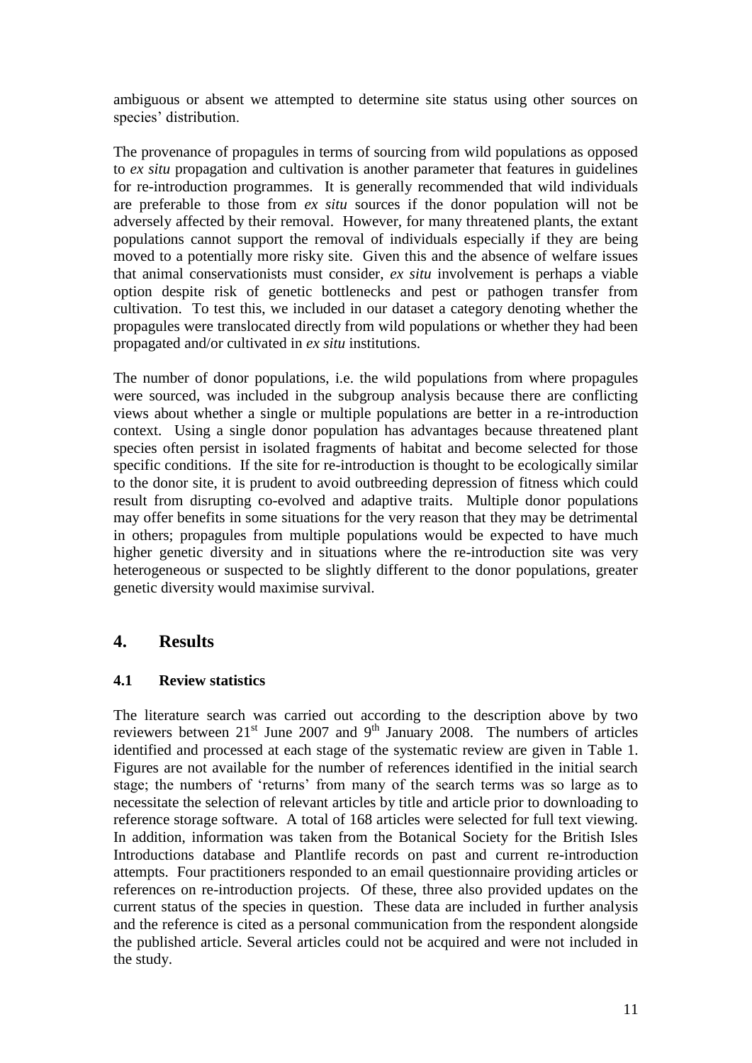ambiguous or absent we attempted to determine site status using other sources on species' distribution.

The provenance of propagules in terms of sourcing from wild populations as opposed to *ex situ* propagation and cultivation is another parameter that features in guidelines for re-introduction programmes. It is generally recommended that wild individuals are preferable to those from *ex situ* sources if the donor population will not be adversely affected by their removal. However, for many threatened plants, the extant populations cannot support the removal of individuals especially if they are being moved to a potentially more risky site. Given this and the absence of welfare issues that animal conservationists must consider, *ex situ* involvement is perhaps a viable option despite risk of genetic bottlenecks and pest or pathogen transfer from cultivation. To test this, we included in our dataset a category denoting whether the propagules were translocated directly from wild populations or whether they had been propagated and/or cultivated in *ex situ* institutions.

The number of donor populations, i.e. the wild populations from where propagules were sourced, was included in the subgroup analysis because there are conflicting views about whether a single or multiple populations are better in a re-introduction context. Using a single donor population has advantages because threatened plant species often persist in isolated fragments of habitat and become selected for those specific conditions. If the site for re-introduction is thought to be ecologically similar to the donor site, it is prudent to avoid outbreeding depression of fitness which could result from disrupting co-evolved and adaptive traits. Multiple donor populations may offer benefits in some situations for the very reason that they may be detrimental in others; propagules from multiple populations would be expected to have much higher genetic diversity and in situations where the re-introduction site was very heterogeneous or suspected to be slightly different to the donor populations, greater genetic diversity would maximise survival.

## 4. Results

### 4.1 Review statistics

The literature search was carried out according to the description above by two reviewers between 21st June 2007 and 9th January 2008. The numbers of articles identified and processed at each stage of the systematic review are given in Table 1. Figures are not available for the number of references identified in the initial search stage; the numbers of 'returns' from many of the search terms was so large as to necessitate the selection of relevant articles by title and article prior to downloading to reference storage software. A total of 168 articles were selected for full text viewing. In addition, information was taken from the Botanical Society for the British Isles Introductions database and Plantlife records on past and current re-introduction attempts. Four practitioners responded to an email questionnaire providing articles or references on re-introduction projects. Of these, three also provided updates on the current status of the species in question. These data are included in further analysis and the reference is cited as a personal communication from the respondent alongside the published article. Several articles could not be acquired and were not included in the study.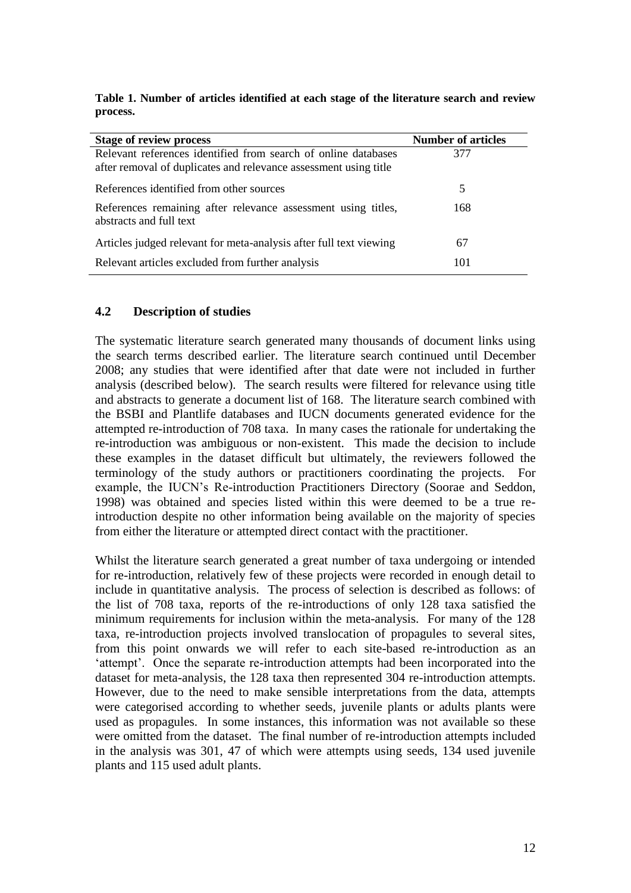**Table 1. Number of articles identified at each stage of the literature search and review process.**

| Stage of review process | Number of articles |
|---|---|
| Relevant references identified from search of online databases after removal of duplicates and relevance assessment using title | 377 |
| References identified from other sources | 5 |
| References remaining after relevance assessment using titles, abstracts and full text | 168 |
| Articles judged relevant for meta-analysis after full text viewing | 67 |
| Relevant articles excluded from further analysis | 101 |

## 4.2 Description of studies

The systematic literature search generated many thousands of document links using the search terms described earlier. The literature search continued until December 2008; any studies that were identified after that date were not included in further analysis (described below). The search results were filtered for relevance using title and abstracts to generate a document list of 168. The literature search combined with the BSBI and Plantlife databases and IUCN documents generated evidence for the attempted re-introduction of 708 taxa. In many cases the rationale for undertaking the re-introduction was ambiguous or non-existent. This made the decision to include these examples in the dataset difficult but ultimately, the reviewers followed the terminology of the study authors or practitioners coordinating the projects. For example, the IUCN's Re-introduction Practitioners Directory (Soorae and Seddon, 1998) was obtained and species listed within this were deemed to be a true re-introduction despite no other information being available on the majority of species from either the literature or attempted direct contact with the practitioner.

Whilst the literature search generated a great number of taxa undergoing or intended for re-introduction, relatively few of these projects were recorded in enough detail to include in quantitative analysis. The process of selection is described as follows: of the list of 708 taxa, reports of the re-introductions of only 128 taxa satisfied the minimum requirements for inclusion within the meta-analysis. For many of the 128 taxa, re-introduction projects involved translocation of propagules to several sites, from this point onwards we will refer to each site-based re-introduction as an 'attempt'. Once the separate re-introduction attempts had been incorporated into the dataset for meta-analysis, the 128 taxa then represented 304 re-introduction attempts. However, due to the need to make sensible interpretations from the data, attempts were categorised according to whether seeds, juvenile plants or adults plants were used as propagules. In some instances, this information was not available so these were omitted from the dataset. The final number of re-introduction attempts included in the analysis was 301, 47 of which were attempts using seeds, 134 used juvenile plants and 115 used adult plants.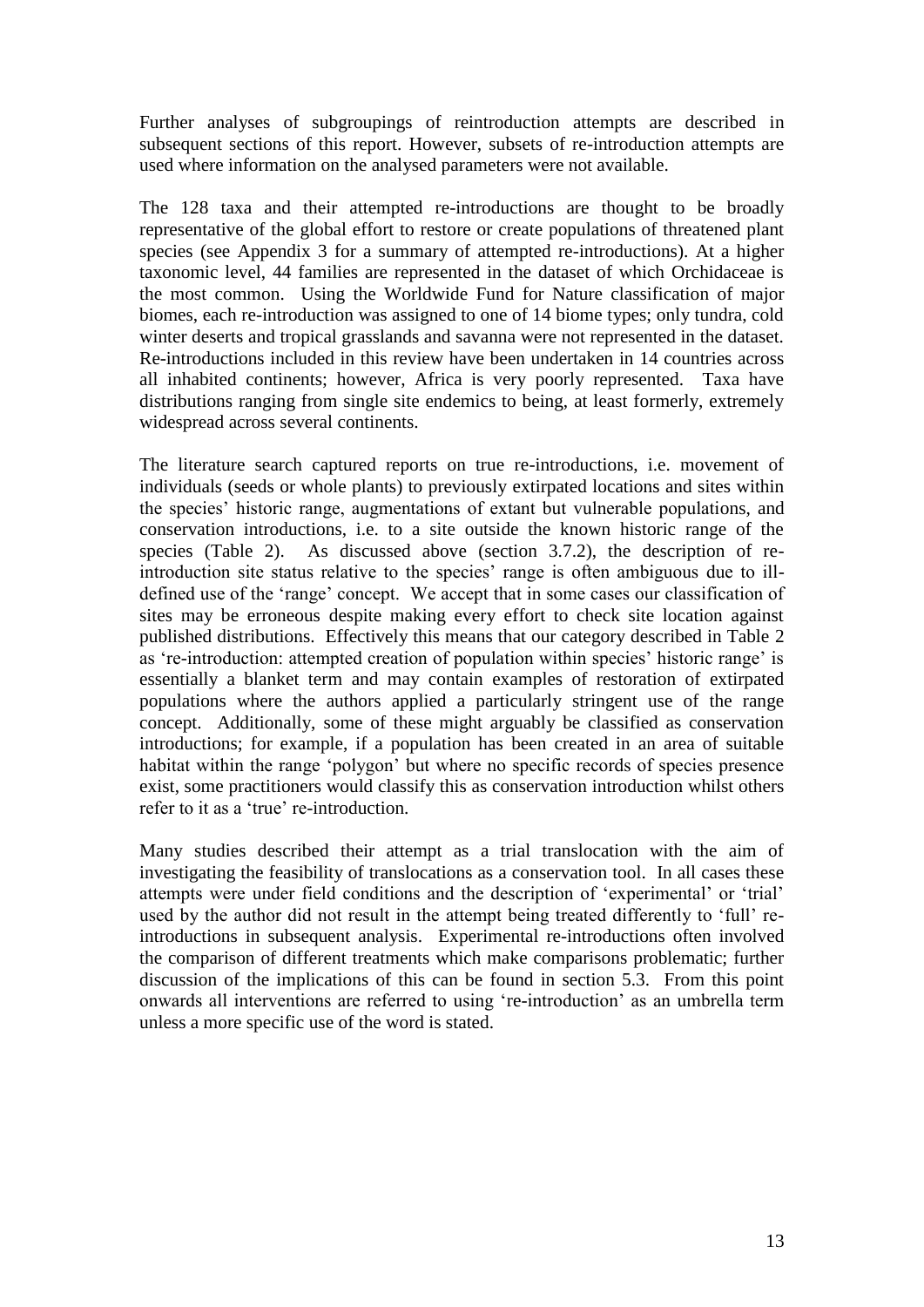Further analyses of subgroupings of reintroduction attempts are described in subsequent sections of this report. However, subsets of re-introduction attempts are used where information on the analysed parameters were not available.

The 128 taxa and their attempted re-introductions are thought to be broadly representative of the global effort to restore or create populations of threatened plant species (see Appendix 3 for a summary of attempted re-introductions). At a higher taxonomic level, 44 families are represented in the dataset of which Orchidaceae is the most common. Using the Worldwide Fund for Nature classification of major biomes, each re-introduction was assigned to one of 14 biome types; only tundra, cold winter deserts and tropical grasslands and savanna were not represented in the dataset. Re-introductions included in this review have been undertaken in 14 countries across all inhabited continents; however, Africa is very poorly represented. Taxa have distributions ranging from single site endemics to being, at least formerly, extremely widespread across several continents.

The literature search captured reports on true re-introductions, i.e. movement of individuals (seeds or whole plants) to previously extirpated locations and sites within the species' historic range, augmentations of extant but vulnerable populations, and conservation introductions, i.e. to a site outside the known historic range of the species (Table 2). As discussed above (section 3.7.2), the description of re-introduction site status relative to the species' range is often ambiguous due to ill-defined use of the 'range' concept. We accept that in some cases our classification of sites may be erroneous despite making every effort to check site location against published distributions. Effectively this means that our category described in Table 2 as 're-introduction: attempted creation of population within species' historic range' is essentially a blanket term and may contain examples of restoration of extirpated populations where the authors applied a particularly stringent use of the range concept. Additionally, some of these might arguably be classified as conservation introductions; for example, if a population has been created in an area of suitable habitat within the range 'polygon' but where no specific records of species presence exist, some practitioners would classify this as conservation introduction whilst others refer to it as a 'true' re-introduction.

Many studies described their attempt as a trial translocation with the aim of investigating the feasibility of translocations as a conservation tool. In all cases these attempts were under field conditions and the description of 'experimental' or 'trial' used by the author did not result in the attempt being treated differently to 'full' re-introductions in subsequent analysis. Experimental re-introductions often involved the comparison of different treatments which make comparisons problematic; further discussion of the implications of this can be found in section 5.3. From this point onwards all interventions are referred to using 're-introduction' as an umbrella term unless a more specific use of the word is stated.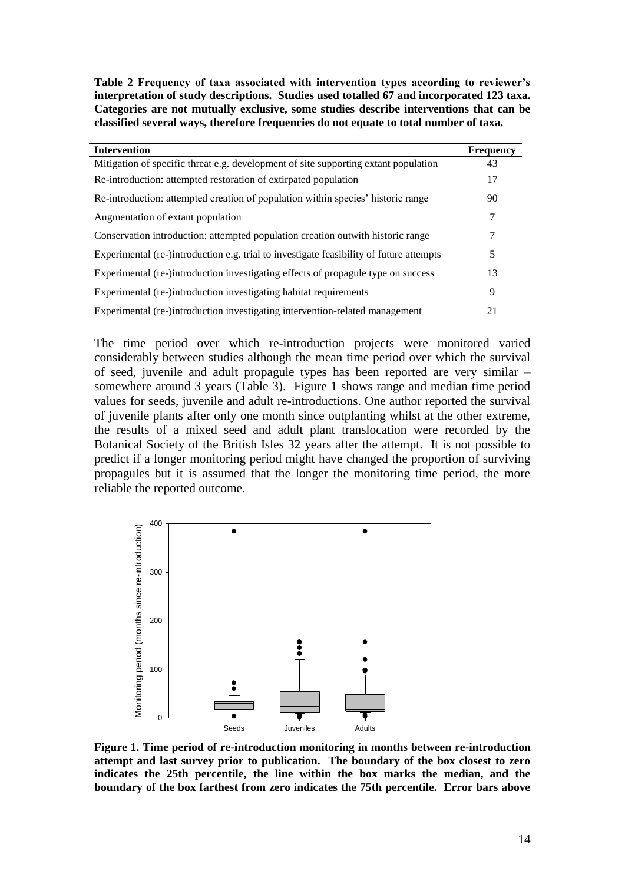**Table 2 Frequency of taxa associated with intervention types according to reviewer's interpretation of study descriptions. Studies used totalled 67 and incorporated 123 taxa. Categories are not mutually exclusive, some studies describe interventions that can be classified several ways, therefore frequencies do not equate to total number of taxa.**

| Intervention | Frequency |
|---|---|
| Mitigation of specific threat e.g. development of site supporting extant population | 43 |
| Re-introduction: attempted restoration of extirpated population | 17 |
| Re-introduction: attempted creation of population within species' historic range | 90 |
| Augmentation of extant population | 7 |
| Conservation introduction: attempted population creation outwith historic range | 7 |
| Experimental (re-)introduction e.g. trial to investigate feasibility of future attempts | 5 |
| Experimental (re-)introduction investigating effects of propagule type on success | 13 |
| Experimental (re-)introduction investigating habitat requirements | 9 |
| Experimental (re-)introduction investigating intervention-related management | 21 |

The time period over which re-introduction projects were monitored varied considerably between studies although the mean time period over which the survival of seed, juvenile and adult propagule types has been reported are very similar – somewhere around 3 years (Table 3). Figure 1 shows range and median time period values for seeds, juvenile and adult re-introductions. One author reported the survival of juvenile plants after only one month since outplanting whilst at the other extreme, the results of a mixed seed and adult plant translocation were recorded by the Botanical Society of the British Isles 32 years after the attempt. It is not possible to predict if a longer monitoring period might have changed the proportion of surviving propagules but it is assumed that the longer the monitoring time period, the more reliable the reported outcome.

**Figure 1. Time period of re-introduction monitoring in months between re-introduction attempt and last survey prior to publication. The boundary of the box closest to zero indicates the 25th percentile, the line within the box marks the median, and the boundary of the box farthest from zero indicates the 75th percentile. Error bars above**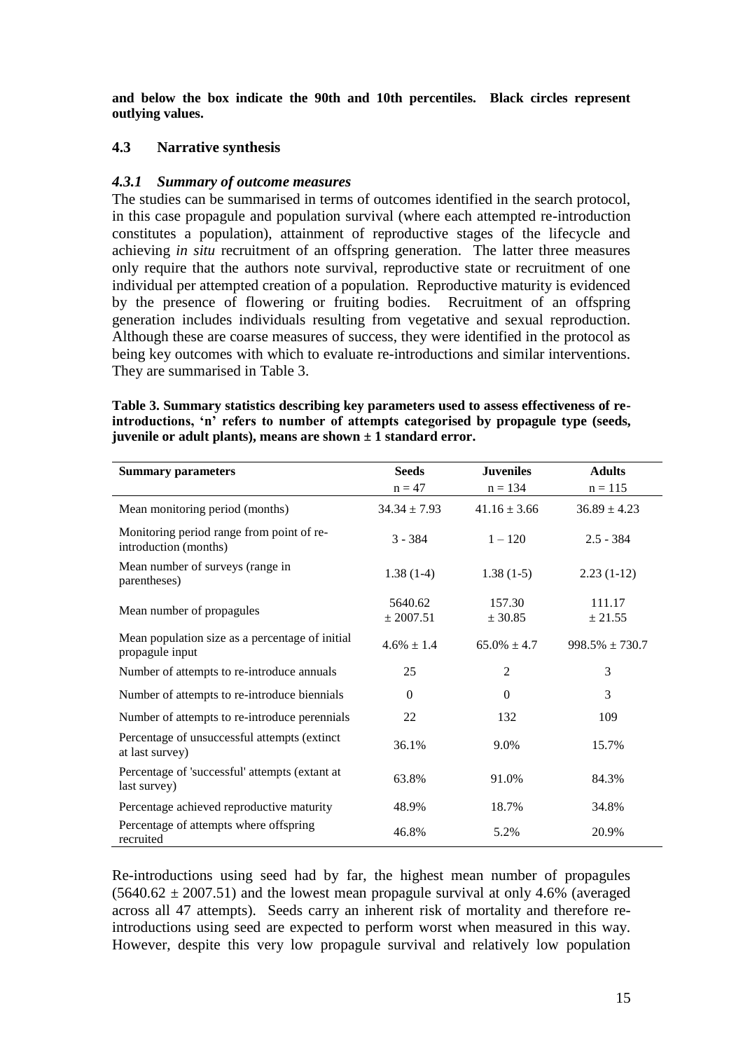**and below the box indicate the 90th and 10th percentiles. Black circles represent outlying values.**

## 4.3 Narrative synthesis

### *4.3.1 Summary of outcome measures*

The studies can be summarised in terms of outcomes identified in the search protocol, in this case propagule and population survival (where each attempted re-introduction constitutes a population), attainment of reproductive stages of the lifecycle and achieving *in situ* recruitment of an offspring generation. The latter three measures only require that the authors note survival, reproductive state or recruitment of one individual per attempted creation of a population. Reproductive maturity is evidenced by the presence of flowering or fruiting bodies. Recruitment of an offspring generation includes individuals resulting from vegetative and sexual reproduction. Although these are coarse measures of success, they were identified in the protocol as being key outcomes with which to evaluate re-introductions and similar interventions. They are summarised in Table 3.

**Table 3. Summary statistics describing key parameters used to assess effectiveness of re-introductions, 'n' refers to number of attempts categorised by propagule type (seeds, juvenile or adult plants), means are shown ± 1 standard error.**

| Summary parameters | Seeds<br>n = 47 | Juveniles<br>n = 134 | Adults<br>n = 115 |
|---|---|---|---|
| Mean monitoring period (months) | 34.34 ± 7.93 | 41.16 ± 3.66 | 36.89 ± 4.23 |
| Monitoring period range from point of re-introduction (months) | 3 - 384 | 1 – 120 | 2.5 - 384 |
| Mean number of surveys (range in parentheses) | 1.38 (1-4) | 1.38 (1-5) | 2.23 (1-12) |
| Mean number of propagules | 5640.62 ± 2007.51 | 157.30 ± 30.85 | 111.17 ± 21.55 |
| Mean population size as a percentage of initial propagule input | 4.6% ± 1.4 | 65.0% ± 4.7 | 998.5% ± 730.7 |
| Number of attempts to re-introduce annuals | 25 | 2 | 3 |
| Number of attempts to re-introduce biennials | 0 | 0 | 3 |
| Number of attempts to re-introduce perennials | 22 | 132 | 109 |
| Percentage of unsuccessful attempts (extinct at last survey) | 36.1% | 9.0% | 15.7% |
| Percentage of 'successful' attempts (extant at last survey) | 63.8% | 91.0% | 84.3% |
| Percentage achieved reproductive maturity | 48.9% | 18.7% | 34.8% |
| Percentage of attempts where offspring recruited | 46.8% | 5.2% | 20.9% |

Re-introductions using seed had by far, the highest mean number of propagules (5640.62 ± 2007.51) and the lowest mean propagule survival at only 4.6% (averaged across all 47 attempts). Seeds carry an inherent risk of mortality and therefore re-introductions using seed are expected to perform worst when measured in this way. However, despite this very low propagule survival and relatively low population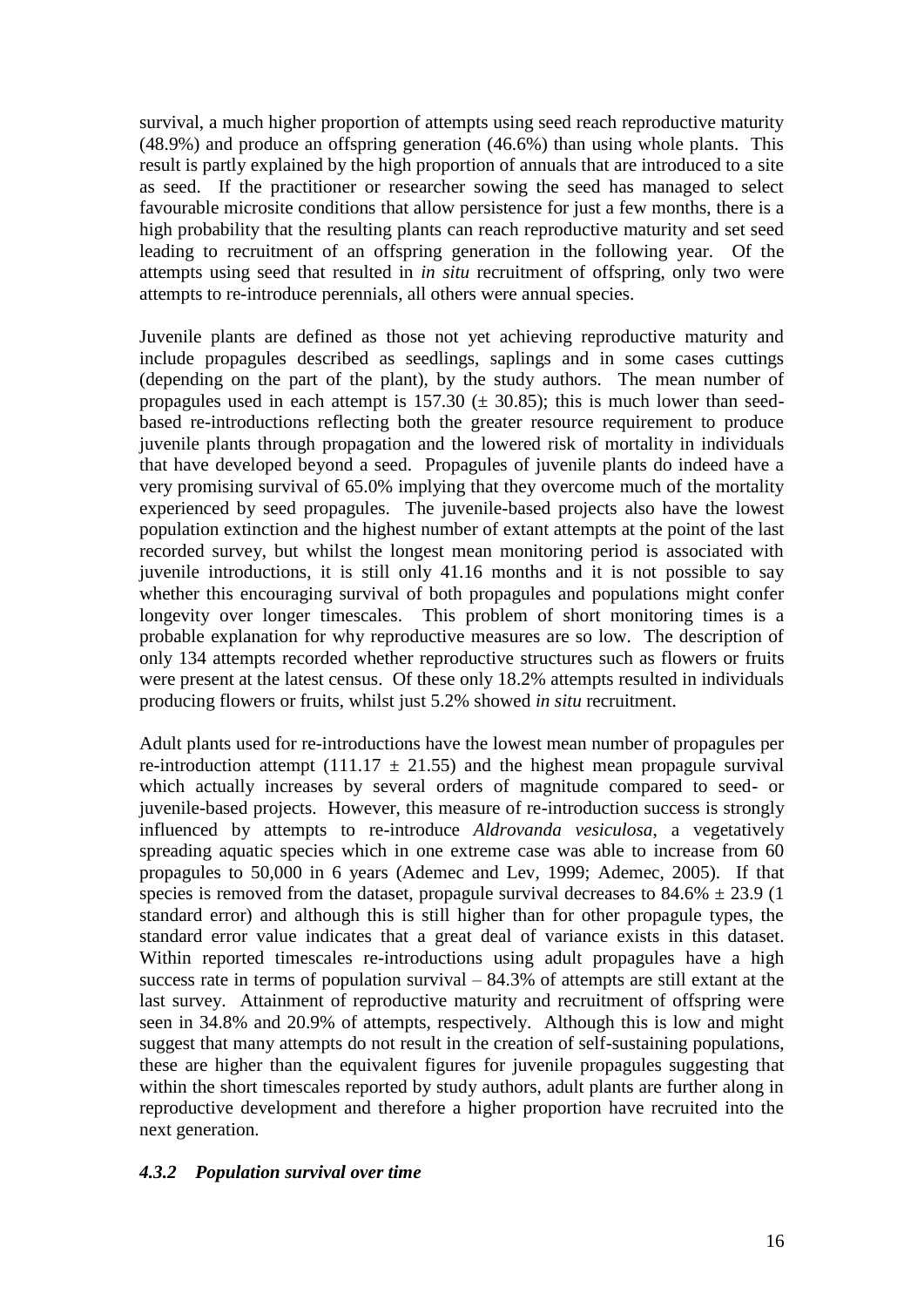survival, a much higher proportion of attempts using seed reach reproductive maturity (48.9%) and produce an offspring generation (46.6%) than using whole plants. This result is partly explained by the high proportion of annuals that are introduced to a site as seed. If the practitioner or researcher sowing the seed has managed to select favourable microsite conditions that allow persistence for just a few months, there is a high probability that the resulting plants can reach reproductive maturity and set seed leading to recruitment of an offspring generation in the following year. Of the attempts using seed that resulted in *in situ* recruitment of offspring, only two were attempts to re-introduce perennials, all others were annual species.

Juvenile plants are defined as those not yet achieving reproductive maturity and include propagules described as seedlings, saplings and in some cases cuttings (depending on the part of the plant), by the study authors. The mean number of propagules used in each attempt is 157.30 (± 30.85); this is much lower than seed-based re-introductions reflecting both the greater resource requirement to produce juvenile plants through propagation and the lowered risk of mortality in individuals that have developed beyond a seed. Propagules of juvenile plants do indeed have a very promising survival of 65.0% implying that they overcome much of the mortality experienced by seed propagules. The juvenile-based projects also have the lowest population extinction and the highest number of extant attempts at the point of the last recorded survey, but whilst the longest mean monitoring period is associated with juvenile introductions, it is still only 41.16 months and it is not possible to say whether this encouraging survival of both propagules and populations might confer longevity over longer timescales. This problem of short monitoring times is a probable explanation for why reproductive measures are so low. The description of only 134 attempts recorded whether reproductive structures such as flowers or fruits were present at the latest census. Of these only 18.2% attempts resulted in individuals producing flowers or fruits, whilst just 5.2% showed *in situ* recruitment.

Adult plants used for re-introductions have the lowest mean number of propagules per re-introduction attempt (111.17 ± 21.55) and the highest mean propagule survival which actually increases by several orders of magnitude compared to seed- or juvenile-based projects. However, this measure of re-introduction success is strongly influenced by attempts to re-introduce *Aldrovanda vesiculosa*, a vegetatively spreading aquatic species which in one extreme case was able to increase from 60 propagules to 50,000 in 6 years (Ademec and Lev, 1999; Ademec, 2005). If that species is removed from the dataset, propagule survival decreases to 84.6% ± 23.9 (1 standard error) and although this is still higher than for other propagule types, the standard error value indicates that a great deal of variance exists in this dataset. Within reported timescales re-introductions using adult propagules have a high success rate in terms of population survival – 84.3% of attempts are still extant at the last survey. Attainment of reproductive maturity and recruitment of offspring were seen in 34.8% and 20.9% of attempts, respectively. Although this is low and might suggest that many attempts do not result in the creation of self-sustaining populations, these are higher than the equivalent figures for juvenile propagules suggesting that within the short timescales reported by study authors, adult plants are further along in reproductive development and therefore a higher proportion have recruited into the next generation.

### *4.3.2 Population survival over time*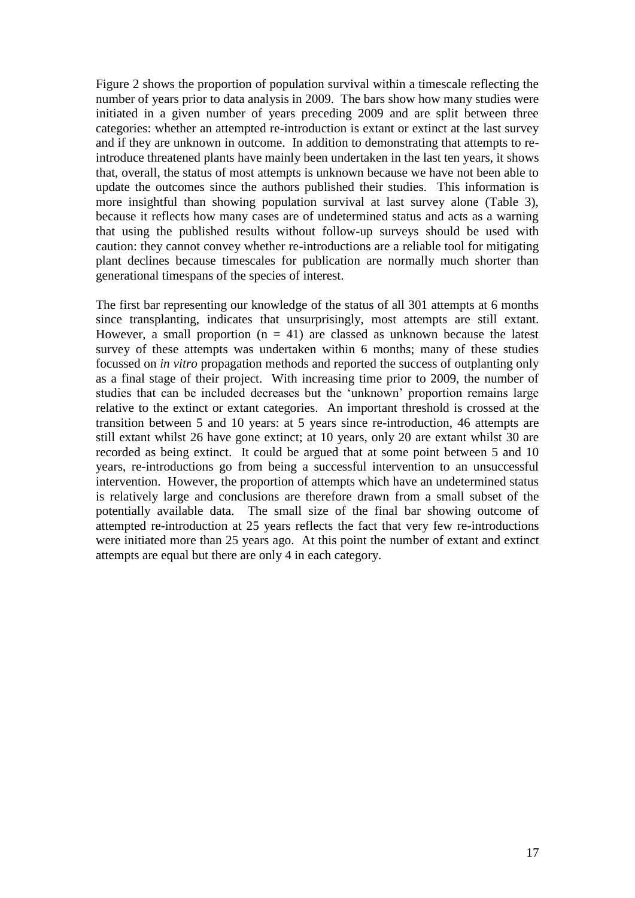Figure 2 shows the proportion of population survival within a timescale reflecting the number of years prior to data analysis in 2009. The bars show how many studies were initiated in a given number of years preceding 2009 and are split between three categories: whether an attempted re-introduction is extant or extinct at the last survey and if they are unknown in outcome. In addition to demonstrating that attempts to re-introduce threatened plants have mainly been undertaken in the last ten years, it shows that, overall, the status of most attempts is unknown because we have not been able to update the outcomes since the authors published their studies. This information is more insightful than showing population survival at last survey alone (Table 3), because it reflects how many cases are of undetermined status and acts as a warning that using the published results without follow-up surveys should be used with caution: they cannot convey whether re-introductions are a reliable tool for mitigating plant declines because timescales for publication are normally much shorter than generational timespans of the species of interest.

The first bar representing our knowledge of the status of all 301 attempts at 6 months since transplanting, indicates that unsurprisingly, most attempts are still extant. However, a small proportion ($n = 41$) are classed as unknown because the latest survey of these attempts was undertaken within 6 months; many of these studies focussed on *in vitro* propagation methods and reported the success of outplanting only as a final stage of their project. With increasing time prior to 2009, the number of studies that can be included decreases but the 'unknown' proportion remains large relative to the extinct or extant categories. An important threshold is crossed at the transition between 5 and 10 years: at 5 years since re-introduction, 46 attempts are still extant whilst 26 have gone extinct; at 10 years, only 20 are extant whilst 30 are recorded as being extinct. It could be argued that at some point between 5 and 10 years, re-introductions go from being a successful intervention to an unsuccessful intervention. However, the proportion of attempts which have an undetermined status is relatively large and conclusions are therefore drawn from a small subset of the potentially available data. The small size of the final bar showing outcome of attempted re-introduction at 25 years reflects the fact that very few re-introductions were initiated more than 25 years ago. At this point the number of extant and extinct attempts are equal but there are only 4 in each category.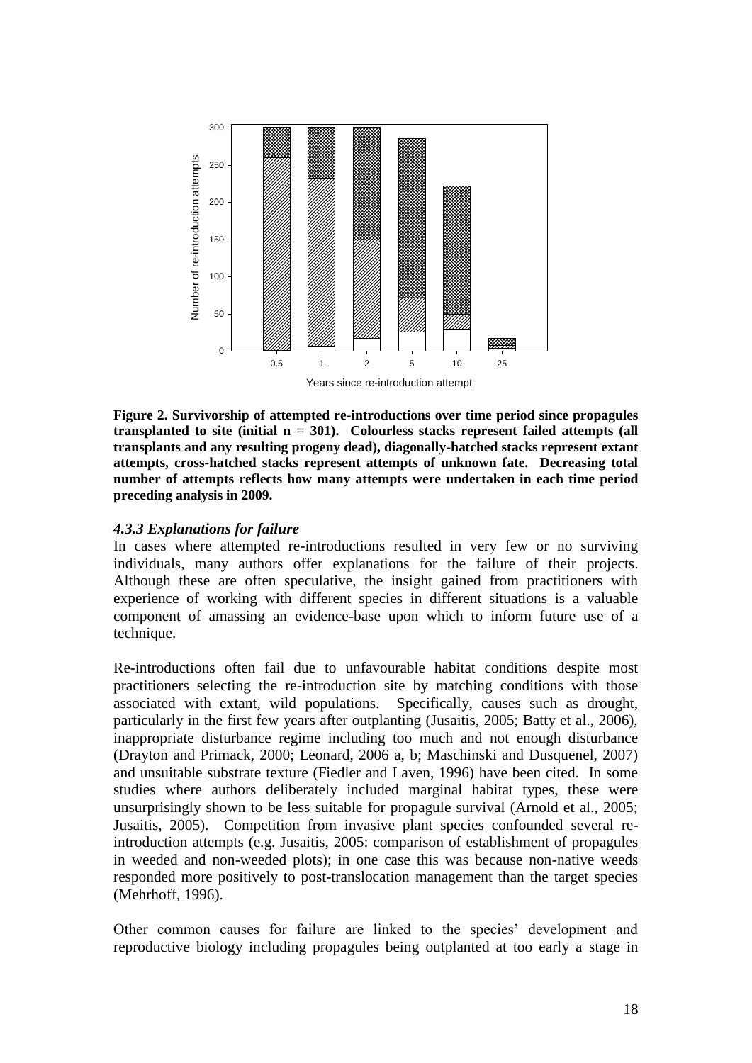**Figure 2. Survivorship of attempted re-introductions over time period since propagules transplanted to site (initial n = 301). Colourless stacks represent failed attempts (all transplants and any resulting progeny dead), diagonally-hatched stacks represent extant attempts, cross-hatched stacks represent attempts of unknown fate. Decreasing total number of attempts reflects how many attempts were undertaken in each time period preceding analysis in 2009.**

### *4.3.3 Explanations for failure*

In cases where attempted re-introductions resulted in very few or no surviving individuals, many authors offer explanations for the failure of their projects. Although these are often speculative, the insight gained from practitioners with experience of working with different species in different situations is a valuable component of amassing an evidence-base upon which to inform future use of a technique.

Re-introductions often fail due to unfavourable habitat conditions despite most practitioners selecting the re-introduction site by matching conditions with those associated with extant, wild populations. Specifically, causes such as drought, particularly in the first few years after outplanting (Jusaitis, 2005; Batty et al., 2006), inappropriate disturbance regime including too much and not enough disturbance (Drayton and Primack, 2000; Leonard, 2006 a, b; Maschinski and Dusquenel, 2007) and unsuitable substrate texture (Fiedler and Laven, 1996) have been cited. In some studies where authors deliberately included marginal habitat types, these were unsurprisingly shown to be less suitable for propagule survival (Arnold et al., 2005; Jusaitis, 2005). Competition from invasive plant species confounded several re-introduction attempts (e.g. Jusaitis, 2005: comparison of establishment of propagules in weeded and non-weeded plots); in one case this was because non-native weeds responded more positively to post-translocation management than the target species (Mehrhoff, 1996).

Other common causes for failure are linked to the species' development and reproductive biology including propagules being outplanted at too early a stage in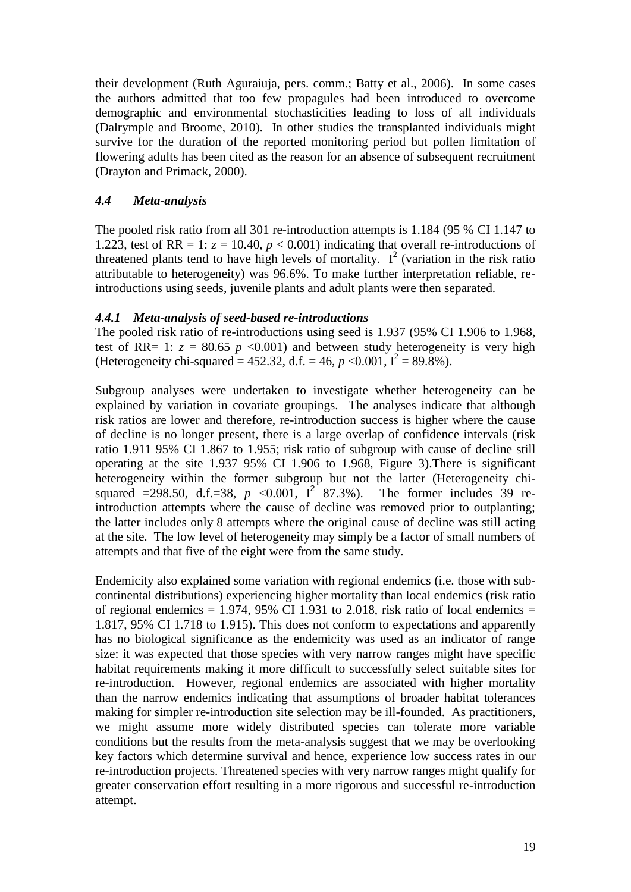their development (Ruth Aguraiuja, pers. comm.; Batty et al., 2006). In some cases the authors admitted that too few propagules had been introduced to overcome demographic and environmental stochasticities leading to loss of all individuals (Dalrymple and Broome, 2010). In other studies the transplanted individuals might survive for the duration of the reported monitoring period but pollen limitation of flowering adults has been cited as the reason for an absence of subsequent recruitment (Drayton and Primack, 2000).

### *4.4 Meta-analysis*

The pooled risk ratio from all 301 re-introduction attempts is 1.184 (95 % CI 1.147 to 1.223, test of RR = 1: $z = 10.40$, $p < 0.001$) indicating that overall re-introductions of threatened plants tend to have high levels of mortality. $I^2$ (variation in the risk ratio attributable to heterogeneity) was 96.6%. To make further interpretation reliable, re-introductions using seeds, juvenile plants and adult plants were then separated.

#### *4.4.1 Meta-analysis of seed-based re-introductions*

The pooled risk ratio of re-introductions using seed is 1.937 (95% CI 1.906 to 1.968, test of RR= 1: $z = 80.65$ $p < 0.001$) and between study heterogeneity is very high (Heterogeneity chi-squared = 452.32, d.f. = 46, $p < 0.001$, $I^2 = 89.8\%$).

Subgroup analyses were undertaken to investigate whether heterogeneity can be explained by variation in covariate groupings. The analyses indicate that although risk ratios are lower and therefore, re-introduction success is higher where the cause of decline is no longer present, there is a large overlap of confidence intervals (risk ratio 1.911 95% CI 1.867 to 1.955; risk ratio of subgroup with cause of decline still operating at the site 1.937 95% CI 1.906 to 1.968, Figure 3).There is significant heterogeneity within the former subgroup but not the latter (Heterogeneity chi-squared =298.50, d.f.=38, $p < 0.001$, $I^2$ 87.3%). The former includes 39 re-introduction attempts where the cause of decline was removed prior to outplanting; the latter includes only 8 attempts where the original cause of decline was still acting at the site. The low level of heterogeneity may simply be a factor of small numbers of attempts and that five of the eight were from the same study.

Endemicity also explained some variation with regional endemics (i.e. those with sub-continental distributions) experiencing higher mortality than local endemics (risk ratio of regional endemics = 1.974, 95% CI 1.931 to 2.018, risk ratio of local endemics = 1.817, 95% CI 1.718 to 1.915). This does not conform to expectations and apparently has no biological significance as the endemicity was used as an indicator of range size: it was expected that those species with very narrow ranges might have specific habitat requirements making it more difficult to successfully select suitable sites for re-introduction. However, regional endemics are associated with higher mortality than the narrow endemics indicating that assumptions of broader habitat tolerances making for simpler re-introduction site selection may be ill-founded. As practitioners, we might assume more widely distributed species can tolerate more variable conditions but the results from the meta-analysis suggest that we may be overlooking key factors which determine survival and hence, experience low success rates in our re-introduction projects. Threatened species with very narrow ranges might qualify for greater conservation effort resulting in a more rigorous and successful re-introduction attempt.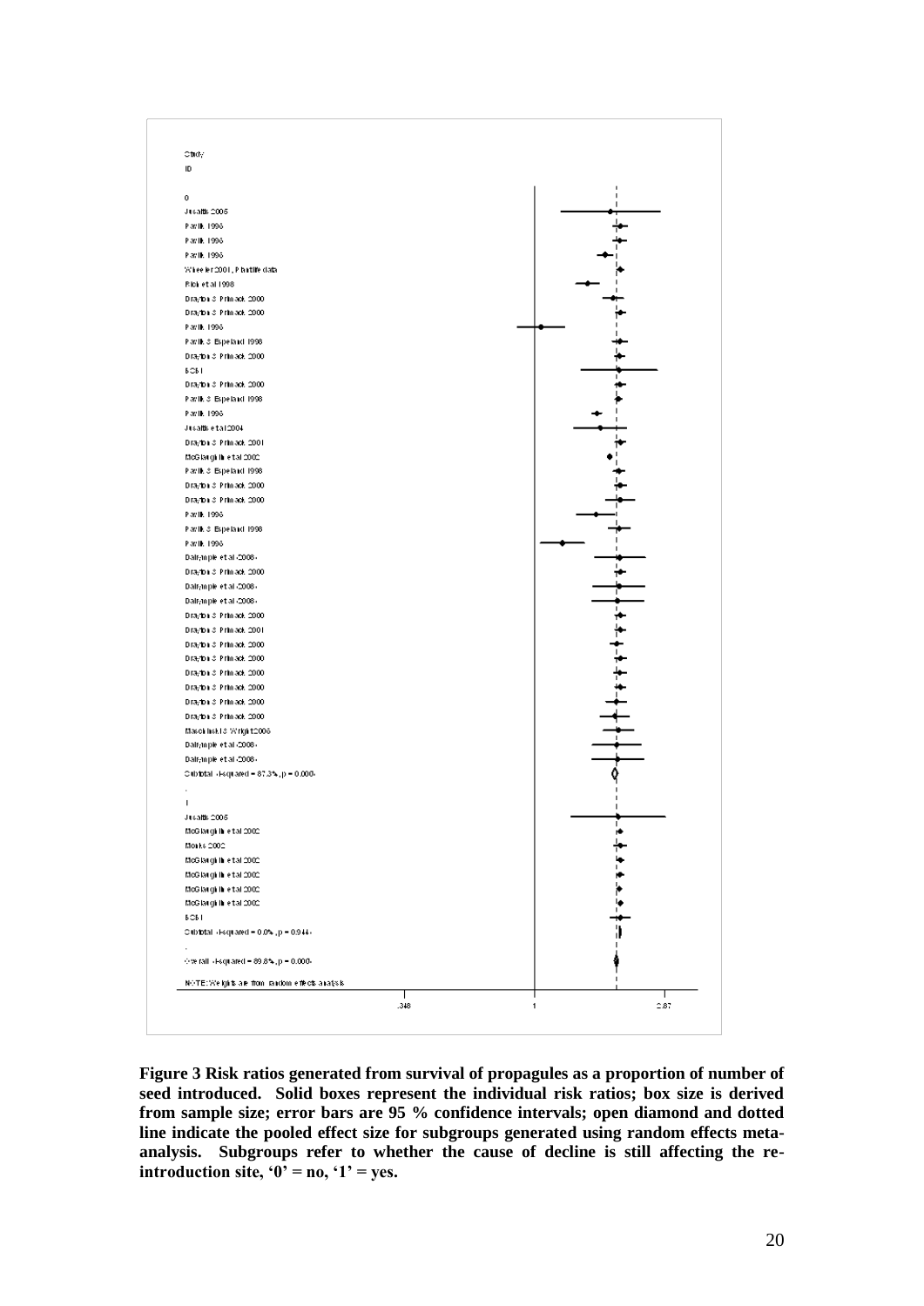**Figure 3 Risk ratios generated from survival of propagules as a proportion of number of seed introduced. Solid boxes represent the individual risk ratios; box size is derived from sample size; error bars are 95 % confidence intervals; open diamond and dotted line indicate the pooled effect size for subgroups generated using random effects meta-analysis. Subgroups refer to whether the cause of decline is still affecting the re-introduction site, '0' = no, '1' = yes.**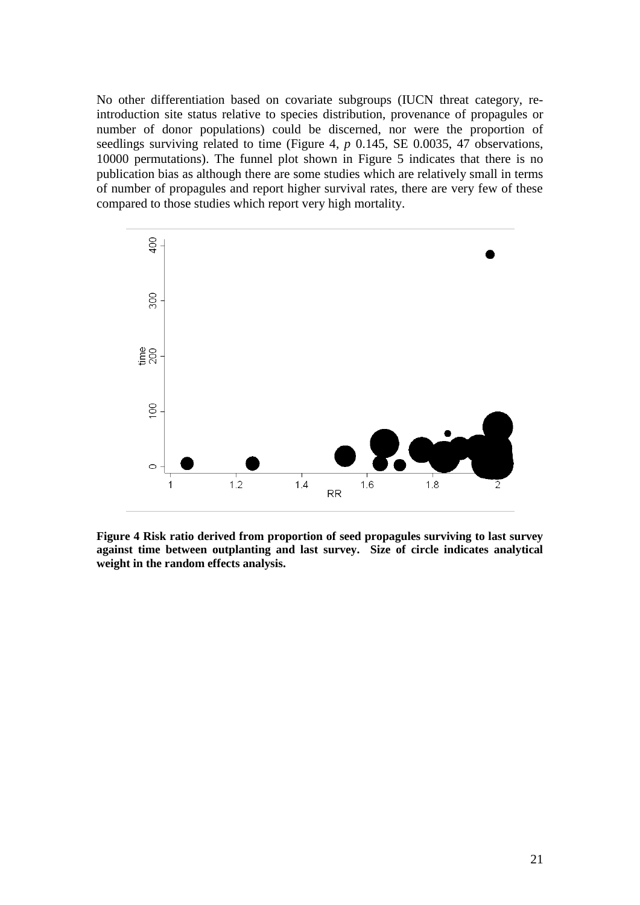No other differentiation based on covariate subgroups (IUCN threat category, re-introduction site status relative to species distribution, provenance of propagules or number of donor populations) could be discerned, nor were the proportion of seedlings surviving related to time (Figure 4, *p* 0.145, SE 0.0035, 47 observations, 10000 permutations). The funnel plot shown in Figure 5 indicates that there is no publication bias as although there are some studies which are relatively small in terms of number of propagules and report higher survival rates, there are very few of these compared to those studies which report very high mortality.

**Figure 4 Risk ratio derived from proportion of seed propagules surviving to last survey against time between outplanting and last survey. Size of circle indicates analytical weight in the random effects analysis.**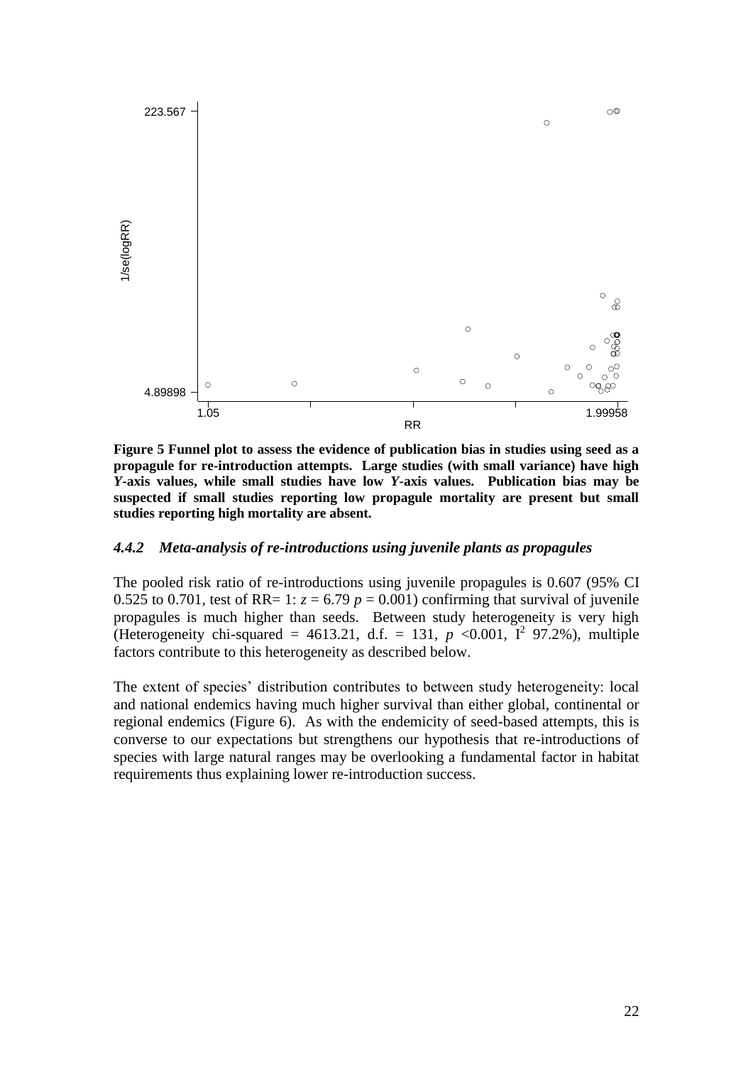**Figure 5 Funnel plot to assess the evidence of publication bias in studies using seed as a propagule for re-introduction attempts. Large studies (with small variance) have high *Y*-axis values, while small studies have low *Y*-axis values. Publication bias may be suspected if small studies reporting low propagule mortality are present but small studies reporting high mortality are absent.**

### *4.4.2 Meta-analysis of re-introductions using juvenile plants as propagules*

The pooled risk ratio of re-introductions using juvenile propagules is 0.607 (95% CI 0.525 to 0.701, test of RR= 1: $z = 6.79$ $p = 0.001$) confirming that survival of juvenile propagules is much higher than seeds. Between study heterogeneity is very high (Heterogeneity chi-squared = 4613.21, d.f. = 131, $p$ <0.001, $I^2$ 97.2%), multiple factors contribute to this heterogeneity as described below.

The extent of species' distribution contributes to between study heterogeneity: local and national endemics having much higher survival than either global, continental or regional endemics (Figure 6). As with the endemicity of seed-based attempts, this is converse to our expectations but strengthens our hypothesis that re-introductions of species with large natural ranges may be overlooking a fundamental factor in habitat requirements thus explaining lower re-introduction success.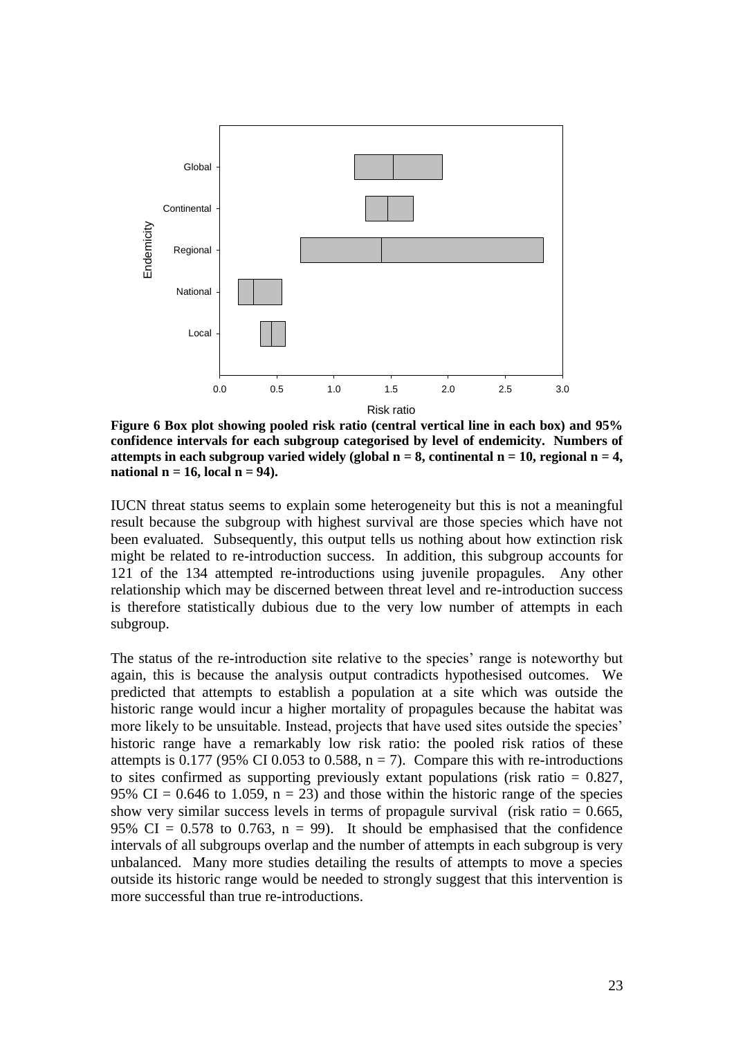**Figure 6 Box plot showing pooled risk ratio (central vertical line in each box) and 95% confidence intervals for each subgroup categorised by level of endemicity. Numbers of attempts in each subgroup varied widely (global n = 8, continental n = 10, regional n = 4, national n = 16, local n = 94).**

IUCN threat status seems to explain some heterogeneity but this is not a meaningful result because the subgroup with highest survival are those species which have not been evaluated. Subsequently, this output tells us nothing about how extinction risk might be related to re-introduction success. In addition, this subgroup accounts for 121 of the 134 attempted re-introductions using juvenile propagules. Any other relationship which may be discerned between threat level and re-introduction success is therefore statistically dubious due to the very low number of attempts in each subgroup.

The status of the re-introduction site relative to the species' range is noteworthy but again, this is because the analysis output contradicts hypothesised outcomes. We predicted that attempts to establish a population at a site which was outside the historic range would incur a higher mortality of propagules because the habitat was more likely to be unsuitable. Instead, projects that have used sites outside the species' historic range have a remarkably low risk ratio: the pooled risk ratios of these attempts is 0.177 (95% CI 0.053 to 0.588, n = 7). Compare this with re-introductions to sites confirmed as supporting previously extant populations (risk ratio = 0.827, 95% CI = 0.646 to 1.059, n = 23) and those within the historic range of the species show very similar success levels in terms of propagule survival (risk ratio = 0.665, 95% CI = 0.578 to 0.763, n = 99). It should be emphasised that the confidence intervals of all subgroups overlap and the number of attempts in each subgroup is very unbalanced. Many more studies detailing the results of attempts to move a species outside its historic range would be needed to strongly suggest that this intervention is more successful than true re-introductions.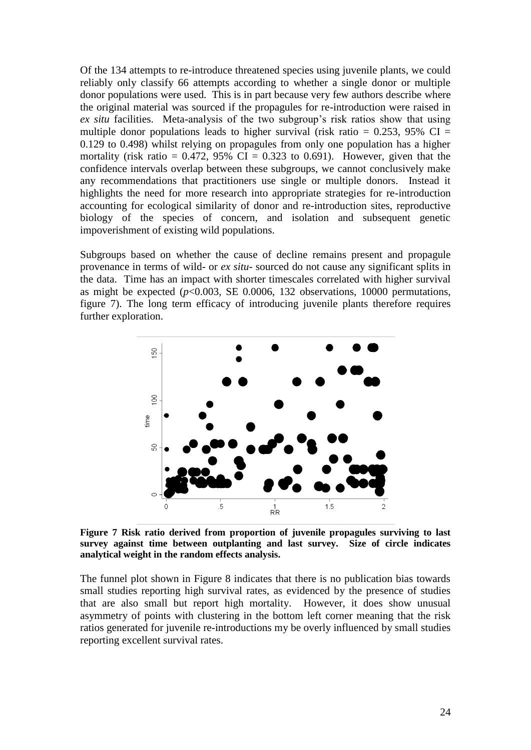Of the 134 attempts to re-introduce threatened species using juvenile plants, we could reliably only classify 66 attempts according to whether a single donor or multiple donor populations were used. This is in part because very few authors describe where the original material was sourced if the propagules for re-introduction were raised in *ex situ* facilities. Meta-analysis of the two subgroup's risk ratios show that using multiple donor populations leads to higher survival (risk ratio = 0.253, 95% CI = 0.129 to 0.498) whilst relying on propagules from only one population has a higher mortality (risk ratio = 0.472, 95% CI = 0.323 to 0.691). However, given that the confidence intervals overlap between these subgroups, we cannot conclusively make any recommendations that practitioners use single or multiple donors. Instead it highlights the need for more research into appropriate strategies for re-introduction accounting for ecological similarity of donor and re-introduction sites, reproductive biology of the species of concern, and isolation and subsequent genetic impoverishment of existing wild populations.

Subgroups based on whether the cause of decline remains present and propagule provenance in terms of wild- or *ex situ*- sourced do not cause any significant splits in the data. Time has an impact with shorter timescales correlated with higher survival as might be expected ($p$<0.003, SE 0.0006, 132 observations, 10000 permutations, figure 7). The long term efficacy of introducing juvenile plants therefore requires further exploration.

**Figure 7 Risk ratio derived from proportion of juvenile propagules surviving to last survey against time between outplanting and last survey. Size of circle indicates analytical weight in the random effects analysis.**

The funnel plot shown in Figure 8 indicates that there is no publication bias towards small studies reporting high survival rates, as evidenced by the presence of studies that are also small but report high mortality. However, it does show unusual asymmetry of points with clustering in the bottom left corner meaning that the risk ratios generated for juvenile re-introductions my be overly influenced by small studies reporting excellent survival rates.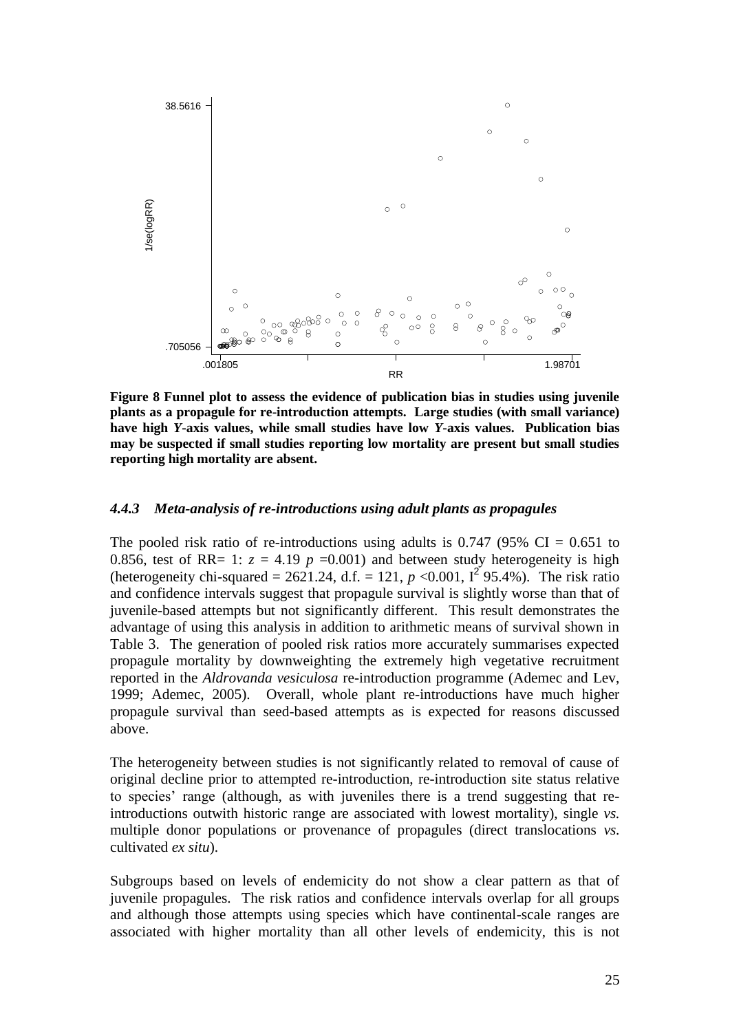**Figure 8 Funnel plot to assess the evidence of publication bias in studies using juvenile plants as a propagule for re-introduction attempts. Large studies (with small variance) have high *Y*-axis values, while small studies have low *Y*-axis values. Publication bias may be suspected if small studies reporting low mortality are present but small studies reporting high mortality are absent.**

### *4.4.3 Meta-analysis of re-introductions using adult plants as propagules*

The pooled risk ratio of re-introductions using adults is 0.747 (95% CI = 0.651 to 0.856, test of RR= 1: $z$ = 4.19 $p$ =0.001) and between study heterogeneity is high (heterogeneity chi-squared = 2621.24, d.f. = 121, $p$ <0.001, $I^2$ 95.4%). The risk ratio and confidence intervals suggest that propagule survival is slightly worse than that of juvenile-based attempts but not significantly different. This result demonstrates the advantage of using this analysis in addition to arithmetic means of survival shown in Table 3. The generation of pooled risk ratios more accurately summarises expected propagule mortality by downweighting the extremely high vegetative recruitment reported in the *Aldrovanda vesiculosa* re-introduction programme (Ademec and Lev, 1999; Ademec, 2005). Overall, whole plant re-introductions have much higher propagule survival than seed-based attempts as is expected for reasons discussed above.

The heterogeneity between studies is not significantly related to removal of cause of original decline prior to attempted re-introduction, re-introduction site status relative to species' range (although, as with juveniles there is a trend suggesting that re-introductions outwith historic range are associated with lowest mortality), single *vs.* multiple donor populations or provenance of propagules (direct translocations *vs.* cultivated *ex situ*).

Subgroups based on levels of endemicity do not show a clear pattern as that of juvenile propagules. The risk ratios and confidence intervals overlap for all groups and although those attempts using species which have continental-scale ranges are associated with higher mortality than all other levels of endemicity, this is not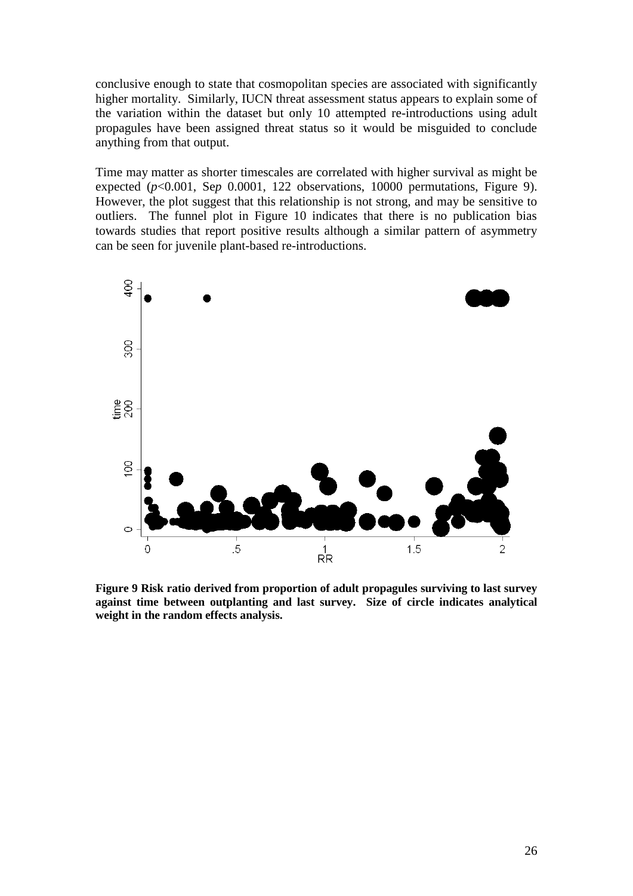conclusive enough to state that cosmopolitan species are associated with significantly higher mortality. Similarly, IUCN threat assessment status appears to explain some of the variation within the dataset but only 10 attempted re-introductions using adult propagules have been assigned threat status so it would be misguided to conclude anything from that output.

Time may matter as shorter timescales are correlated with higher survival as might be expected ($p$<0.001, Se$p$ 0.0001, 122 observations, 10000 permutations, Figure 9). However, the plot suggest that this relationship is not strong, and may be sensitive to outliers. The funnel plot in Figure 10 indicates that there is no publication bias towards studies that report positive results although a similar pattern of asymmetry can be seen for juvenile plant-based re-introductions.

**Figure 9 Risk ratio derived from proportion of adult propagules surviving to last survey against time between outplanting and last survey. Size of circle indicates analytical weight in the random effects analysis.**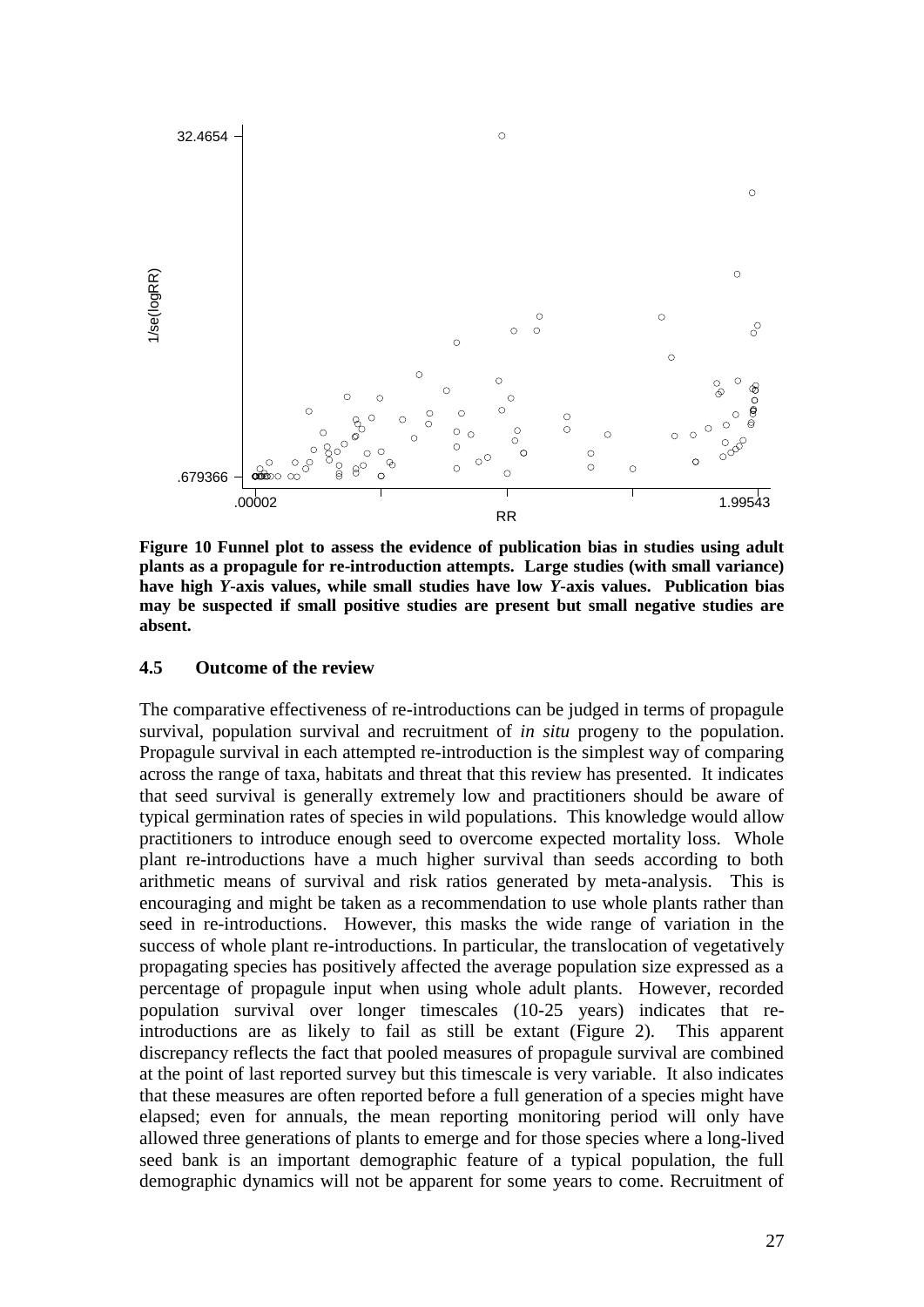**Figure 10 Funnel plot to assess the evidence of publication bias in studies using adult plants as a propagule for re-introduction attempts. Large studies (with small variance) have high *Y*-axis values, while small studies have low *Y*-axis values. Publication bias may be suspected if small positive studies are present but small negative studies are absent.**

### 4.5 Outcome of the review

The comparative effectiveness of re-introductions can be judged in terms of propagule survival, population survival and recruitment of *in situ* progeny to the population. Propagule survival in each attempted re-introduction is the simplest way of comparing across the range of taxa, habitats and threat that this review has presented. It indicates that seed survival is generally extremely low and practitioners should be aware of typical germination rates of species in wild populations. This knowledge would allow practitioners to introduce enough seed to overcome expected mortality loss. Whole plant re-introductions have a much higher survival than seeds according to both arithmetic means of survival and risk ratios generated by meta-analysis. This is encouraging and might be taken as a recommendation to use whole plants rather than seed in re-introductions. However, this masks the wide range of variation in the success of whole plant re-introductions. In particular, the translocation of vegetatively propagating species has positively affected the average population size expressed as a percentage of propagule input when using whole adult plants. However, recorded population survival over longer timescales (10-25 years) indicates that re-introductions are as likely to fail as still be extant (Figure 2). This apparent discrepancy reflects the fact that pooled measures of propagule survival are combined at the point of last reported survey but this timescale is very variable. It also indicates that these measures are often reported before a full generation of a species might have elapsed; even for annuals, the mean reporting monitoring period will only have allowed three generations of plants to emerge and for those species where a long-lived seed bank is an important demographic feature of a typical population, the full demographic dynamics will not be apparent for some years to come. Recruitment of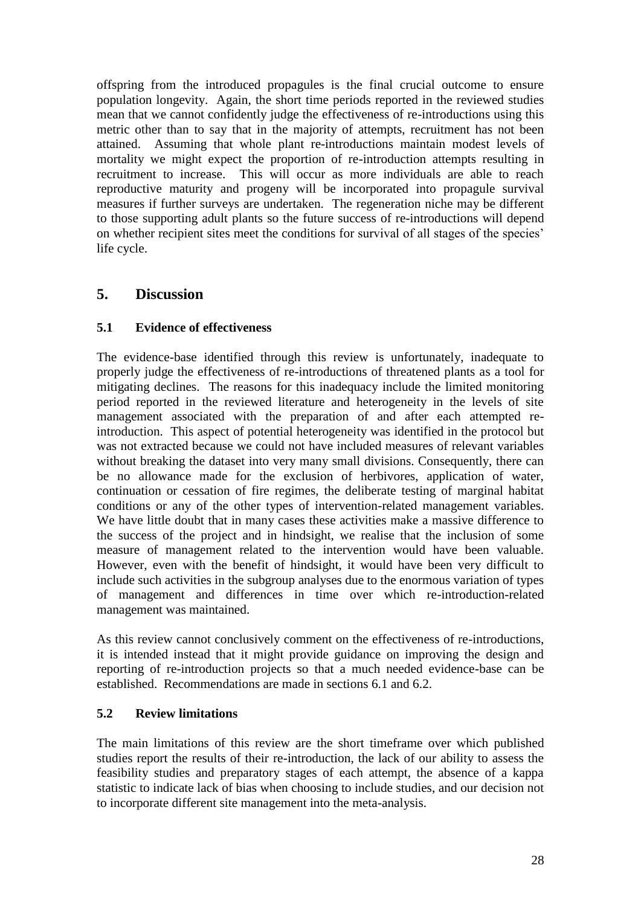offspring from the introduced propagules is the final crucial outcome to ensure population longevity. Again, the short time periods reported in the reviewed studies mean that we cannot confidently judge the effectiveness of re-introductions using this metric other than to say that in the majority of attempts, recruitment has not been attained. Assuming that whole plant re-introductions maintain modest levels of mortality we might expect the proportion of re-introduction attempts resulting in recruitment to increase. This will occur as more individuals are able to reach reproductive maturity and progeny will be incorporated into propagule survival measures if further surveys are undertaken. The regeneration niche may be different to those supporting adult plants so the future success of re-introductions will depend on whether recipient sites meet the conditions for survival of all stages of the species' life cycle.

# 5. Discussion

## 5.1 Evidence of effectiveness

The evidence-base identified through this review is unfortunately, inadequate to properly judge the effectiveness of re-introductions of threatened plants as a tool for mitigating declines. The reasons for this inadequacy include the limited monitoring period reported in the reviewed literature and heterogeneity in the levels of site management associated with the preparation of and after each attempted re-introduction. This aspect of potential heterogeneity was identified in the protocol but was not extracted because we could not have included measures of relevant variables without breaking the dataset into very many small divisions. Consequently, there can be no allowance made for the exclusion of herbivores, application of water, continuation or cessation of fire regimes, the deliberate testing of marginal habitat conditions or any of the other types of intervention-related management variables. We have little doubt that in many cases these activities make a massive difference to the success of the project and in hindsight, we realise that the inclusion of some measure of management related to the intervention would have been valuable. However, even with the benefit of hindsight, it would have been very difficult to include such activities in the subgroup analyses due to the enormous variation of types of management and differences in time over which re-introduction-related management was maintained.

As this review cannot conclusively comment on the effectiveness of re-introductions, it is intended instead that it might provide guidance on improving the design and reporting of re-introduction projects so that a much needed evidence-base can be established. Recommendations are made in sections 6.1 and 6.2.

## 5.2 Review limitations

The main limitations of this review are the short timeframe over which published studies report the results of their re-introduction, the lack of our ability to assess the feasibility studies and preparatory stages of each attempt, the absence of a kappa statistic to indicate lack of bias when choosing to include studies, and our decision not to incorporate different site management into the meta-analysis.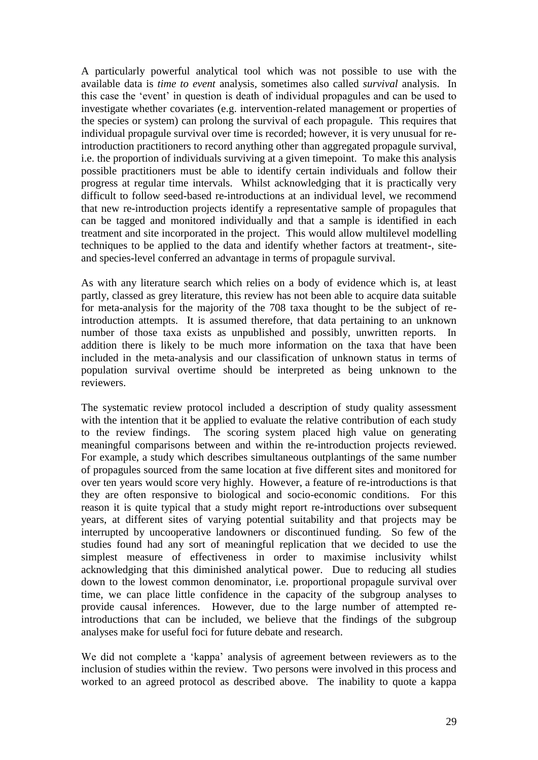A particularly powerful analytical tool which was not possible to use with the available data is *time to event* analysis, sometimes also called *survival* analysis. In this case the 'event' in question is death of individual propagules and can be used to investigate whether covariates (e.g. intervention-related management or properties of the species or system) can prolong the survival of each propagule. This requires that individual propagule survival over time is recorded; however, it is very unusual for re-introduction practitioners to record anything other than aggregated propagule survival, i.e. the proportion of individuals surviving at a given timepoint. To make this analysis possible practitioners must be able to identify certain individuals and follow their progress at regular time intervals. Whilst acknowledging that it is practically very difficult to follow seed-based re-introductions at an individual level, we recommend that new re-introduction projects identify a representative sample of propagules that can be tagged and monitored individually and that a sample is identified in each treatment and site incorporated in the project. This would allow multilevel modelling techniques to be applied to the data and identify whether factors at treatment-, site- and species-level conferred an advantage in terms of propagule survival.

As with any literature search which relies on a body of evidence which is, at least partly, classed as grey literature, this review has not been able to acquire data suitable for meta-analysis for the majority of the 708 taxa thought to be the subject of re-introduction attempts. It is assumed therefore, that data pertaining to an unknown number of those taxa exists as unpublished and possibly, unwritten reports. In addition there is likely to be much more information on the taxa that have been included in the meta-analysis and our classification of unknown status in terms of population survival overtime should be interpreted as being unknown to the reviewers.

The systematic review protocol included a description of study quality assessment with the intention that it be applied to evaluate the relative contribution of each study to the review findings. The scoring system placed high value on generating meaningful comparisons between and within the re-introduction projects reviewed. For example, a study which describes simultaneous outplantings of the same number of propagules sourced from the same location at five different sites and monitored for over ten years would score very highly. However, a feature of re-introductions is that they are often responsive to biological and socio-economic conditions. For this reason it is quite typical that a study might report re-introductions over subsequent years, at different sites of varying potential suitability and that projects may be interrupted by uncooperative landowners or discontinued funding. So few of the studies found had any sort of meaningful replication that we decided to use the simplest measure of effectiveness in order to maximise inclusivity whilst acknowledging that this diminished analytical power. Due to reducing all studies down to the lowest common denominator, i.e. proportional propagule survival over time, we can place little confidence in the capacity of the subgroup analyses to provide causal inferences. However, due to the large number of attempted re-introductions that can be included, we believe that the findings of the subgroup analyses make for useful foci for future debate and research.

We did not complete a 'kappa' analysis of agreement between reviewers as to the inclusion of studies within the review. Two persons were involved in this process and worked to an agreed protocol as described above. The inability to quote a kappa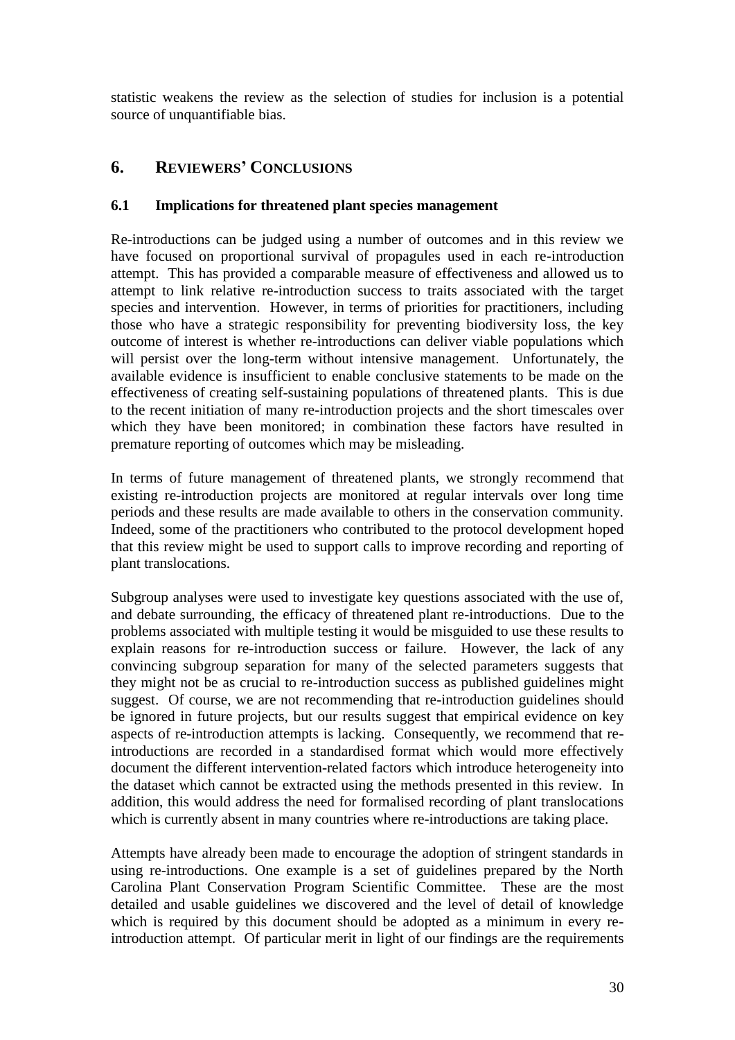statistic weakens the review as the selection of studies for inclusion is a potential source of unquantifiable bias.

# 6. Reviewers' Conclusions

## 6.1 Implications for threatened plant species management

Re-introductions can be judged using a number of outcomes and in this review we have focused on proportional survival of propagules used in each re-introduction attempt. This has provided a comparable measure of effectiveness and allowed us to attempt to link relative re-introduction success to traits associated with the target species and intervention. However, in terms of priorities for practitioners, including those who have a strategic responsibility for preventing biodiversity loss, the key outcome of interest is whether re-introductions can deliver viable populations which will persist over the long-term without intensive management. Unfortunately, the available evidence is insufficient to enable conclusive statements to be made on the effectiveness of creating self-sustaining populations of threatened plants. This is due to the recent initiation of many re-introduction projects and the short timescales over which they have been monitored; in combination these factors have resulted in premature reporting of outcomes which may be misleading.

In terms of future management of threatened plants, we strongly recommend that existing re-introduction projects are monitored at regular intervals over long time periods and these results are made available to others in the conservation community. Indeed, some of the practitioners who contributed to the protocol development hoped that this review might be used to support calls to improve recording and reporting of plant translocations.

Subgroup analyses were used to investigate key questions associated with the use of, and debate surrounding, the efficacy of threatened plant re-introductions. Due to the problems associated with multiple testing it would be misguided to use these results to explain reasons for re-introduction success or failure. However, the lack of any convincing subgroup separation for many of the selected parameters suggests that they might not be as crucial to re-introduction success as published guidelines might suggest. Of course, we are not recommending that re-introduction guidelines should be ignored in future projects, but our results suggest that empirical evidence on key aspects of re-introduction attempts is lacking. Consequently, we recommend that re-introductions are recorded in a standardised format which would more effectively document the different intervention-related factors which introduce heterogeneity into the dataset which cannot be extracted using the methods presented in this review. In addition, this would address the need for formalised recording of plant translocations which is currently absent in many countries where re-introductions are taking place.

Attempts have already been made to encourage the adoption of stringent standards in using re-introductions. One example is a set of guidelines prepared by the North Carolina Plant Conservation Program Scientific Committee. These are the most detailed and usable guidelines we discovered and the level of detail of knowledge which is required by this document should be adopted as a minimum in every re-introduction attempt. Of particular merit in light of our findings are the requirements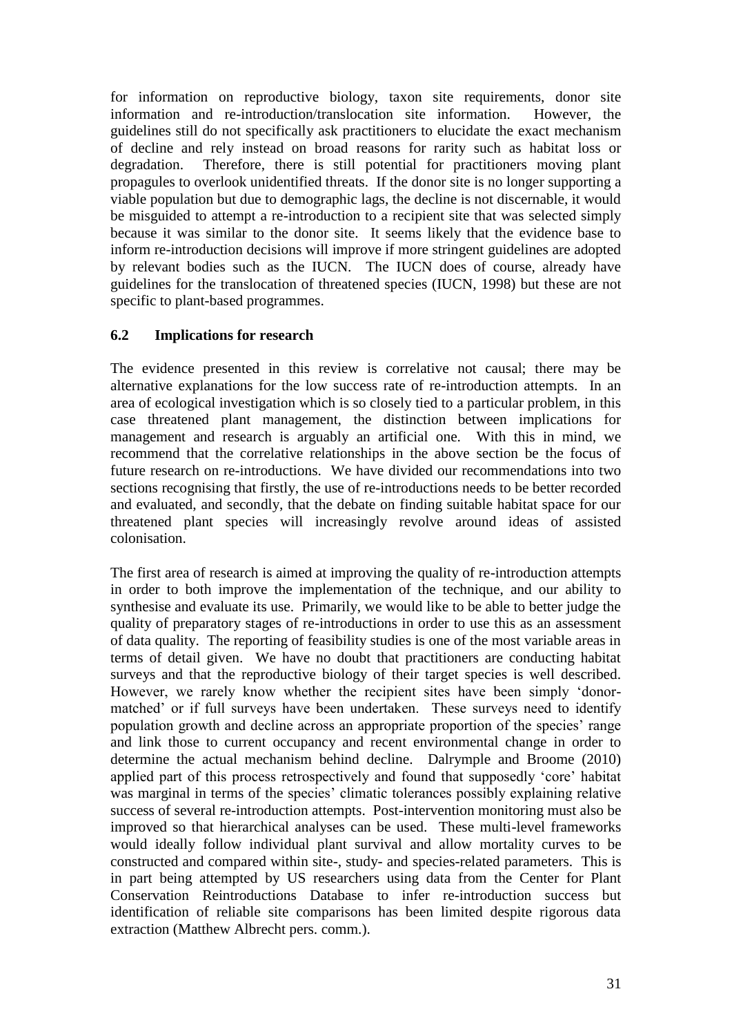for information on reproductive biology, taxon site requirements, donor site information and re-introduction/translocation site information. However, the guidelines still do not specifically ask practitioners to elucidate the exact mechanism of decline and rely instead on broad reasons for rarity such as habitat loss or degradation. Therefore, there is still potential for practitioners moving plant propagules to overlook unidentified threats. If the donor site is no longer supporting a viable population but due to demographic lags, the decline is not discernable, it would be misguided to attempt a re-introduction to a recipient site that was selected simply because it was similar to the donor site. It seems likely that the evidence base to inform re-introduction decisions will improve if more stringent guidelines are adopted by relevant bodies such as the IUCN. The IUCN does of course, already have guidelines for the translocation of threatened species (IUCN, 1998) but these are not specific to plant-based programmes.

### 6.2 Implications for research

The evidence presented in this review is correlative not causal; there may be alternative explanations for the low success rate of re-introduction attempts. In an area of ecological investigation which is so closely tied to a particular problem, in this case threatened plant management, the distinction between implications for management and research is arguably an artificial one. With this in mind, we recommend that the correlative relationships in the above section be the focus of future research on re-introductions. We have divided our recommendations into two sections recognising that firstly, the use of re-introductions needs to be better recorded and evaluated, and secondly, that the debate on finding suitable habitat space for our threatened plant species will increasingly revolve around ideas of assisted colonisation.

The first area of research is aimed at improving the quality of re-introduction attempts in order to both improve the implementation of the technique, and our ability to synthesise and evaluate its use. Primarily, we would like to be able to better judge the quality of preparatory stages of re-introductions in order to use this as an assessment of data quality. The reporting of feasibility studies is one of the most variable areas in terms of detail given. We have no doubt that practitioners are conducting habitat surveys and that the reproductive biology of their target species is well described. However, we rarely know whether the recipient sites have been simply 'donor-matched' or if full surveys have been undertaken. These surveys need to identify population growth and decline across an appropriate proportion of the species' range and link those to current occupancy and recent environmental change in order to determine the actual mechanism behind decline. Dalrymple and Broome (2010) applied part of this process retrospectively and found that supposedly 'core' habitat was marginal in terms of the species' climatic tolerances possibly explaining relative success of several re-introduction attempts. Post-intervention monitoring must also be improved so that hierarchical analyses can be used. These multi-level frameworks would ideally follow individual plant survival and allow mortality curves to be constructed and compared within site-, study- and species-related parameters. This is in part being attempted by US researchers using data from the Center for Plant Conservation Reintroductions Database to infer re-introduction success but identification of reliable site comparisons has been limited despite rigorous data extraction (Matthew Albrecht pers. comm.).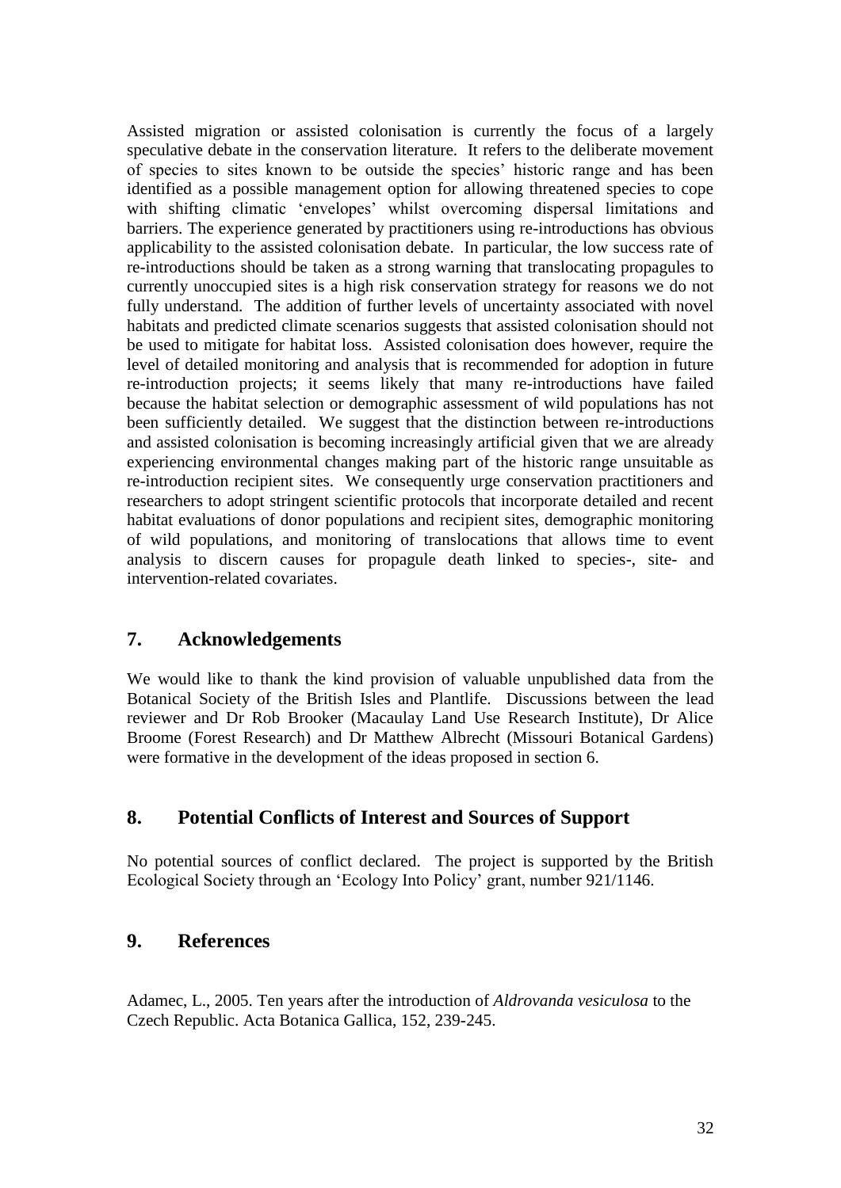Assisted migration or assisted colonisation is currently the focus of a largely speculative debate in the conservation literature. It refers to the deliberate movement of species to sites known to be outside the species' historic range and has been identified as a possible management option for allowing threatened species to cope with shifting climatic 'envelopes' whilst overcoming dispersal limitations and barriers. The experience generated by practitioners using re-introductions has obvious applicability to the assisted colonisation debate. In particular, the low success rate of re-introductions should be taken as a strong warning that translocating propagules to currently unoccupied sites is a high risk conservation strategy for reasons we do not fully understand. The addition of further levels of uncertainty associated with novel habitats and predicted climate scenarios suggests that assisted colonisation should not be used to mitigate for habitat loss. Assisted colonisation does however, require the level of detailed monitoring and analysis that is recommended for adoption in future re-introduction projects; it seems likely that many re-introductions have failed because the habitat selection or demographic assessment of wild populations has not been sufficiently detailed. We suggest that the distinction between re-introductions and assisted colonisation is becoming increasingly artificial given that we are already experiencing environmental changes making part of the historic range unsuitable as re-introduction recipient sites. We consequently urge conservation practitioners and researchers to adopt stringent scientific protocols that incorporate detailed and recent habitat evaluations of donor populations and recipient sites, demographic monitoring of wild populations, and monitoring of translocations that allows time to event analysis to discern causes for propagule death linked to species-, site- and intervention-related covariates.

## 7. Acknowledgements

We would like to thank the kind provision of valuable unpublished data from the Botanical Society of the British Isles and Plantlife. Discussions between the lead reviewer and Dr Rob Brooker (Macaulay Land Use Research Institute), Dr Alice Broome (Forest Research) and Dr Matthew Albrecht (Missouri Botanical Gardens) were formative in the development of the ideas proposed in section 6.

## 8. Potential Conflicts of Interest and Sources of Support

No potential sources of conflict declared. The project is supported by the British Ecological Society through an 'Ecology Into Policy' grant, number 921/1146.

## 9. References

Adamec, L., 2005. Ten years after the introduction of *Aldrovanda vesiculosa* to the Czech Republic. Acta Botanica Gallica, 152, 239-245.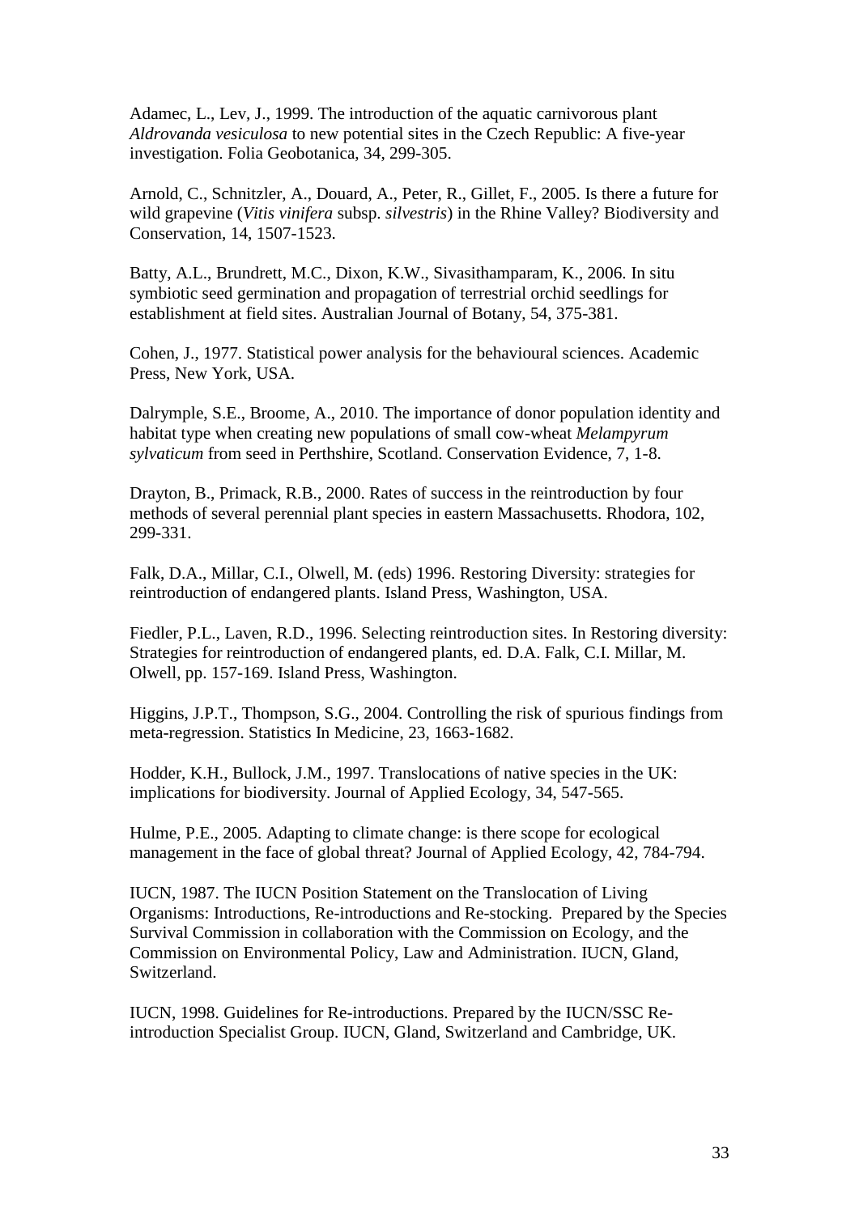Adamec, L., Lev, J., 1999. The introduction of the aquatic carnivorous plant *Aldrovanda vesiculosa* to new potential sites in the Czech Republic: A five-year investigation. Folia Geobotanica, 34, 299-305.

Arnold, C., Schnitzler, A., Douard, A., Peter, R., Gillet, F., 2005. Is there a future for wild grapevine (*Vitis vinifera* subsp. *silvestris*) in the Rhine Valley? Biodiversity and Conservation, 14, 1507-1523.

Batty, A.L., Brundrett, M.C., Dixon, K.W., Sivasithamparam, K., 2006. In situ symbiotic seed germination and propagation of terrestrial orchid seedlings for establishment at field sites. Australian Journal of Botany, 54, 375-381.

Cohen, J., 1977. Statistical power analysis for the behavioural sciences. Academic Press, New York, USA.

Dalrymple, S.E., Broome, A., 2010. The importance of donor population identity and habitat type when creating new populations of small cow-wheat *Melampyrum sylvaticum* from seed in Perthshire, Scotland. Conservation Evidence, 7, 1-8.

Drayton, B., Primack, R.B., 2000. Rates of success in the reintroduction by four methods of several perennial plant species in eastern Massachusetts. Rhodora, 102, 299-331.

Falk, D.A., Millar, C.I., Olwell, M. (eds) 1996. Restoring Diversity: strategies for reintroduction of endangered plants. Island Press, Washington, USA.

Fiedler, P.L., Laven, R.D., 1996. Selecting reintroduction sites. In Restoring diversity: Strategies for reintroduction of endangered plants, ed. D.A. Falk, C.I. Millar, M. Olwell, pp. 157-169. Island Press, Washington.

Higgins, J.P.T., Thompson, S.G., 2004. Controlling the risk of spurious findings from meta-regression. Statistics In Medicine, 23, 1663-1682.

Hodder, K.H., Bullock, J.M., 1997. Translocations of native species in the UK: implications for biodiversity. Journal of Applied Ecology, 34, 547-565.

Hulme, P.E., 2005. Adapting to climate change: is there scope for ecological management in the face of global threat? Journal of Applied Ecology, 42, 784-794.

IUCN, 1987. The IUCN Position Statement on the Translocation of Living Organisms: Introductions, Re-introductions and Re-stocking. Prepared by the Species Survival Commission in collaboration with the Commission on Ecology, and the Commission on Environmental Policy, Law and Administration. IUCN, Gland, Switzerland.

IUCN, 1998. Guidelines for Re-introductions. Prepared by the IUCN/SSC Re-introduction Specialist Group. IUCN, Gland, Switzerland and Cambridge, UK.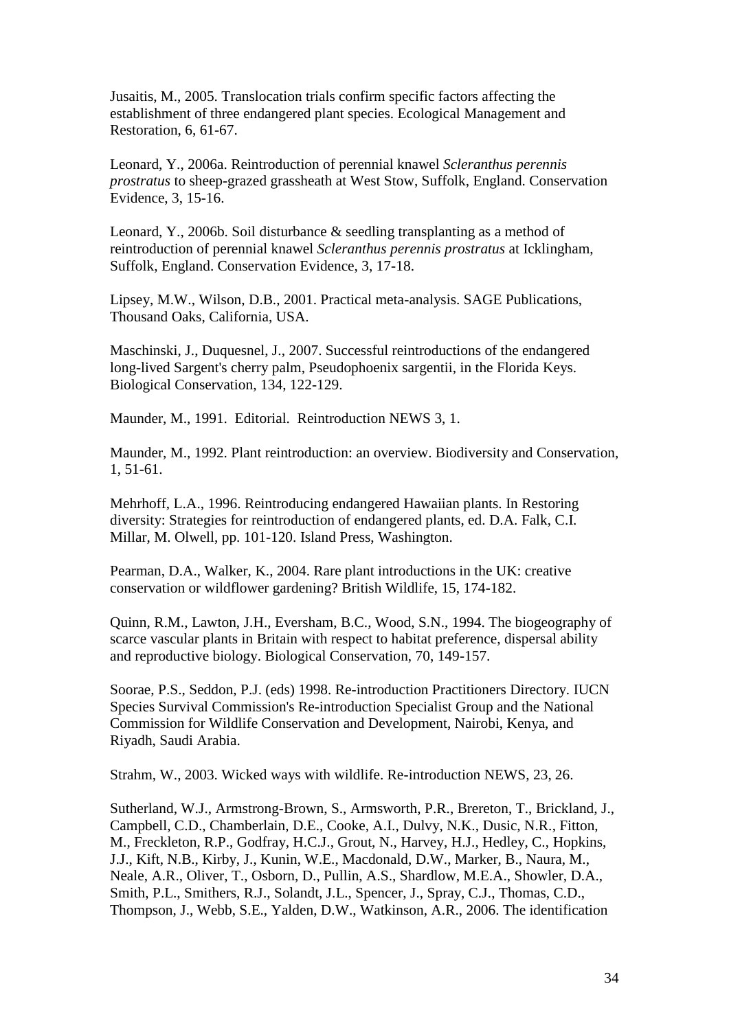Jusaitis, M., 2005. Translocation trials confirm specific factors affecting the establishment of three endangered plant species. Ecological Management and Restoration, 6, 61-67.

Leonard, Y., 2006a. Reintroduction of perennial knawel *Scleranthus perennis prostratus* to sheep-grazed grassheath at West Stow, Suffolk, England. Conservation Evidence, 3, 15-16.

Leonard, Y., 2006b. Soil disturbance & seedling transplanting as a method of reintroduction of perennial knawel *Scleranthus perennis prostratus* at Icklingham, Suffolk, England. Conservation Evidence, 3, 17-18.

Lipsey, M.W., Wilson, D.B., 2001. Practical meta-analysis. SAGE Publications, Thousand Oaks, California, USA.

Maschinski, J., Duquesnel, J., 2007. Successful reintroductions of the endangered long-lived Sargent's cherry palm, Pseudophoenix sargentii, in the Florida Keys. Biological Conservation, 134, 122-129.

Maunder, M., 1991. Editorial. Reintroduction NEWS 3, 1.

Maunder, M., 1992. Plant reintroduction: an overview. Biodiversity and Conservation, 1, 51-61.

Mehrhoff, L.A., 1996. Reintroducing endangered Hawaiian plants. In Restoring diversity: Strategies for reintroduction of endangered plants, ed. D.A. Falk, C.I. Millar, M. Olwell, pp. 101-120. Island Press, Washington.

Pearman, D.A., Walker, K., 2004. Rare plant introductions in the UK: creative conservation or wildflower gardening? British Wildlife, 15, 174-182.

Quinn, R.M., Lawton, J.H., Eversham, B.C., Wood, S.N., 1994. The biogeography of scarce vascular plants in Britain with respect to habitat preference, dispersal ability and reproductive biology. Biological Conservation, 70, 149-157.

Soorae, P.S., Seddon, P.J. (eds) 1998. Re-introduction Practitioners Directory. IUCN Species Survival Commission's Re-introduction Specialist Group and the National Commission for Wildlife Conservation and Development, Nairobi, Kenya, and Riyadh, Saudi Arabia.

Strahm, W., 2003. Wicked ways with wildlife. Re-introduction NEWS, 23, 26.

Sutherland, W.J., Armstrong-Brown, S., Armsworth, P.R., Brereton, T., Brickland, J., Campbell, C.D., Chamberlain, D.E., Cooke, A.I., Dulvy, N.K., Dusic, N.R., Fitton, M., Freckleton, R.P., Godfray, H.C.J., Grout, N., Harvey, H.J., Hedley, C., Hopkins, J.J., Kift, N.B., Kirby, J., Kunin, W.E., Macdonald, D.W., Marker, B., Naura, M., Neale, A.R., Oliver, T., Osborn, D., Pullin, A.S., Shardlow, M.E.A., Showler, D.A., Smith, P.L., Smithers, R.J., Solandt, J.L., Spencer, J., Spray, C.J., Thomas, C.D., Thompson, J., Webb, S.E., Yalden, D.W., Watkinson, A.R., 2006. The identification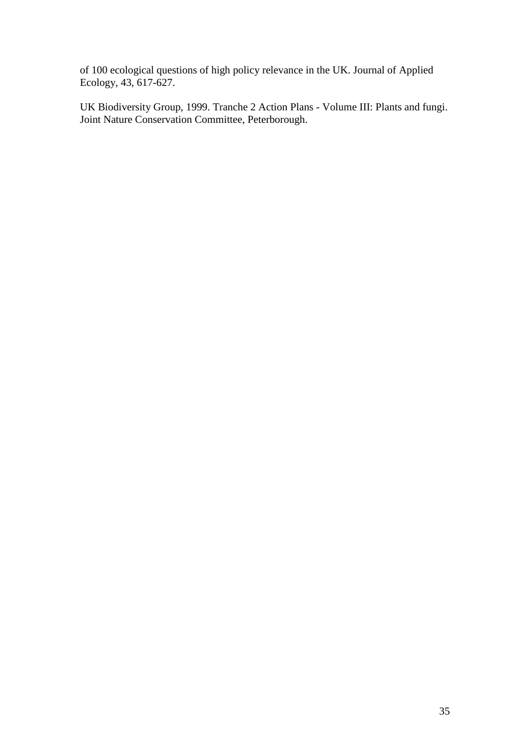of 100 ecological questions of high policy relevance in the UK. Journal of Applied Ecology, 43, 617-627.

UK Biodiversity Group, 1999. Tranche 2 Action Plans - Volume III: Plants and fungi. Joint Nature Conservation Committee, Peterborough.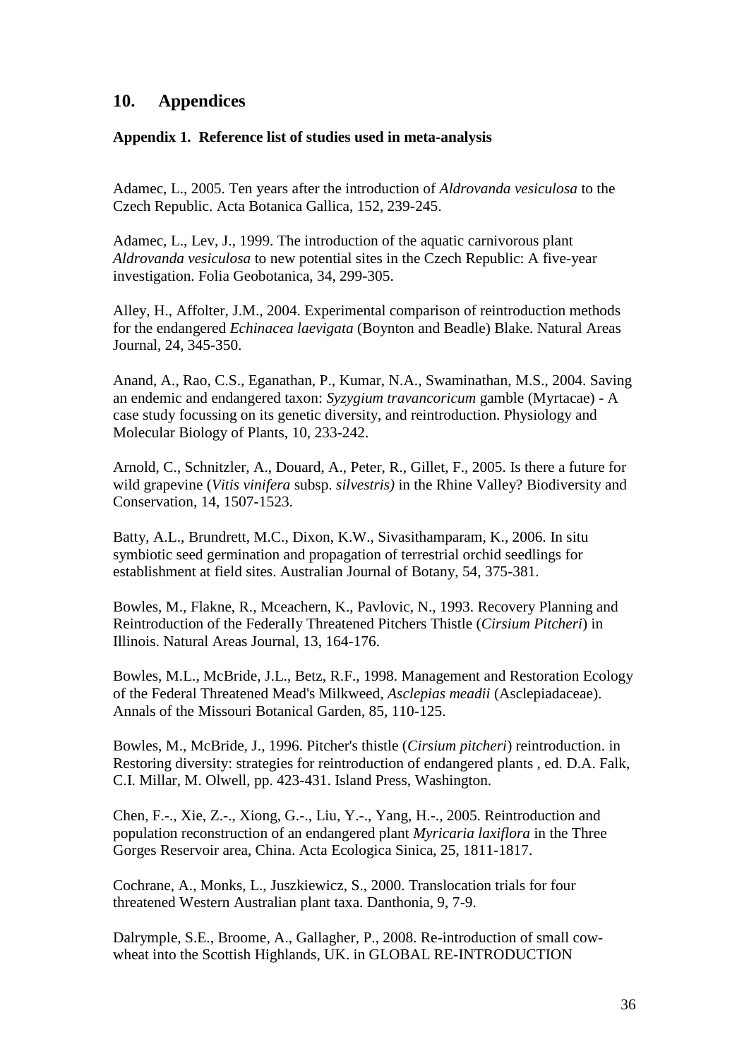## 10. Appendices

### Appendix 1. Reference list of studies used in meta-analysis

Adamec, L., 2005. Ten years after the introduction of *Aldrovanda vesiculosa* to the Czech Republic. Acta Botanica Gallica, 152, 239-245.

Adamec, L., Lev, J., 1999. The introduction of the aquatic carnivorous plant *Aldrovanda vesiculosa* to new potential sites in the Czech Republic: A five-year investigation. Folia Geobotanica, 34, 299-305.

Alley, H., Affolter, J.M., 2004. Experimental comparison of reintroduction methods for the endangered *Echinacea laevigata* (Boynton and Beadle) Blake. Natural Areas Journal, 24, 345-350.

Anand, A., Rao, C.S., Eganathan, P., Kumar, N.A., Swaminathan, M.S., 2004. Saving an endemic and endangered taxon: *Syzygium travancoricum* gamble (Myrtacae) - A case study focussing on its genetic diversity, and reintroduction. Physiology and Molecular Biology of Plants, 10, 233-242.

Arnold, C., Schnitzler, A., Douard, A., Peter, R., Gillet, F., 2005. Is there a future for wild grapevine (*Vitis vinifera* subsp. *silvestris)* in the Rhine Valley? Biodiversity and Conservation, 14, 1507-1523.

Batty, A.L., Brundrett, M.C., Dixon, K.W., Sivasithamparam, K., 2006. In situ symbiotic seed germination and propagation of terrestrial orchid seedlings for establishment at field sites. Australian Journal of Botany, 54, 375-381.

Bowles, M., Flakne, R., Mceachern, K., Pavlovic, N., 1993. Recovery Planning and Reintroduction of the Federally Threatened Pitchers Thistle (*Cirsium Pitcheri*) in Illinois. Natural Areas Journal, 13, 164-176.

Bowles, M.L., McBride, J.L., Betz, R.F., 1998. Management and Restoration Ecology of the Federal Threatened Mead's Milkweed, *Asclepias meadii* (Asclepiadaceae). Annals of the Missouri Botanical Garden, 85, 110-125.

Bowles, M., McBride, J., 1996. Pitcher's thistle (*Cirsium pitcheri*) reintroduction. in Restoring diversity: strategies for reintroduction of endangered plants , ed. D.A. Falk, C.I. Millar, M. Olwell, pp. 423-431. Island Press, Washington.

Chen, F.-., Xie, Z.-., Xiong, G.-., Liu, Y.-., Yang, H.-., 2005. Reintroduction and population reconstruction of an endangered plant *Myricaria laxiflora* in the Three Gorges Reservoir area, China. Acta Ecologica Sinica, 25, 1811-1817.

Cochrane, A., Monks, L., Juszkiewicz, S., 2000. Translocation trials for four threatened Western Australian plant taxa. Danthonia, 9, 7-9.

Dalrymple, S.E., Broome, A., Gallagher, P., 2008. Re-introduction of small cow-wheat into the Scottish Highlands, UK. in GLOBAL RE-INTRODUCTION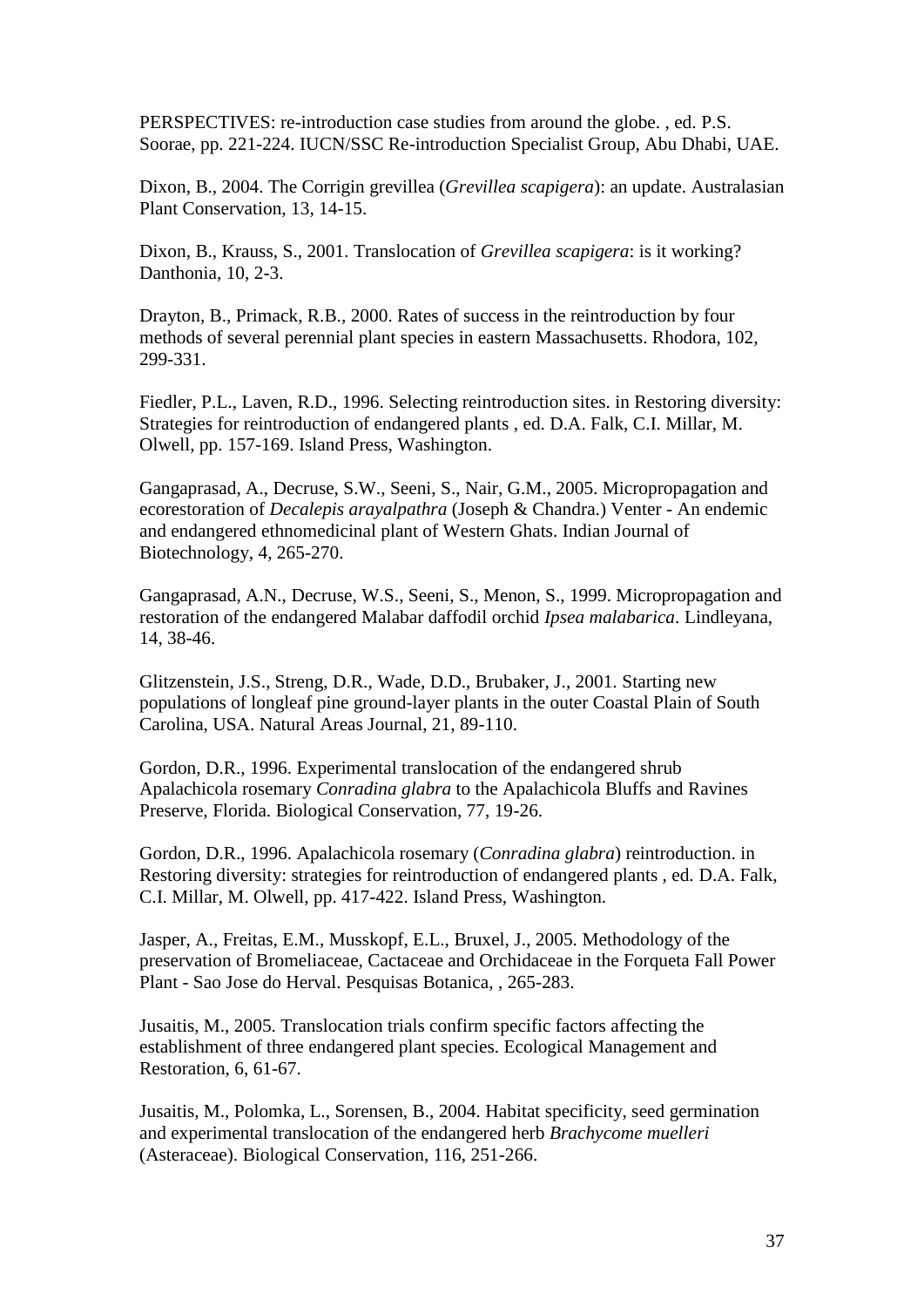PERSPECTIVES: re-introduction case studies from around the globe. , ed. P.S. Soorae, pp. 221-224. IUCN/SSC Re-introduction Specialist Group, Abu Dhabi, UAE.

Dixon, B., 2004. The Corrigin grevillea (*Grevillea scapigera*): an update. Australasian Plant Conservation, 13, 14-15.

Dixon, B., Krauss, S., 2001. Translocation of *Grevillea scapigera*: is it working? Danthonia, 10, 2-3.

Drayton, B., Primack, R.B., 2000. Rates of success in the reintroduction by four methods of several perennial plant species in eastern Massachusetts. Rhodora, 102, 299-331.

Fiedler, P.L., Laven, R.D., 1996. Selecting reintroduction sites. in Restoring diversity: Strategies for reintroduction of endangered plants , ed. D.A. Falk, C.I. Millar, M. Olwell, pp. 157-169. Island Press, Washington.

Gangaprasad, A., Decruse, S.W., Seeni, S., Nair, G.M., 2005. Micropropagation and ecorestoration of *Decalepis arayalpathra* (Joseph & Chandra.) Venter - An endemic and endangered ethnomedicinal plant of Western Ghats. Indian Journal of Biotechnology, 4, 265-270.

Gangaprasad, A.N., Decruse, W.S., Seeni, S., Menon, S., 1999. Micropropagation and restoration of the endangered Malabar daffodil orchid *Ipsea malabarica*. Lindleyana, 14, 38-46.

Glitzenstein, J.S., Streng, D.R., Wade, D.D., Brubaker, J., 2001. Starting new populations of longleaf pine ground-layer plants in the outer Coastal Plain of South Carolina, USA. Natural Areas Journal, 21, 89-110.

Gordon, D.R., 1996. Experimental translocation of the endangered shrub Apalachicola rosemary *Conradina glabra* to the Apalachicola Bluffs and Ravines Preserve, Florida. Biological Conservation, 77, 19-26.

Gordon, D.R., 1996. Apalachicola rosemary (*Conradina glabra*) reintroduction. in Restoring diversity: strategies for reintroduction of endangered plants , ed. D.A. Falk, C.I. Millar, M. Olwell, pp. 417-422. Island Press, Washington.

Jasper, A., Freitas, E.M., Musskopf, E.L., Bruxel, J., 2005. Methodology of the preservation of Bromeliaceae, Cactaceae and Orchidaceae in the Forqueta Fall Power Plant - Sao Jose do Herval. Pesquisas Botanica, , 265-283.

Jusaitis, M., 2005. Translocation trials confirm specific factors affecting the establishment of three endangered plant species. Ecological Management and Restoration, 6, 61-67.

Jusaitis, M., Polomka, L., Sorensen, B., 2004. Habitat specificity, seed germination and experimental translocation of the endangered herb *Brachycome muelleri* (Asteraceae). Biological Conservation, 116, 251-266.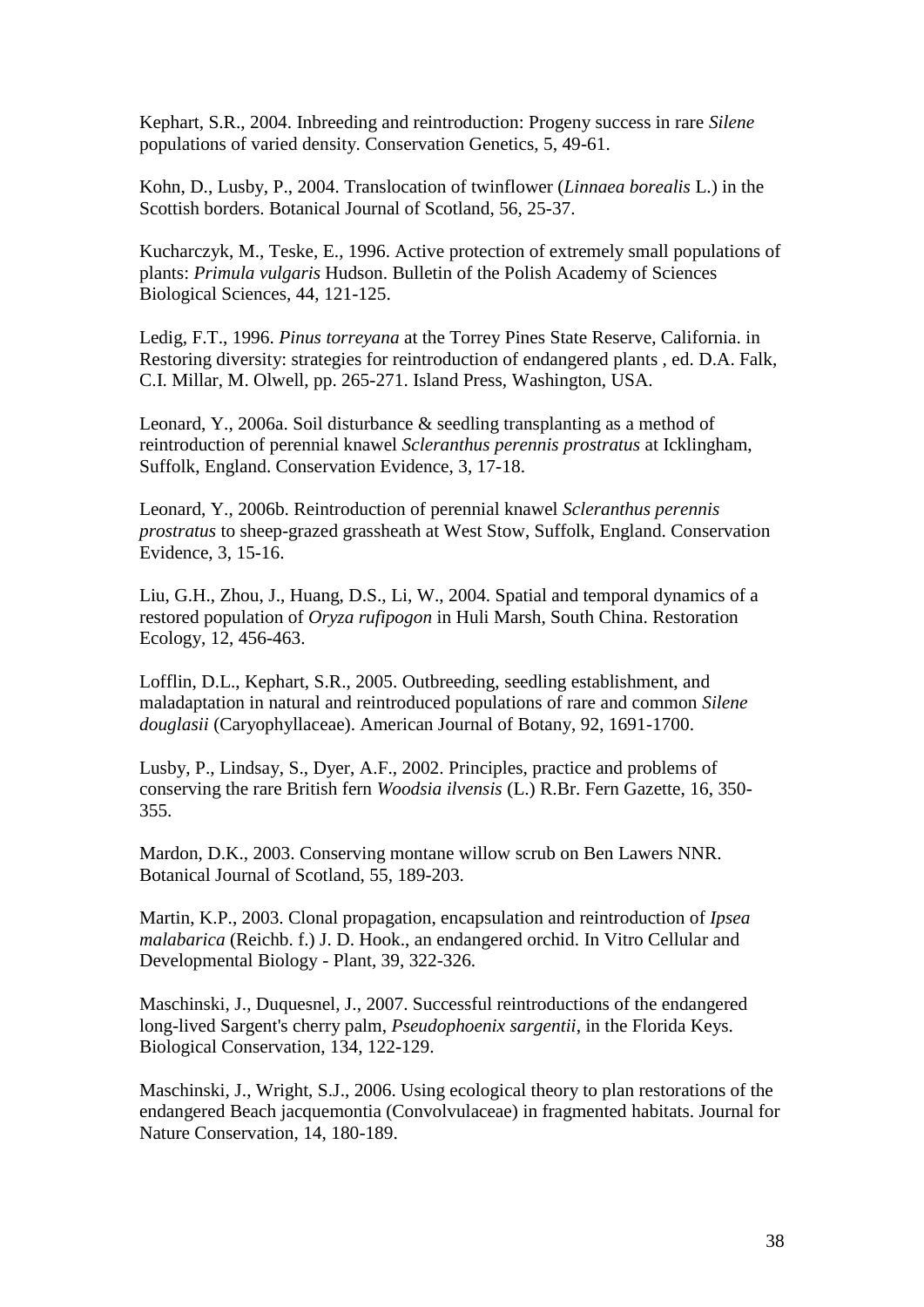Kephart, S.R., 2004. Inbreeding and reintroduction: Progeny success in rare *Silene* populations of varied density. Conservation Genetics, 5, 49-61.

Kohn, D., Lusby, P., 2004. Translocation of twinflower (*Linnaea borealis* L.) in the Scottish borders. Botanical Journal of Scotland, 56, 25-37.

Kucharczyk, M., Teske, E., 1996. Active protection of extremely small populations of plants: *Primula vulgaris* Hudson. Bulletin of the Polish Academy of Sciences Biological Sciences, 44, 121-125.

Ledig, F.T., 1996. *Pinus torreyana* at the Torrey Pines State Reserve, California. in Restoring diversity: strategies for reintroduction of endangered plants , ed. D.A. Falk, C.I. Millar, M. Olwell, pp. 265-271. Island Press, Washington, USA.

Leonard, Y., 2006a. Soil disturbance & seedling transplanting as a method of reintroduction of perennial knawel *Scleranthus perennis prostratus* at Icklingham, Suffolk, England. Conservation Evidence, 3, 17-18.

Leonard, Y., 2006b. Reintroduction of perennial knawel *Scleranthus perennis prostratus* to sheep-grazed grassheath at West Stow, Suffolk, England. Conservation Evidence, 3, 15-16.

Liu, G.H., Zhou, J., Huang, D.S., Li, W., 2004. Spatial and temporal dynamics of a restored population of *Oryza rufipogon* in Huli Marsh, South China. Restoration Ecology, 12, 456-463.

Lofflin, D.L., Kephart, S.R., 2005. Outbreeding, seedling establishment, and maladaptation in natural and reintroduced populations of rare and common *Silene douglasii* (Caryophyllaceae). American Journal of Botany, 92, 1691-1700.

Lusby, P., Lindsay, S., Dyer, A.F., 2002. Principles, practice and problems of conserving the rare British fern *Woodsia ilvensis* (L.) R.Br. Fern Gazette, 16, 350-355.

Mardon, D.K., 2003. Conserving montane willow scrub on Ben Lawers NNR. Botanical Journal of Scotland, 55, 189-203.

Martin, K.P., 2003. Clonal propagation, encapsulation and reintroduction of *Ipsea malabarica* (Reichb. f.) J. D. Hook., an endangered orchid. In Vitro Cellular and Developmental Biology - Plant, 39, 322-326.

Maschinski, J., Duquesnel, J., 2007. Successful reintroductions of the endangered long-lived Sargent's cherry palm, *Pseudophoenix sargentii*, in the Florida Keys. Biological Conservation, 134, 122-129.

Maschinski, J., Wright, S.J., 2006. Using ecological theory to plan restorations of the endangered Beach jacquemontia (Convolvulaceae) in fragmented habitats. Journal for Nature Conservation, 14, 180-189.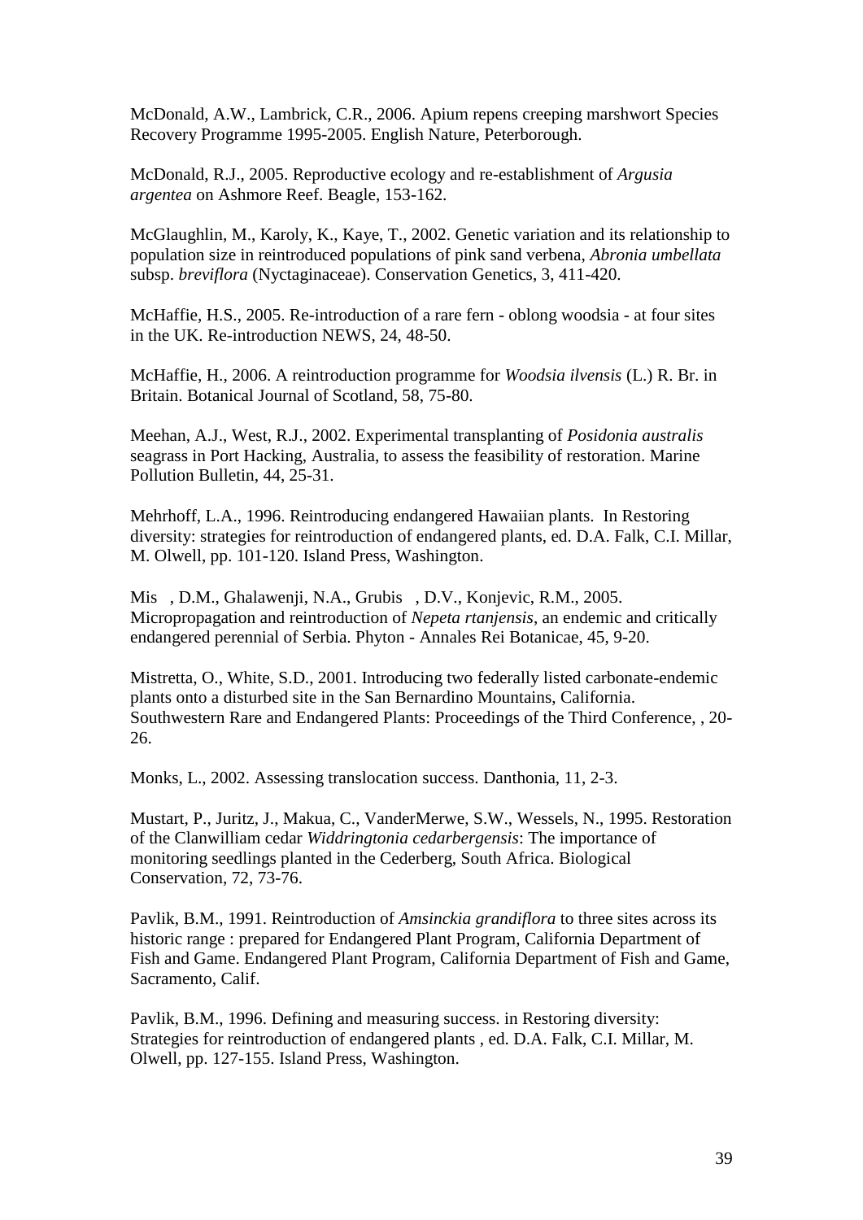McDonald, A.W., Lambrick, C.R., 2006. Apium repens creeping marshwort Species Recovery Programme 1995-2005. English Nature, Peterborough.

McDonald, R.J., 2005. Reproductive ecology and re-establishment of *Argusia argentea* on Ashmore Reef. Beagle, 153-162.

McGlaughlin, M., Karoly, K., Kaye, T., 2002. Genetic variation and its relationship to population size in reintroduced populations of pink sand verbena, *Abronia umbellata* subsp. *breviflora* (Nyctaginaceae). Conservation Genetics, 3, 411-420.

McHaffie, H.S., 2005. Re-introduction of a rare fern - oblong woodsia - at four sites in the UK. Re-introduction NEWS, 24, 48-50.

McHaffie, H., 2006. A reintroduction programme for *Woodsia ilvensis* (L.) R. Br. in Britain. Botanical Journal of Scotland, 58, 75-80.

Meehan, A.J., West, R.J., 2002. Experimental transplanting of *Posidonia australis* seagrass in Port Hacking, Australia, to assess the feasibility of restoration. Marine Pollution Bulletin, 44, 25-31.

Mehrhoff, L.A., 1996. Reintroducing endangered Hawaiian plants. In Restoring diversity: strategies for reintroduction of endangered plants, ed. D.A. Falk, C.I. Millar, M. Olwell, pp. 101-120. Island Press, Washington.

Mis , D.M., Ghalawenji, N.A., Grubis , D.V., Konjevic, R.M., 2005. Micropropagation and reintroduction of *Nepeta rtanjensis*, an endemic and critically endangered perennial of Serbia. Phyton - Annales Rei Botanicae, 45, 9-20.

Mistretta, O., White, S.D., 2001. Introducing two federally listed carbonate-endemic plants onto a disturbed site in the San Bernardino Mountains, California. Southwestern Rare and Endangered Plants: Proceedings of the Third Conference, , 20-26.

Monks, L., 2002. Assessing translocation success. Danthonia, 11, 2-3.

Mustart, P., Juritz, J., Makua, C., VanderMerwe, S.W., Wessels, N., 1995. Restoration of the Clanwilliam cedar *Widdringtonia cedarbergensis*: The importance of monitoring seedlings planted in the Cederberg, South Africa. Biological Conservation, 72, 73-76.

Pavlik, B.M., 1991. Reintroduction of *Amsinckia grandiflora* to three sites across its historic range : prepared for Endangered Plant Program, California Department of Fish and Game. Endangered Plant Program, California Department of Fish and Game, Sacramento, Calif.

Pavlik, B.M., 1996. Defining and measuring success. in Restoring diversity: Strategies for reintroduction of endangered plants , ed. D.A. Falk, C.I. Millar, M. Olwell, pp. 127-155. Island Press, Washington.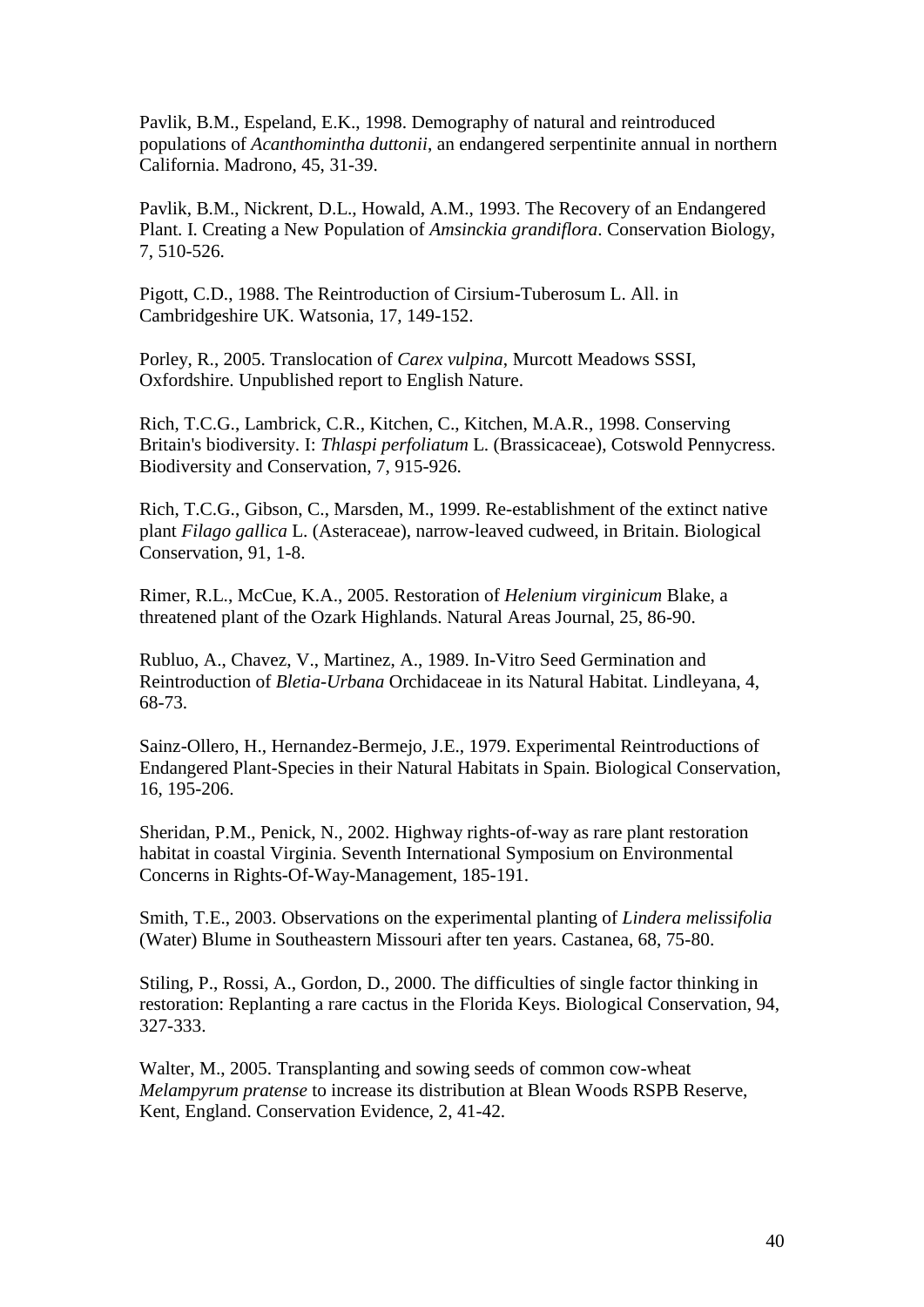Pavlik, B.M., Espeland, E.K., 1998. Demography of natural and reintroduced populations of *Acanthomintha duttonii*, an endangered serpentinite annual in northern California. Madrono, 45, 31-39.

Pavlik, B.M., Nickrent, D.L., Howald, A.M., 1993. The Recovery of an Endangered Plant. I. Creating a New Population of *Amsinckia grandiflora*. Conservation Biology, 7, 510-526.

Pigott, C.D., 1988. The Reintroduction of Cirsium-Tuberosum L. All. in Cambridgeshire UK. Watsonia, 17, 149-152.

Porley, R., 2005. Translocation of *Carex vulpina*, Murcott Meadows SSSI, Oxfordshire. Unpublished report to English Nature.

Rich, T.C.G., Lambrick, C.R., Kitchen, C., Kitchen, M.A.R., 1998. Conserving Britain's biodiversity. I: *Thlaspi perfoliatum* L. (Brassicaceae), Cotswold Pennycress. Biodiversity and Conservation, 7, 915-926.

Rich, T.C.G., Gibson, C., Marsden, M., 1999. Re-establishment of the extinct native plant *Filago gallica* L. (Asteraceae), narrow-leaved cudweed, in Britain. Biological Conservation, 91, 1-8.

Rimer, R.L., McCue, K.A., 2005. Restoration of *Helenium virginicum* Blake, a threatened plant of the Ozark Highlands. Natural Areas Journal, 25, 86-90.

Rubluo, A., Chavez, V., Martinez, A., 1989. In-Vitro Seed Germination and Reintroduction of *Bletia-Urbana* Orchidaceae in its Natural Habitat. Lindleyana, 4, 68-73.

Sainz-Ollero, H., Hernandez-Bermejo, J.E., 1979. Experimental Reintroductions of Endangered Plant-Species in their Natural Habitats in Spain. Biological Conservation, 16, 195-206.

Sheridan, P.M., Penick, N., 2002. Highway rights-of-way as rare plant restoration habitat in coastal Virginia. Seventh International Symposium on Environmental Concerns in Rights-Of-Way-Management, 185-191.

Smith, T.E., 2003. Observations on the experimental planting of *Lindera melissifolia* (Water) Blume in Southeastern Missouri after ten years. Castanea, 68, 75-80.

Stiling, P., Rossi, A., Gordon, D., 2000. The difficulties of single factor thinking in restoration: Replanting a rare cactus in the Florida Keys. Biological Conservation, 94, 327-333.

Walter, M., 2005. Transplanting and sowing seeds of common cow-wheat *Melampyrum pratense* to increase its distribution at Blean Woods RSPB Reserve, Kent, England. Conservation Evidence, 2, 41-42.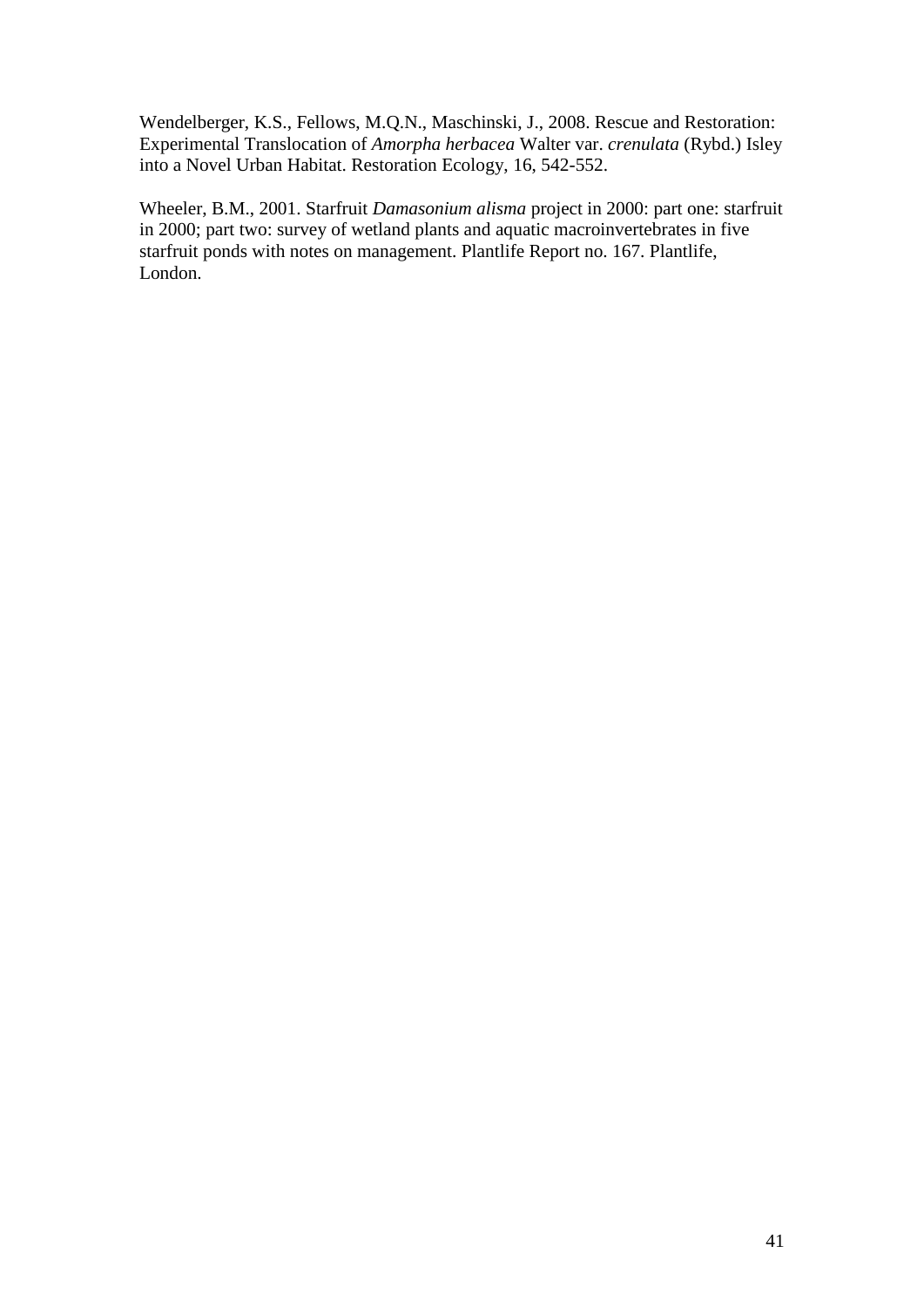Wendelberger, K.S., Fellows, M.Q.N., Maschinski, J., 2008. Rescue and Restoration: Experimental Translocation of *Amorpha herbacea* Walter var. *crenulata* (Rybd.) Isley into a Novel Urban Habitat. Restoration Ecology, 16, 542-552.

Wheeler, B.M., 2001. Starfruit *Damasonium alisma* project in 2000: part one: starfruit in 2000; part two: survey of wetland plants and aquatic macroinvertebrates in five starfruit ponds with notes on management. Plantlife Report no. 167. Plantlife, London.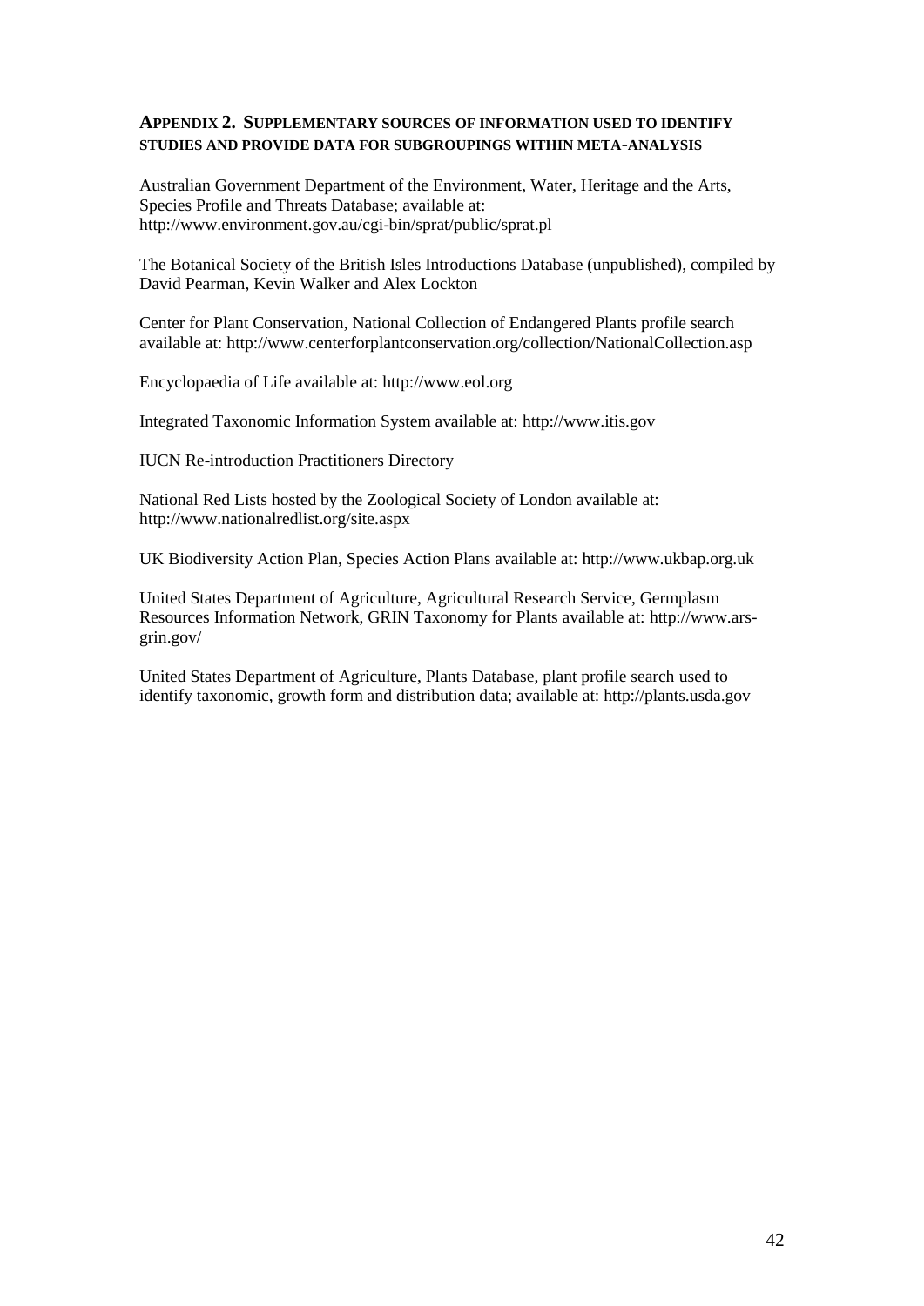## APPENDIX 2. SUPPLEMENTARY SOURCES OF INFORMATION USED TO IDENTIFY STUDIES AND PROVIDE DATA FOR SUBGROUPINGS WITHIN META-ANALYSIS

Australian Government Department of the Environment, Water, Heritage and the Arts, Species Profile and Threats Database; available at: http://www.environment.gov.au/cgi-bin/sprat/public/sprat.pl

The Botanical Society of the British Isles Introductions Database (unpublished), compiled by David Pearman, Kevin Walker and Alex Lockton

Center for Plant Conservation, National Collection of Endangered Plants profile search available at: http://www.centerforplantconservation.org/collection/NationalCollection.asp

Encyclopaedia of Life available at: http://www.eol.org

Integrated Taxonomic Information System available at: http://www.itis.gov

IUCN Re-introduction Practitioners Directory

National Red Lists hosted by the Zoological Society of London available at: http://www.nationalredlist.org/site.aspx

UK Biodiversity Action Plan, Species Action Plans available at: http://www.ukbap.org.uk

United States Department of Agriculture, Agricultural Research Service, Germplasm Resources Information Network, GRIN Taxonomy for Plants available at: http://www.ars-grin.gov/

United States Department of Agriculture, Plants Database, plant profile search used to identify taxonomic, growth form and distribution data; available at: http://plants.usda.gov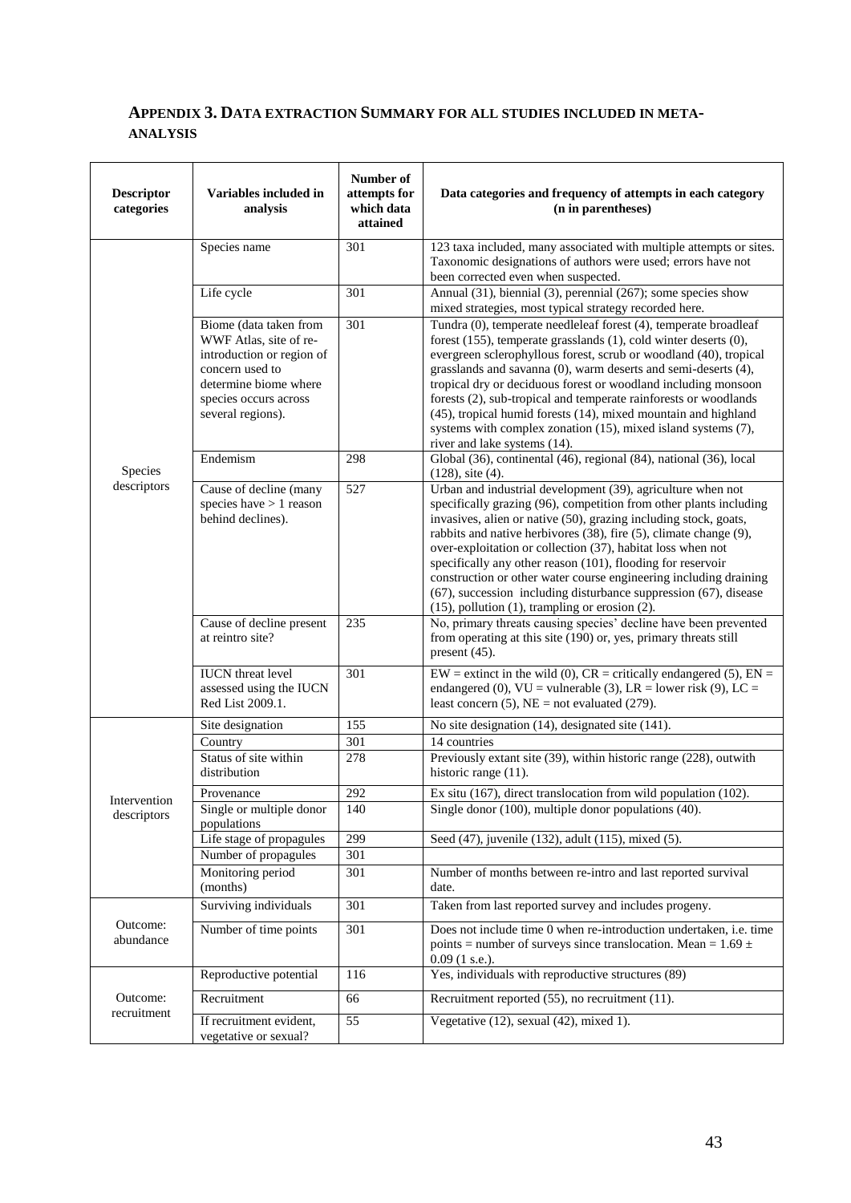## Appendix 3. Data extraction Summary for all studies included in meta-analysis

| Descriptor categories | Variables included in analysis | Number of attempts for which data attained | Data categories and frequency of attempts in each category (n in parentheses) |
|---|---|---|---|
| Species descriptors | Species name | 301 | 123 taxa included, many associated with multiple attempts or sites. Taxonomic designations of authors were used; errors have not been corrected even when suspected. |
| | Life cycle | 301 | Annual (31), biennial (3), perennial (267); some species show mixed strategies, most typical strategy recorded here. |
| | Biome (data taken from WWF Atlas, site of re-introduction or region of concern used to determine biome where species occurs across several regions). | 301 | Tundra (0), temperate needleleaf forest (4), temperate broadleaf forest (155), temperate grasslands (1), cold winter deserts (0), evergreen sclerophyllous forest, scrub or woodland (40), tropical grasslands and savanna (0), warm deserts and semi-deserts (4), tropical dry or deciduous forest or woodland including monsoon forests (2), sub-tropical and temperate rainforests or woodlands (45), tropical humid forests (14), mixed mountain and highland systems with complex zonation (15), mixed island systems (7), river and lake systems (14). |
| | Endemism | 298 | Global (36), continental (46), regional (84), national (36), local (128), site (4). |
| | Cause of decline (many species have > 1 reason behind declines). | 527 | Urban and industrial development (39), agriculture when not specifically grazing (96), competition from other plants including invasives, alien or native (50), grazing including stock, goats, rabbits and native herbivores (38), fire (5), climate change (9), over-exploitation or collection (37), habitat loss when not specifically any other reason (101), flooding for reservoir construction or other water course engineering including draining (67), succession including disturbance suppression (67), disease (15), pollution (1), trampling or erosion (2). |
| | Cause of decline present at reintro site? | 235 | No, primary threats causing species' decline have been prevented from operating at this site (190) or, yes, primary threats still present (45). |
| | IUCN threat level assessed using the IUCN Red List 2009.1. | 301 | EW = extinct in the wild (0), CR = critically endangered (5), EN = endangered (0), VU = vulnerable (3), LR = lower risk (9), LC = least concern (5), NE = not evaluated (279). |
| Intervention descriptors | Site designation | 155 | No site designation (14), designated site (141). |
| | Country | 301 | 14 countries |
| | Status of site within distribution | 278 | Previously extant site (39), within historic range (228), outwith historic range (11). |
| | Provenance | 292 | Ex situ (167), direct translocation from wild population (102). |
| | Single or multiple donor populations | 140 | Single donor (100), multiple donor populations (40). |
| | Life stage of propagules | 299 | Seed (47), juvenile (132), adult (115), mixed (5). |
| | Number of propagules | 301 | |
| | Monitoring period (months) | 301 | Number of months between re-intro and last reported survival date. |
| Outcome: abundance | Surviving individuals | 301 | Taken from last reported survey and includes progeny. |
| | Number of time points | 301 | Does not include time 0 when re-introduction undertaken, i.e. time points = number of surveys since translocation. Mean = $1.69 \pm 0.09$ (1 s.e.). |
| Outcome: recruitment | Reproductive potential | 116 | Yes, individuals with reproductive structures (89) |
| | Recruitment | 66 | Recruitment reported (55), no recruitment (11). |
| | If recruitment evident, vegetative or sexual? | 55 | Vegetative (12), sexual (42), mixed 1). |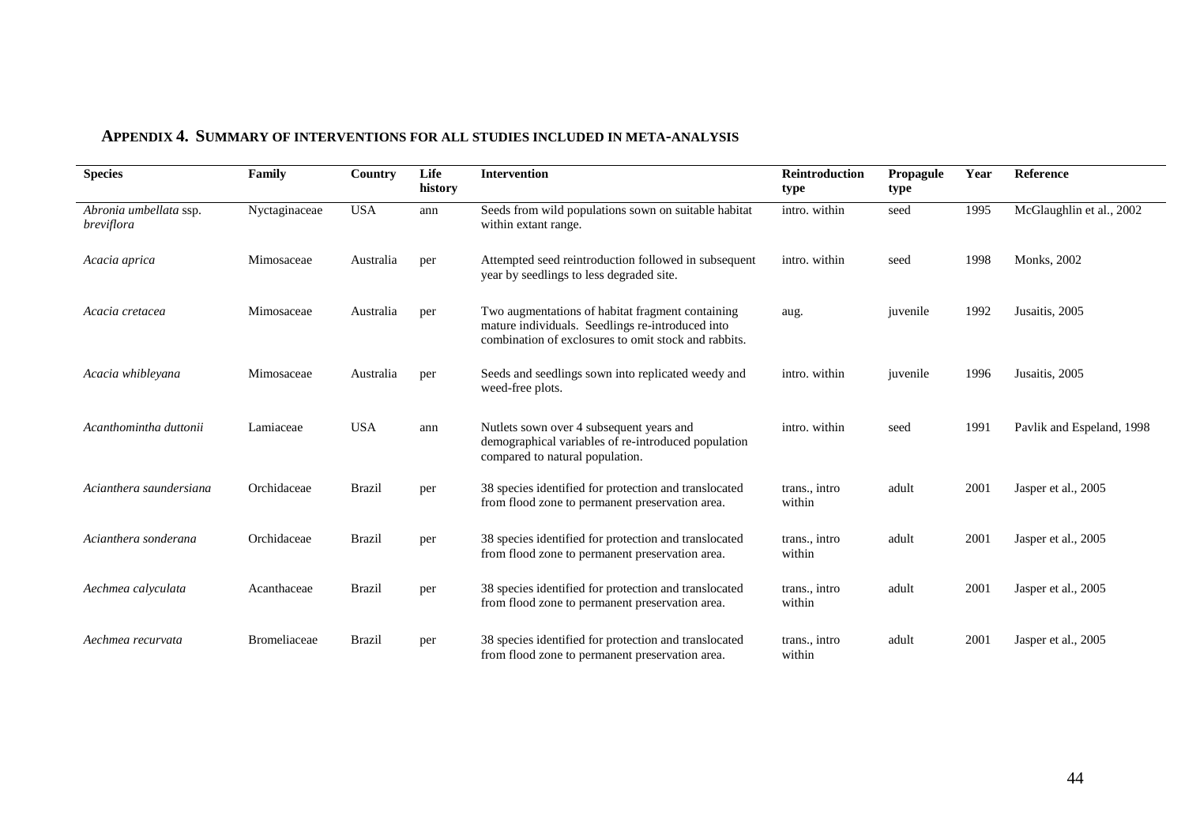## APPENDIX 4. SUMMARY OF INTERVENTIONS FOR ALL STUDIES INCLUDED IN META-ANALYSIS

| Species | Family | Country | Life history | Intervention | Reintroduction type | Propagule type | Year | Reference |
|---|---|---|---|---|---|---|---|---|
| *Abronia umbellata* ssp. *breviflora* | Nyctaginaceae | USA | ann | Seeds from wild populations sown on suitable habitat within extant range. | intro. within | seed | 1995 | McGlaughlin et al., 2002 |
| *Acacia aprica* | Mimosaceae | Australia | per | Attempted seed reintroduction followed in subsequent year by seedlings to less degraded site. | intro. within | seed | 1998 | Monks, 2002 |
| *Acacia cretacea* | Mimosaceae | Australia | per | Two augmentations of habitat fragment containing mature individuals. Seedlings re-introduced into combination of exclosures to omit stock and rabbits. | aug. | juvenile | 1992 | Jusaitis, 2005 |
| *Acacia whibleyana* | Mimosaceae | Australia | per | Seeds and seedlings sown into replicated weedy and weed-free plots. | intro. within | juvenile | 1996 | Jusaitis, 2005 |
| *Acanthomintha duttonii* | Lamiaceae | USA | ann | Nutlets sown over 4 subsequent years and demographical variables of re-introduced population compared to natural population. | intro. within | seed | 1991 | Pavlik and Espeland, 1998 |
| *Acianthera saundersiana* | Orchidaceae | Brazil | per | 38 species identified for protection and translocated from flood zone to permanent preservation area. | trans., intro within | adult | 2001 | Jasper et al., 2005 |
| *Acianthera sonderana* | Orchidaceae | Brazil | per | 38 species identified for protection and translocated from flood zone to permanent preservation area. | trans., intro within | adult | 2001 | Jasper et al., 2005 |
| *Aechmea calyculata* | Acanthaceae | Brazil | per | 38 species identified for protection and translocated from flood zone to permanent preservation area. | trans., intro within | adult | 2001 | Jasper et al., 2005 |
| *Aechmea recurvata* | Bromeliaceae | Brazil | per | 38 species identified for protection and translocated from flood zone to permanent preservation area. | trans., intro within | adult | 2001 | Jasper et al., 2005 |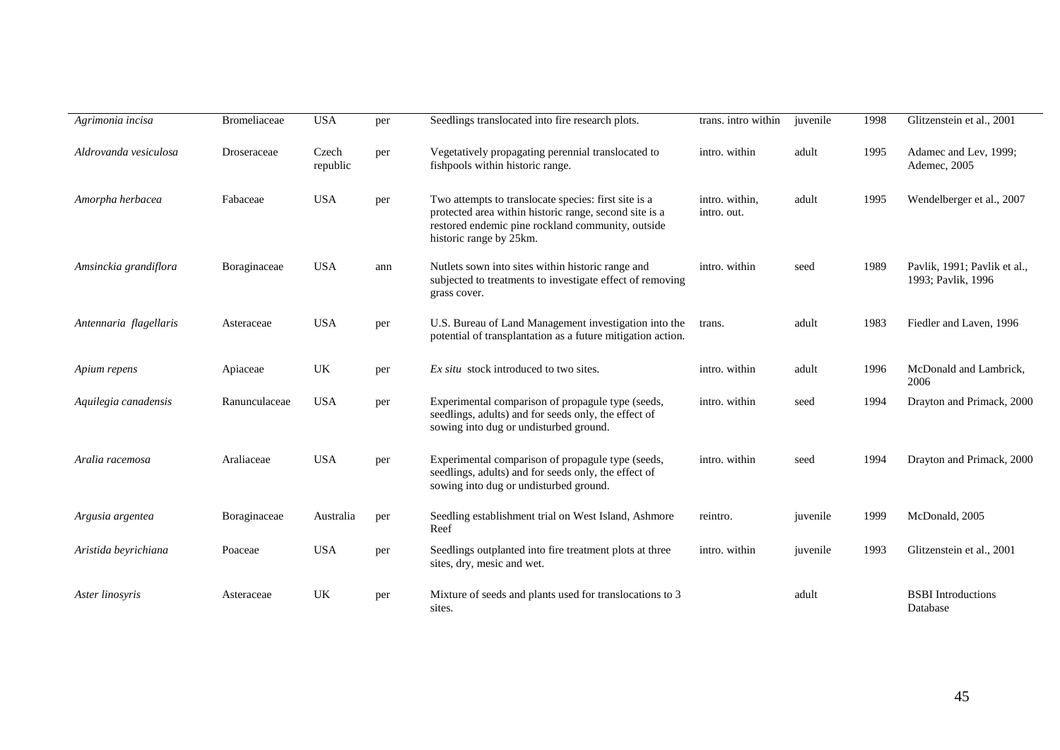| | | | | | | | | |
|---|---|---|---|---|---|---|---|---|
| *Agrimonia incisa* | Bromeliaceae | USA | per | Seedlings translocated into fire research plots. | trans. intro within | juvenile | 1998 | Glitzenstein et al., 2001 |
| *Aldrovanda vesiculosa* | Droseraceae | Czech republic | per | Vegetatively propagating perennial translocated to fishpools within historic range. | intro. within | adult | 1995 | Adamec and Lev, 1999; Ademec, 2005 |
| *Amorpha herbacea* | Fabaceae | USA | per | Two attempts to translocate species: first site is a protected area within historic range, second site is a restored endemic pine rockland community, outside historic range by 25km. | intro. within, intro. out. | adult | 1995 | Wendelberger et al., 2007 |
| *Amsinckia grandiflora* | Boraginaceae | USA | ann | Nutlets sown into sites within historic range and subjected to treatments to investigate effect of removing grass cover. | intro. within | seed | 1989 | Pavlik, 1991; Pavlik et al., 1993; Pavlik, 1996 |
| *Antennaria flagellaris* | Asteraceae | USA | per | U.S. Bureau of Land Management investigation into the potential of transplantation as a future mitigation action. | trans. | adult | 1983 | Fiedler and Laven, 1996 |
| *Apium repens* | Apiaceae | UK | per | *Ex situ* stock introduced to two sites. | intro. within | adult | 1996 | McDonald and Lambrick, 2006 |
| *Aquilegia canadensis* | Ranunculaceae | USA | per | Experimental comparison of propagule type (seeds, seedlings, adults) and for seeds only, the effect of sowing into dug or undisturbed ground. | intro. within | seed | 1994 | Drayton and Primack, 2000 |
| *Aralia racemosa* | Araliaceae | USA | per | Experimental comparison of propagule type (seeds, seedlings, adults) and for seeds only, the effect of sowing into dug or undisturbed ground. | intro. within | seed | 1994 | Drayton and Primack, 2000 |
| *Argusia argentea* | Boraginaceae | Australia | per | Seedling establishment trial on West Island, Ashmore Reef | reintro. | juvenile | 1999 | McDonald, 2005 |
| *Aristida beyrichiana* | Poaceae | USA | per | Seedlings outplanted into fire treatment plots at three sites, dry, mesic and wet. | intro. within | juvenile | 1993 | Glitzenstein et al., 2001 |
| *Aster linosyris* | Asteraceae | UK | per | Mixture of seeds and plants used for translocations to 3 sites. | | adult | | BSBI Introductions Database |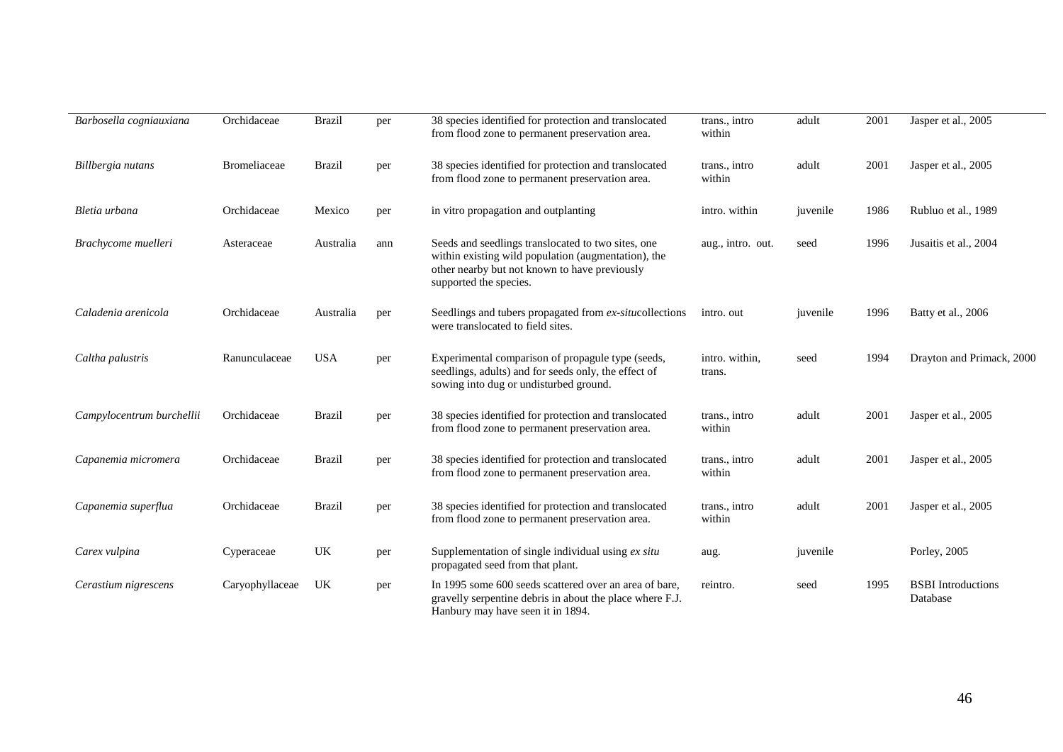| | | | | | | | | |
|---|---|---|---|---|---|---|---|---|
| *Barbosella cogniauxiana* | Orchidaceae | Brazil | per | 38 species identified for protection and translocated from flood zone to permanent preservation area. | trans., intro within | adult | 2001 | Jasper et al., 2005 |
| *Billbergia nutans* | Bromeliaceae | Brazil | per | 38 species identified for protection and translocated from flood zone to permanent preservation area. | trans., intro within | adult | 2001 | Jasper et al., 2005 |
| *Bletia urbana* | Orchidaceae | Mexico | per | in vitro propagation and outplanting | intro. within | juvenile | 1986 | Rubluo et al., 1989 |
| *Brachycome muelleri* | Asteraceae | Australia | ann | Seeds and seedlings translocated to two sites, one within existing wild population (augmentation), the other nearby but not known to have previously supported the species. | aug., intro. out. | seed | 1996 | Jusaitis et al., 2004 |
| *Caladenia arenicola* | Orchidaceae | Australia | per | Seedlings and tubers propagated from *ex-situ*collections were translocated to field sites. | intro. out | juvenile | 1996 | Batty et al., 2006 |
| *Caltha palustris* | Ranunculaceae | USA | per | Experimental comparison of propagule type (seeds, seedlings, adults) and for seeds only, the effect of sowing into dug or undisturbed ground. | intro. within, trans. | seed | 1994 | Drayton and Primack, 2000 |
| *Campylocentrum burchellii* | Orchidaceae | Brazil | per | 38 species identified for protection and translocated from flood zone to permanent preservation area. | trans., intro within | adult | 2001 | Jasper et al., 2005 |
| *Capanemia micromera* | Orchidaceae | Brazil | per | 38 species identified for protection and translocated from flood zone to permanent preservation area. | trans., intro within | adult | 2001 | Jasper et al., 2005 |
| *Capanemia superflua* | Orchidaceae | Brazil | per | 38 species identified for protection and translocated from flood zone to permanent preservation area. | trans., intro within | adult | 2001 | Jasper et al., 2005 |
| *Carex vulpina* | Cyperaceae | UK | per | Supplementation of single individual using *ex situ* propagated seed from that plant. | aug. | juvenile | | Porley, 2005 |
| *Cerastium nigrescens* | Caryophyllaceae | UK | per | In 1995 some 600 seeds scattered over an area of bare, gravelly serpentine debris in about the place where F.J. Hanbury may have seen it in 1894. | reintro. | seed | 1995 | BSBI Introductions Database |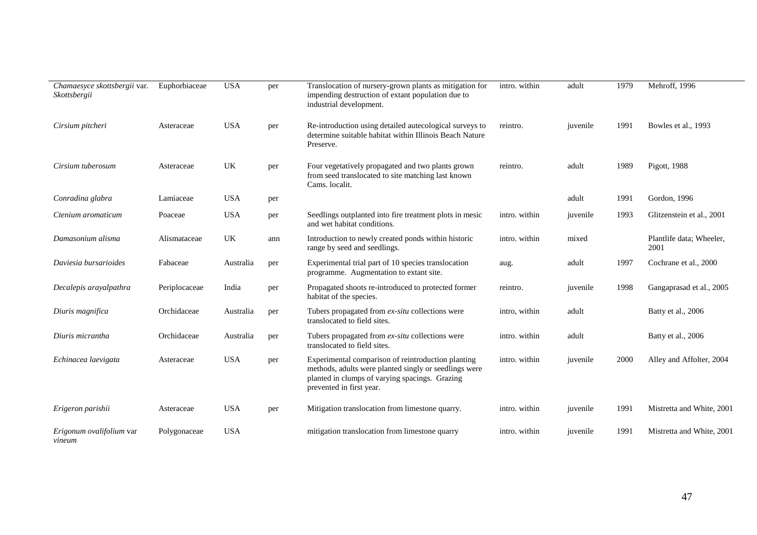| | | | | | | | | |
|---|---|---|---|---|---|---|---|---|
| *Chamaesyce skottsbergii* var. *Skottsbergii* | Euphorbiaceae | USA | per | Translocation of nursery-grown plants as mitigation for impending destruction of extant population due to industrial development. | intro. within | adult | 1979 | Mehroff, 1996 |
| *Cirsium pitcheri* | Asteraceae | USA | per | Re-introduction using detailed autecological surveys to determine suitable habitat within Illinois Beach Nature Preserve. | reintro. | juvenile | 1991 | Bowles et al., 1993 |
| *Cirsium tuberosum* | Asteraceae | UK | per | Four vegetatively propagated and two plants grown from seed translocated to site matching last known Cams. localit. | reintro. | adult | 1989 | Pigott, 1988 |
| *Conradina glabra* | Lamiaceae | USA | per | | | adult | 1991 | Gordon, 1996 |
| *Ctenium aromaticum* | Poaceae | USA | per | Seedlings outplanted into fire treatment plots in mesic and wet habitat conditions. | intro. within | juvenile | 1993 | Glitzenstein et al., 2001 |
| *Damasonium alisma* | Alismataceae | UK | ann | Introduction to newly created ponds within historic range by seed and seedlings. | intro. within | mixed | | Plantlife data; Wheeler, 2001 |
| *Daviesia bursarioides* | Fabaceae | Australia | per | Experimental trial part of 10 species translocation programme. Augmentation to extant site. | aug. | adult | 1997 | Cochrane et al., 2000 |
| *Decalepis arayalpathra* | Periplocaceae | India | per | Propagated shoots re-introduced to protected former habitat of the species. | reintro. | juvenile | 1998 | Gangaprasad et al., 2005 |
| *Diuris magnifica* | Orchidaceae | Australia | per | Tubers propagated from *ex-situ* collections were translocated to field sites. | intro, within | adult | | Batty et al., 2006 |
| *Diuris micrantha* | Orchidaceae | Australia | per | Tubers propagated from *ex-situ* collections were translocated to field sites. | intro. within | adult | | Batty et al., 2006 |
| *Echinacea laevigata* | Asteraceae | USA | per | Experimental comparison of reintroduction planting methods, adults were planted singly or seedlings were planted in clumps of varying spacings. Grazing prevented in first year. | intro. within | juvenile | 2000 | Alley and Affolter, 2004 |
| *Erigeron parishii* | Asteraceae | USA | per | Mitigation translocation from limestone quarry. | intro. within | juvenile | 1991 | Mistretta and White, 2001 |
| *Erigonum ovalifolium* var *vineum* | Polygonaceae | USA | | mitigation translocation from limestone quarry | intro. within | juvenile | 1991 | Mistretta and White, 2001 |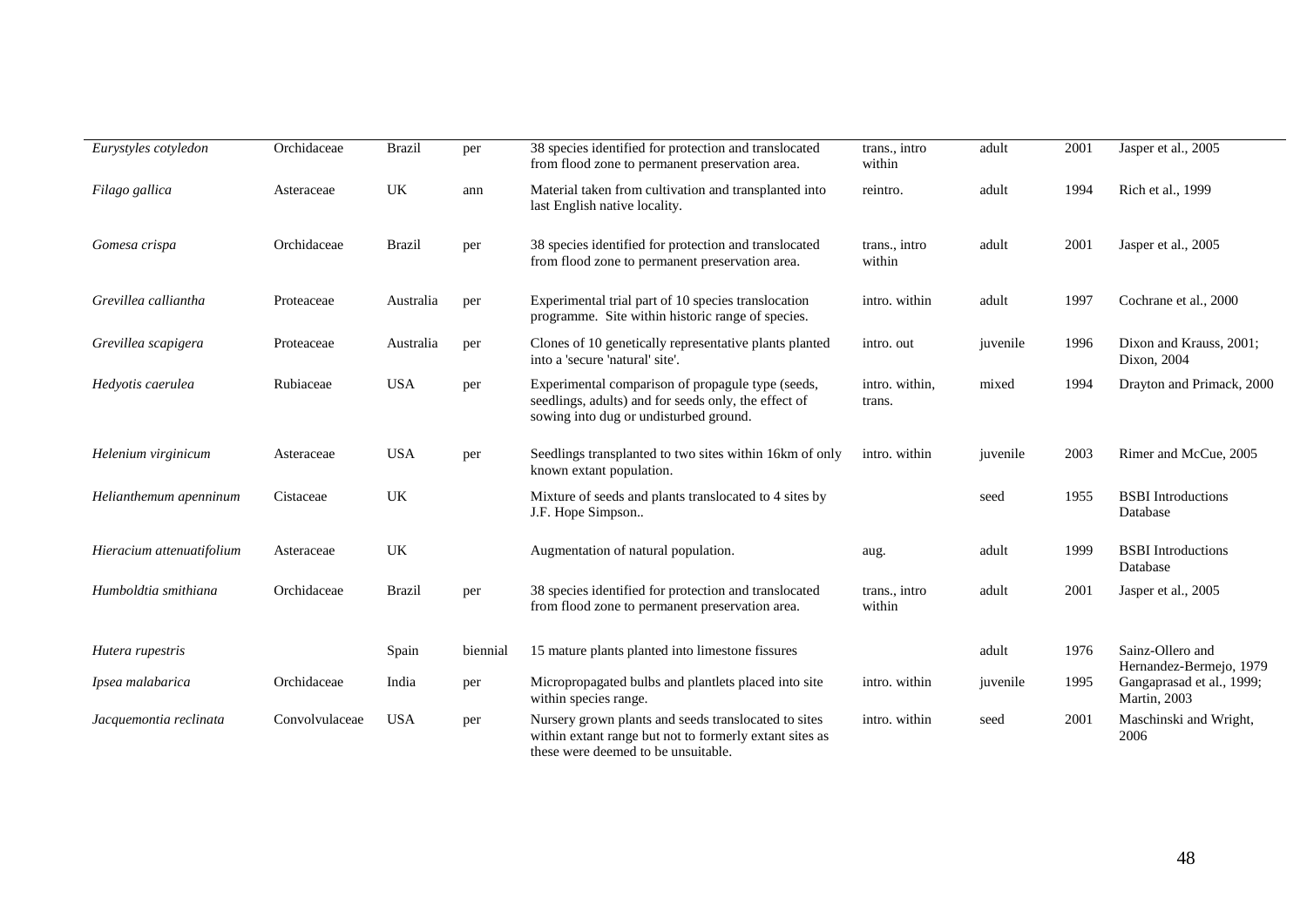| | | | | | | | | |
|---|---|---|---|---|---|---|---|---|
| *Eurystyles cotyledon* | Orchidaceae | Brazil | per | 38 species identified for protection and translocated from flood zone to permanent preservation area. | trans., intro within | adult | 2001 | Jasper et al., 2005 |
| *Filago gallica* | Asteraceae | UK | ann | Material taken from cultivation and transplanted into last English native locality. | reintro. | adult | 1994 | Rich et al., 1999 |
| *Gomesa crispa* | Orchidaceae | Brazil | per | 38 species identified for protection and translocated from flood zone to permanent preservation area. | trans., intro within | adult | 2001 | Jasper et al., 2005 |
| *Grevillea calliantha* | Proteaceae | Australia | per | Experimental trial part of 10 species translocation programme. Site within historic range of species. | intro. within | adult | 1997 | Cochrane et al., 2000 |
| *Grevillea scapigera* | Proteaceae | Australia | per | Clones of 10 genetically representative plants planted into a 'secure 'natural' site'. | intro. out | juvenile | 1996 | Dixon and Krauss, 2001; Dixon, 2004 |
| *Hedyotis caerulea* | Rubiaceae | USA | per | Experimental comparison of propagule type (seeds, seedlings, adults) and for seeds only, the effect of sowing into dug or undisturbed ground. | intro. within, trans. | mixed | 1994 | Drayton and Primack, 2000 |
| *Helenium virginicum* | Asteraceae | USA | per | Seedlings transplanted to two sites within 16km of only known extant population. | intro. within | juvenile | 2003 | Rimer and McCue, 2005 |
| *Helianthemum apenninum* | Cistaceae | UK | | Mixture of seeds and plants translocated to 4 sites by J.F. Hope Simpson.. | | seed | 1955 | BSBI Introductions Database |
| *Hieracium attenuatifolium* | Asteraceae | UK | | Augmentation of natural population. | aug. | adult | 1999 | BSBI Introductions Database |
| *Humboldtia smithiana* | Orchidaceae | Brazil | per | 38 species identified for protection and translocated from flood zone to permanent preservation area. | trans., intro within | adult | 2001 | Jasper et al., 2005 |
| *Hutera rupestris* | | Spain | biennial | 15 mature plants planted into limestone fissures | | adult | 1976 | Sainz-Ollero and Hernandez-Bermejo, 1979 |
| *Ipsea malabarica* | Orchidaceae | India | per | Micropropagated bulbs and plantlets placed into site within species range. | intro. within | juvenile | 1995 | Gangaprasad et al., 1999; Martin, 2003 |
| *Jacquemontia reclinata* | Convolvulaceae | USA | per | Nursery grown plants and seeds translocated to sites within extant range but not to formerly extant sites as these were deemed to be unsuitable. | intro. within | seed | 2001 | Maschinski and Wright, 2006 |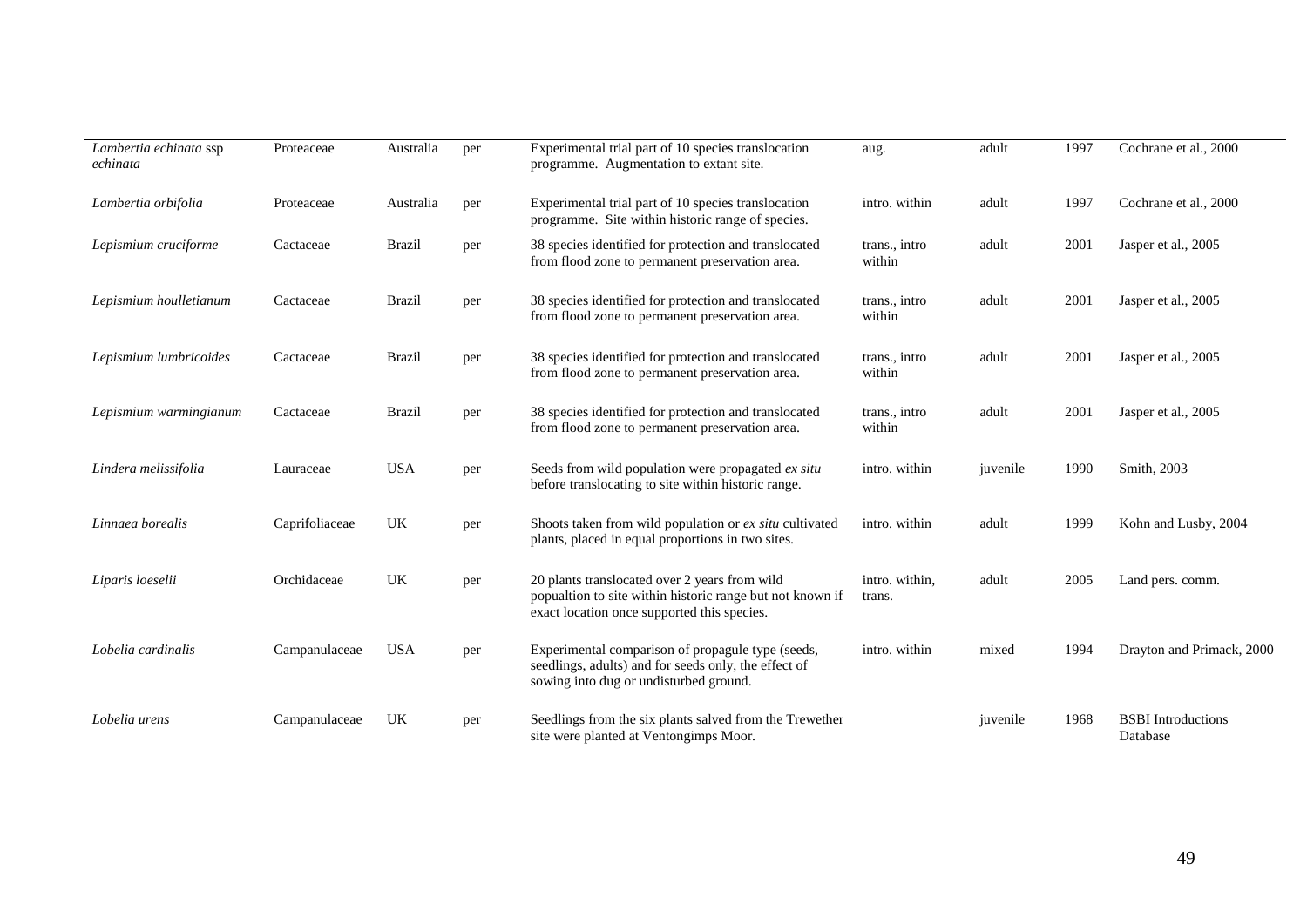| | | | | | | | | |
|---|---|---|---|---|---|---|---|---|
| *Lambertia echinata* ssp *echinata* | Proteaceae | Australia | per | Experimental trial part of 10 species translocation programme. Augmentation to extant site. | aug. | adult | 1997 | Cochrane et al., 2000 |
| *Lambertia orbifolia* | Proteaceae | Australia | per | Experimental trial part of 10 species translocation programme. Site within historic range of species. | intro. within | adult | 1997 | Cochrane et al., 2000 |
| *Lepismium cruciforme* | Cactaceae | Brazil | per | 38 species identified for protection and translocated from flood zone to permanent preservation area. | trans., intro within | adult | 2001 | Jasper et al., 2005 |
| *Lepismium houlletianum* | Cactaceae | Brazil | per | 38 species identified for protection and translocated from flood zone to permanent preservation area. | trans., intro within | adult | 2001 | Jasper et al., 2005 |
| *Lepismium lumbricoides* | Cactaceae | Brazil | per | 38 species identified for protection and translocated from flood zone to permanent preservation area. | trans., intro within | adult | 2001 | Jasper et al., 2005 |
| *Lepismium warmingianum* | Cactaceae | Brazil | per | 38 species identified for protection and translocated from flood zone to permanent preservation area. | trans., intro within | adult | 2001 | Jasper et al., 2005 |
| *Lindera melissifolia* | Lauraceae | USA | per | Seeds from wild population were propagated *ex situ* before translocating to site within historic range. | intro. within | juvenile | 1990 | Smith, 2003 |
| *Linnaea borealis* | Caprifoliaceae | UK | per | Shoots taken from wild population or *ex situ* cultivated plants, placed in equal proportions in two sites. | intro. within | adult | 1999 | Kohn and Lusby, 2004 |
| *Liparis loeselii* | Orchidaceae | UK | per | 20 plants translocated over 2 years from wild popualtion to site within historic range but not known if exact location once supported this species. | intro. within, trans. | adult | 2005 | Land pers. comm. |
| *Lobelia cardinalis* | Campanulaceae | USA | per | Experimental comparison of propagule type (seeds, seedlings, adults) and for seeds only, the effect of sowing into dug or undisturbed ground. | intro. within | mixed | 1994 | Drayton and Primack, 2000 |
| *Lobelia urens* | Campanulaceae | UK | per | Seedlings from the six plants salved from the Trewether site were planted at Ventongimps Moor. | | juvenile | 1968 | BSBI Introductions Database |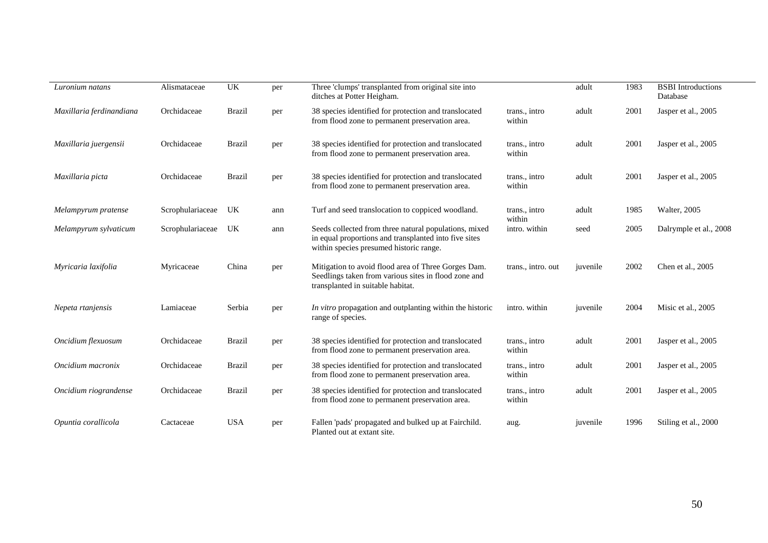| | | | | | | | | |
|---|---|---|---|---|---|---|---|---|
| *Luronium natans* | Alismataceae | UK | per | Three 'clumps' transplanted from original site into ditches at Potter Heigham. | | adult | 1983 | BSBI Introductions Database |
| *Maxillaria ferdinandiana* | Orchidaceae | Brazil | per | 38 species identified for protection and translocated from flood zone to permanent preservation area. | trans., intro within | adult | 2001 | Jasper et al., 2005 |
| *Maxillaria juergensii* | Orchidaceae | Brazil | per | 38 species identified for protection and translocated from flood zone to permanent preservation area. | trans., intro within | adult | 2001 | Jasper et al., 2005 |
| *Maxillaria picta* | Orchidaceae | Brazil | per | 38 species identified for protection and translocated from flood zone to permanent preservation area. | trans., intro within | adult | 2001 | Jasper et al., 2005 |
| *Melampyrum pratense* | Scrophulariaceae | UK | ann | Turf and seed translocation to coppiced woodland. | trans., intro within | adult | 1985 | Walter, 2005 |
| *Melampyrum sylvaticum* | Scrophulariaceae | UK | ann | Seeds collected from three natural populations, mixed in equal proportions and transplanted into five sites within species presumed historic range. | intro. within | seed | 2005 | Dalrymple et al., 2008 |
| *Myricaria laxifolia* | Myricaceae | China | per | Mitigation to avoid flood area of Three Gorges Dam. Seedlings taken from various sites in flood zone and transplanted in suitable habitat. | trans., intro. out | juvenile | 2002 | Chen et al., 2005 |
| *Nepeta rtanjensis* | Lamiaceae | Serbia | per | *In vitro* propagation and outplanting within the historic range of species. | intro. within | juvenile | 2004 | Misic et al., 2005 |
| *Oncidium flexuosum* | Orchidaceae | Brazil | per | 38 species identified for protection and translocated from flood zone to permanent preservation area. | trans., intro within | adult | 2001 | Jasper et al., 2005 |
| *Oncidium macronix* | Orchidaceae | Brazil | per | 38 species identified for protection and translocated from flood zone to permanent preservation area. | trans., intro within | adult | 2001 | Jasper et al., 2005 |
| *Oncidium riograndense* | Orchidaceae | Brazil | per | 38 species identified for protection and translocated from flood zone to permanent preservation area. | trans., intro within | adult | 2001 | Jasper et al., 2005 |
| *Opuntia corallicola* | Cactaceae | USA | per | Fallen 'pads' propagated and bulked up at Fairchild. Planted out at extant site. | aug. | juvenile | 1996 | Stiling et al., 2000 |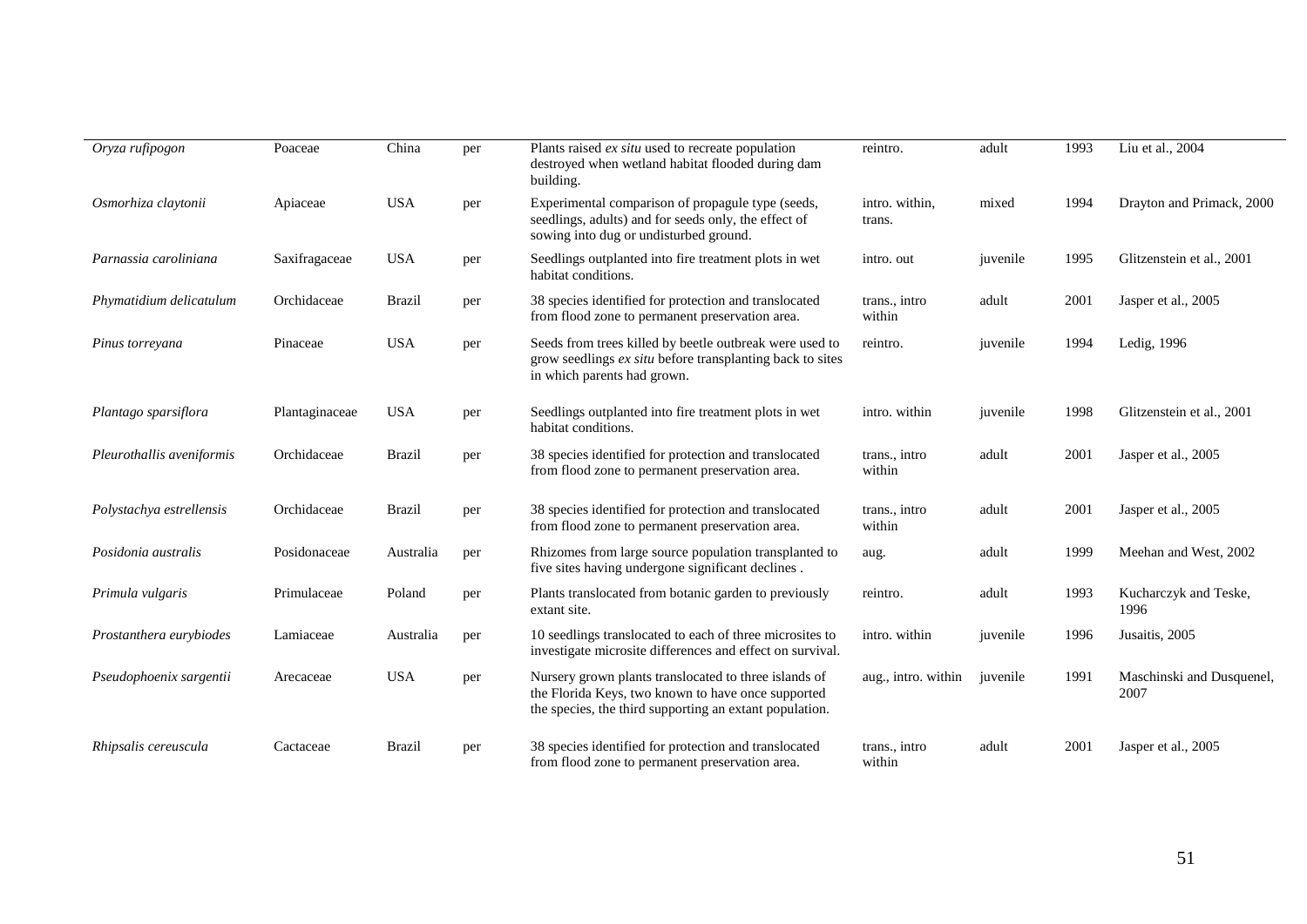| | | | | | | | | |
|---|---|---|---|---|---|---|---|---|
| *Oryza rufipogon* | Poaceae | China | per | Plants raised *ex situ* used to recreate population destroyed when wetland habitat flooded during dam building. | reintro. | adult | 1993 | Liu et al., 2004 |
| *Osmorhiza claytonii* | Apiaceae | USA | per | Experimental comparison of propagule type (seeds, seedlings, adults) and for seeds only, the effect of sowing into dug or undisturbed ground. | intro. within, trans. | mixed | 1994 | Drayton and Primack, 2000 |
| *Parnassia caroliniana* | Saxifragaceae | USA | per | Seedlings outplanted into fire treatment plots in wet habitat conditions. | intro. out | juvenile | 1995 | Glitzenstein et al., 2001 |
| *Phymatidium delicatulum* | Orchidaceae | Brazil | per | 38 species identified for protection and translocated from flood zone to permanent preservation area. | trans., intro within | adult | 2001 | Jasper et al., 2005 |
| *Pinus torreyana* | Pinaceae | USA | per | Seeds from trees killed by beetle outbreak were used to grow seedlings *ex situ* before transplanting back to sites in which parents had grown. | reintro. | juvenile | 1994 | Ledig, 1996 |
| *Plantago sparsiflora* | Plantaginaceae | USA | per | Seedlings outplanted into fire treatment plots in wet habitat conditions. | intro. within | juvenile | 1998 | Glitzenstein et al., 2001 |
| *Pleurothallis aveniformis* | Orchidaceae | Brazil | per | 38 species identified for protection and translocated from flood zone to permanent preservation area. | trans., intro within | adult | 2001 | Jasper et al., 2005 |
| *Polystachya estrellensis* | Orchidaceae | Brazil | per | 38 species identified for protection and translocated from flood zone to permanent preservation area. | trans., intro within | adult | 2001 | Jasper et al., 2005 |
| *Posidonia australis* | Posidonaceae | Australia | per | Rhizomes from large source population transplanted to five sites having undergone significant declines . | aug. | adult | 1999 | Meehan and West, 2002 |
| *Primula vulgaris* | Primulaceae | Poland | per | Plants translocated from botanic garden to previously extant site. | reintro. | adult | 1993 | Kucharczyk and Teske, 1996 |
| *Prostanthera eurybiodes* | Lamiaceae | Australia | per | 10 seedlings translocated to each of three microsites to investigate microsite differences and effect on survival. | intro. within | juvenile | 1996 | Jusaitis, 2005 |
| *Pseudophoenix sargentii* | Arecaceae | USA | per | Nursery grown plants translocated to three islands of the Florida Keys, two known to have once supported the species, the third supporting an extant population. | aug., intro. within | juvenile | 1991 | Maschinski and Dusquenel, 2007 |
| *Rhipsalis cereuscula* | Cactaceae | Brazil | per | 38 species identified for protection and translocated from flood zone to permanent preservation area. | trans., intro within | adult | 2001 | Jasper et al., 2005 |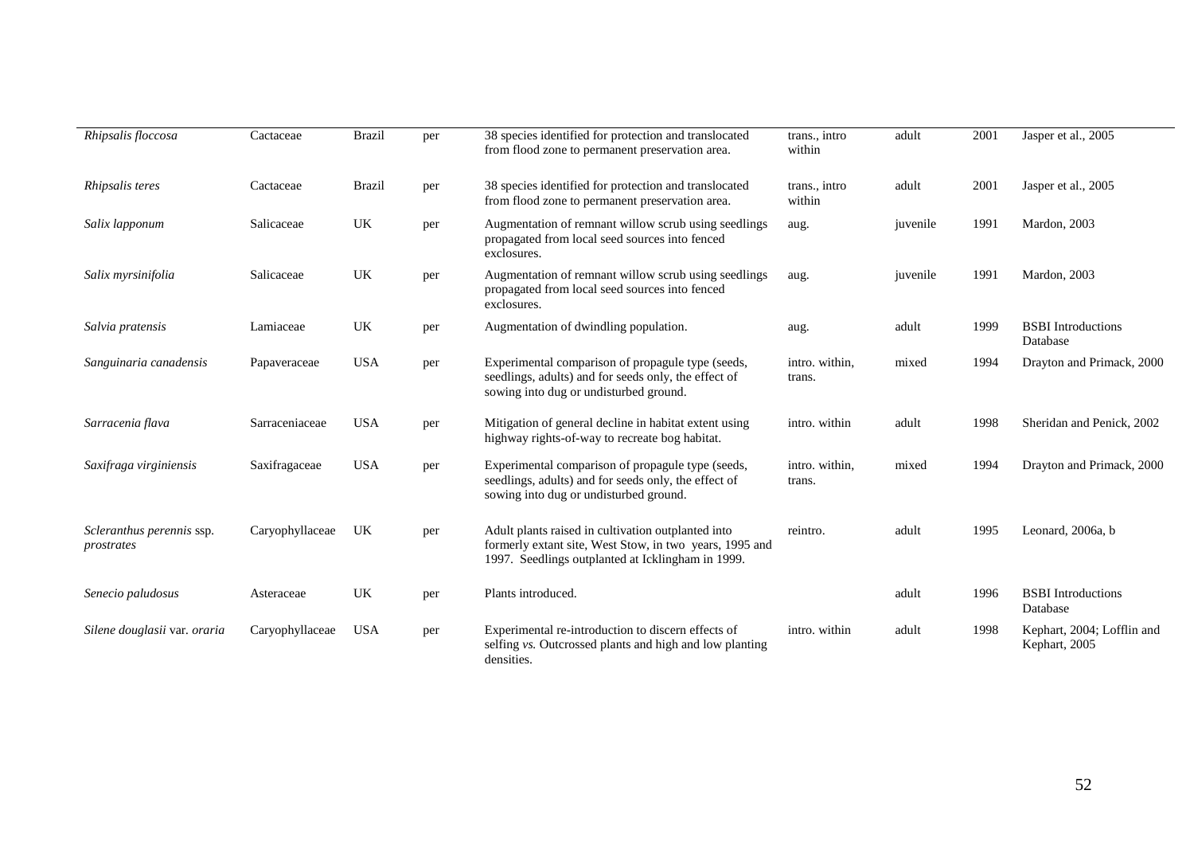| | | | | | | | | |
|---|---|---|---|---|---|---|---|---|
| *Rhipsalis floccosa* | Cactaceae | Brazil | per | 38 species identified for protection and translocated from flood zone to permanent preservation area. | trans., intro within | adult | 2001 | Jasper et al., 2005 |
| *Rhipsalis teres* | Cactaceae | Brazil | per | 38 species identified for protection and translocated from flood zone to permanent preservation area. | trans., intro within | adult | 2001 | Jasper et al., 2005 |
| *Salix lapponum* | Salicaceae | UK | per | Augmentation of remnant willow scrub using seedlings propagated from local seed sources into fenced exclosures. | aug. | juvenile | 1991 | Mardon, 2003 |
| *Salix myrsinifolia* | Salicaceae | UK | per | Augmentation of remnant willow scrub using seedlings propagated from local seed sources into fenced exclosures. | aug. | juvenile | 1991 | Mardon, 2003 |
| *Salvia pratensis* | Lamiaceae | UK | per | Augmentation of dwindling population. | aug. | adult | 1999 | BSBI Introductions Database |
| *Sanguinaria canadensis* | Papaveraceae | USA | per | Experimental comparison of propagule type (seeds, seedlings, adults) and for seeds only, the effect of sowing into dug or undisturbed ground. | intro. within, trans. | mixed | 1994 | Drayton and Primack, 2000 |
| *Sarracenia flava* | Sarraceniaceae | USA | per | Mitigation of general decline in habitat extent using highway rights-of-way to recreate bog habitat. | intro. within | adult | 1998 | Sheridan and Penick, 2002 |
| *Saxifraga virginiensis* | Saxifragaceae | USA | per | Experimental comparison of propagule type (seeds, seedlings, adults) and for seeds only, the effect of sowing into dug or undisturbed ground. | intro. within, trans. | mixed | 1994 | Drayton and Primack, 2000 |
| *Scleranthus perennis* ssp. *prostrates* | Caryophyllaceae | UK | per | Adult plants raised in cultivation outplanted into formerly extant site, West Stow, in two years, 1995 and 1997. Seedlings outplanted at Icklingham in 1999. | reintro. | adult | 1995 | Leonard, 2006a, b |
| *Senecio paludosus* | Asteraceae | UK | per | Plants introduced. | | adult | 1996 | BSBI Introductions Database |
| *Silene douglasii* var. *oraria* | Caryophyllaceae | USA | per | Experimental re-introduction to discern effects of selfing *vs.* Outcrossed plants and high and low planting densities. | intro. within | adult | 1998 | Kephart, 2004; Lofflin and Kephart, 2005 |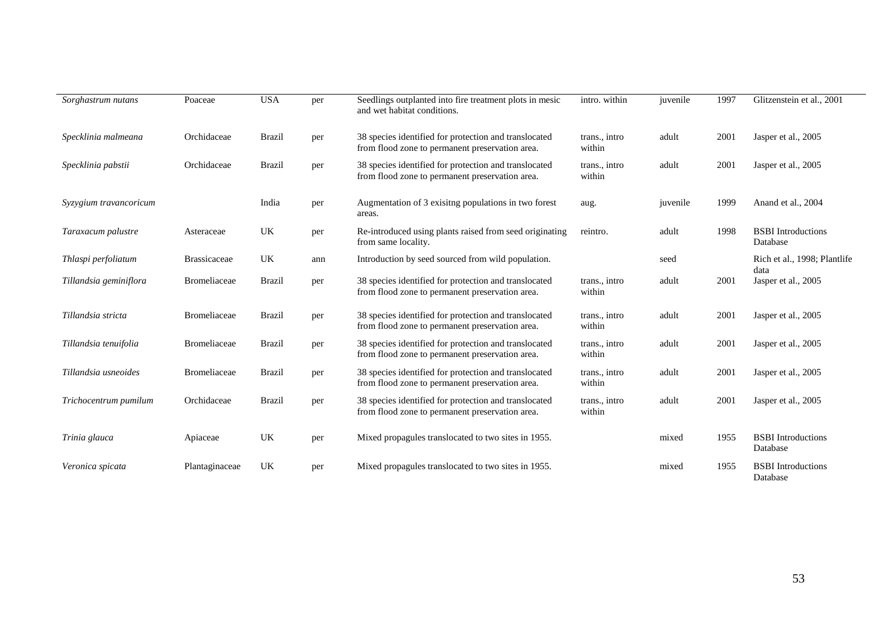| | | | | | | | | |
|---|---|---|---|---|---|---|---|---|
| *Sorghastrum nutans* | Poaceae | USA | per | Seedlings outplanted into fire treatment plots in mesic and wet habitat conditions. | intro. within | juvenile | 1997 | Glitzenstein et al., 2001 |
| *Specklinia malmeana* | Orchidaceae | Brazil | per | 38 species identified for protection and translocated from flood zone to permanent preservation area. | trans., intro within | adult | 2001 | Jasper et al., 2005 |
| *Specklinia pabstii* | Orchidaceae | Brazil | per | 38 species identified for protection and translocated from flood zone to permanent preservation area. | trans., intro within | adult | 2001 | Jasper et al., 2005 |
| *Syzygium travancoricum* | | India | per | Augmentation of 3 exisitng populations in two forest areas. | aug. | juvenile | 1999 | Anand et al., 2004 |
| *Taraxacum palustre* | Asteraceae | UK | per | Re-introduced using plants raised from seed originating from same locality. | reintro. | adult | 1998 | BSBI Introductions Database |
| *Thlaspi perfoliatum* | Brassicaceae | UK | ann | Introduction by seed sourced from wild population. | | seed | | Rich et al., 1998; Plantlife data |
| *Tillandsia geminiflora* | Bromeliaceae | Brazil | per | 38 species identified for protection and translocated from flood zone to permanent preservation area. | trans., intro within | adult | 2001 | Jasper et al., 2005 |
| *Tillandsia stricta* | Bromeliaceae | Brazil | per | 38 species identified for protection and translocated from flood zone to permanent preservation area. | trans., intro within | adult | 2001 | Jasper et al., 2005 |
| *Tillandsia tenuifolia* | Bromeliaceae | Brazil | per | 38 species identified for protection and translocated from flood zone to permanent preservation area. | trans., intro within | adult | 2001 | Jasper et al., 2005 |
| *Tillandsia usneoides* | Bromeliaceae | Brazil | per | 38 species identified for protection and translocated from flood zone to permanent preservation area. | trans., intro within | adult | 2001 | Jasper et al., 2005 |
| *Trichocentrum pumilum* | Orchidaceae | Brazil | per | 38 species identified for protection and translocated from flood zone to permanent preservation area. | trans., intro within | adult | 2001 | Jasper et al., 2005 |
| *Trinia glauca* | Apiaceae | UK | per | Mixed propagules translocated to two sites in 1955. | | mixed | 1955 | BSBI Introductions Database |
| *Veronica spicata* | Plantaginaceae | UK | per | Mixed propagules translocated to two sites in 1955. | | mixed | 1955 | BSBI Introductions Database |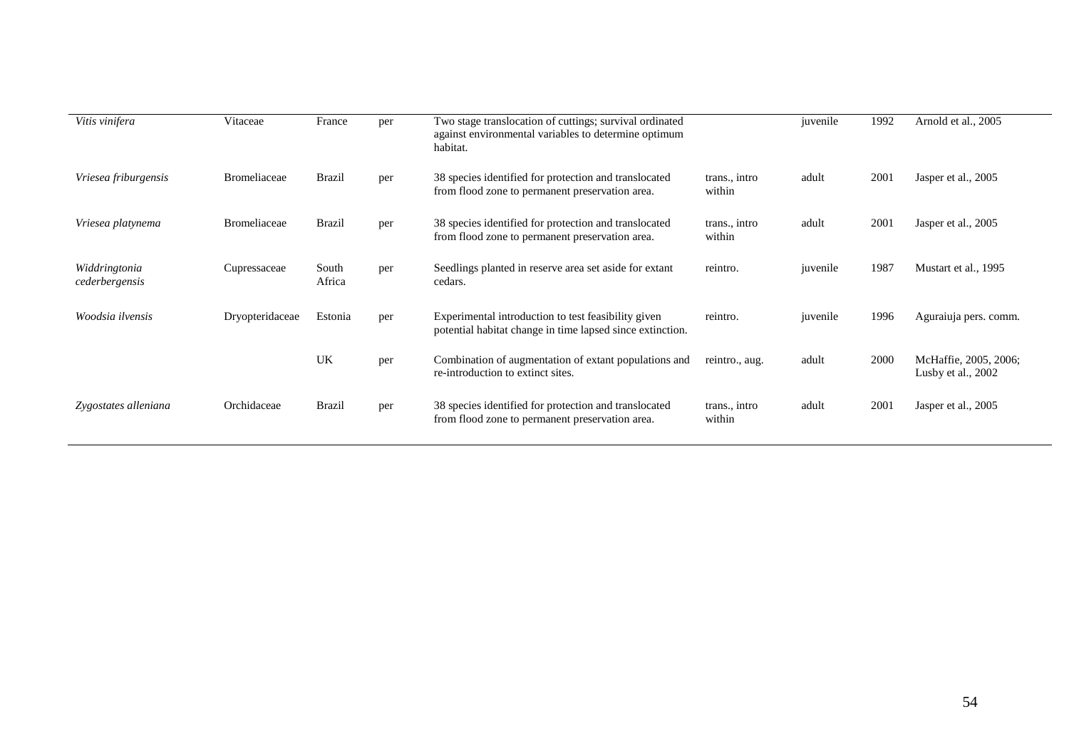| | | | | | | | | |
|---|---|---|---|---|---|---|---|---|
| *Vitis vinifera* | Vitaceae | France | per | Two stage translocation of cuttings; survival ordinated against environmental variables to determine optimum habitat. | | juvenile | 1992 | Arnold et al., 2005 |
| *Vriesea friburgensis* | Bromeliaceae | Brazil | per | 38 species identified for protection and translocated from flood zone to permanent preservation area. | trans., intro within | adult | 2001 | Jasper et al., 2005 |
| *Vriesea platynema* | Bromeliaceae | Brazil | per | 38 species identified for protection and translocated from flood zone to permanent preservation area. | trans., intro within | adult | 2001 | Jasper et al., 2005 |
| *Widdringtonia cederbergensis* | Cupressaceae | South Africa | per | Seedlings planted in reserve area set aside for extant cedars. | reintro. | juvenile | 1987 | Mustart et al., 1995 |
| *Woodsia ilvensis* | Dryopteridaceae | Estonia | per | Experimental introduction to test feasibility given potential habitat change in time lapsed since extinction. | reintro. | juvenile | 1996 | Aguraiuja pers. comm. |
| | | UK | per | Combination of augmentation of extant populations and re-introduction to extinct sites. | reintro., aug. | adult | 2000 | McHaffie, 2005, 2006; Lusby et al., 2002 |
| *Zygostates alleniana* | Orchidaceae | Brazil | per | 38 species identified for protection and translocated from flood zone to permanent preservation area. | trans., intro within | adult | 2001 | Jasper et al., 2005 |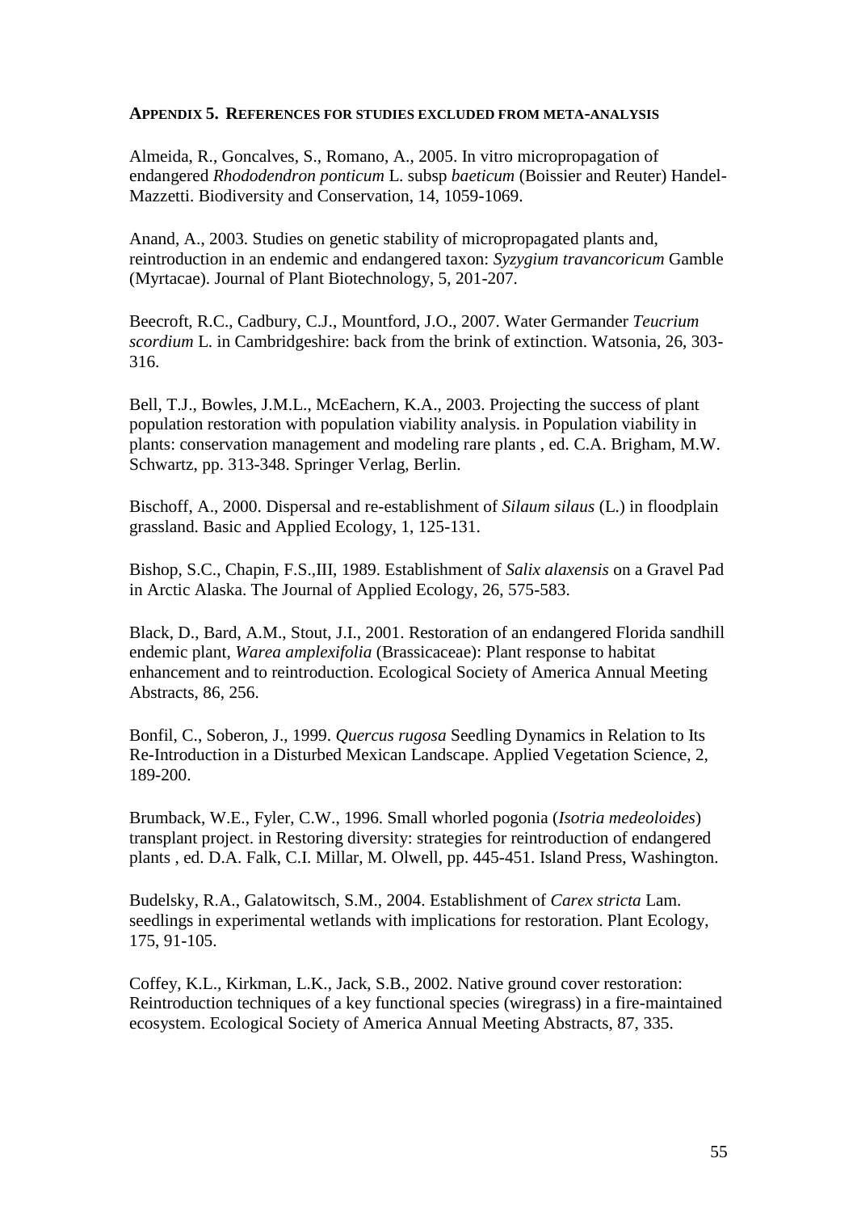#### APPENDIX 5. REFERENCES FOR STUDIES EXCLUDED FROM META-ANALYSIS

Almeida, R., Goncalves, S., Romano, A., 2005. In vitro micropropagation of endangered *Rhododendron ponticum* L. subsp *baeticum* (Boissier and Reuter) Handel-Mazzetti. Biodiversity and Conservation, 14, 1059-1069.

Anand, A., 2003. Studies on genetic stability of micropropagated plants and, reintroduction in an endemic and endangered taxon: *Syzygium travancoricum* Gamble (Myrtacae). Journal of Plant Biotechnology, 5, 201-207.

Beecroft, R.C., Cadbury, C.J., Mountford, J.O., 2007. Water Germander *Teucrium scordium* L. in Cambridgeshire: back from the brink of extinction. Watsonia, 26, 303-316.

Bell, T.J., Bowles, J.M.L., McEachern, K.A., 2003. Projecting the success of plant population restoration with population viability analysis. in Population viability in plants: conservation management and modeling rare plants , ed. C.A. Brigham, M.W. Schwartz, pp. 313-348. Springer Verlag, Berlin.

Bischoff, A., 2000. Dispersal and re-establishment of *Silaum silaus* (L.) in floodplain grassland. Basic and Applied Ecology, 1, 125-131.

Bishop, S.C., Chapin, F.S.,III, 1989. Establishment of *Salix alaxensis* on a Gravel Pad in Arctic Alaska. The Journal of Applied Ecology, 26, 575-583.

Black, D., Bard, A.M., Stout, J.I., 2001. Restoration of an endangered Florida sandhill endemic plant, *Warea amplexifolia* (Brassicaceae): Plant response to habitat enhancement and to reintroduction. Ecological Society of America Annual Meeting Abstracts, 86, 256.

Bonfil, C., Soberon, J., 1999. *Quercus rugosa* Seedling Dynamics in Relation to Its Re-Introduction in a Disturbed Mexican Landscape. Applied Vegetation Science, 2, 189-200.

Brumback, W.E., Fyler, C.W., 1996. Small whorled pogonia (*Isotria medeoloides*) transplant project. in Restoring diversity: strategies for reintroduction of endangered plants , ed. D.A. Falk, C.I. Millar, M. Olwell, pp. 445-451. Island Press, Washington.

Budelsky, R.A., Galatowitsch, S.M., 2004. Establishment of *Carex stricta* Lam. seedlings in experimental wetlands with implications for restoration. Plant Ecology, 175, 91-105.

Coffey, K.L., Kirkman, L.K., Jack, S.B., 2002. Native ground cover restoration: Reintroduction techniques of a key functional species (wiregrass) in a fire-maintained ecosystem. Ecological Society of America Annual Meeting Abstracts, 87, 335.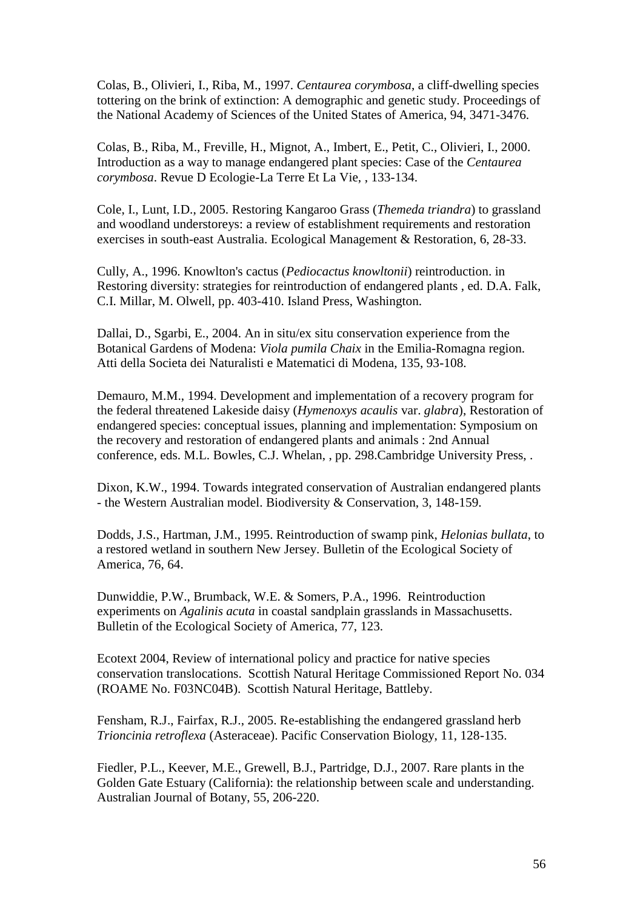Colas, B., Olivieri, I., Riba, M., 1997. *Centaurea corymbosa*, a cliff-dwelling species tottering on the brink of extinction: A demographic and genetic study. Proceedings of the National Academy of Sciences of the United States of America, 94, 3471-3476.

Colas, B., Riba, M., Freville, H., Mignot, A., Imbert, E., Petit, C., Olivieri, I., 2000. Introduction as a way to manage endangered plant species: Case of the *Centaurea corymbosa*. Revue D Ecologie-La Terre Et La Vie, , 133-134.

Cole, I., Lunt, I.D., 2005. Restoring Kangaroo Grass (*Themeda triandra*) to grassland and woodland understoreys: a review of establishment requirements and restoration exercises in south-east Australia. Ecological Management & Restoration, 6, 28-33.

Cully, A., 1996. Knowlton's cactus (*Pediocactus knowltonii*) reintroduction. in Restoring diversity: strategies for reintroduction of endangered plants , ed. D.A. Falk, C.I. Millar, M. Olwell, pp. 403-410. Island Press, Washington.

Dallai, D., Sgarbi, E., 2004. An in situ/ex situ conservation experience from the Botanical Gardens of Modena: *Viola pumila Chaix* in the Emilia-Romagna region. Atti della Societa dei Naturalisti e Matematici di Modena, 135, 93-108.

Demauro, M.M., 1994. Development and implementation of a recovery program for the federal threatened Lakeside daisy (*Hymenoxys acaulis* var. *glabra*), Restoration of endangered species: conceptual issues, planning and implementation: Symposium on the recovery and restoration of endangered plants and animals : 2nd Annual conference, eds. M.L. Bowles, C.J. Whelan, , pp. 298.Cambridge University Press, .

Dixon, K.W., 1994. Towards integrated conservation of Australian endangered plants - the Western Australian model. Biodiversity & Conservation, 3, 148-159.

Dodds, J.S., Hartman, J.M., 1995. Reintroduction of swamp pink, *Helonias bullata*, to a restored wetland in southern New Jersey. Bulletin of the Ecological Society of America, 76, 64.

Dunwiddie, P.W., Brumback, W.E. & Somers, P.A., 1996. Reintroduction experiments on *Agalinis acuta* in coastal sandplain grasslands in Massachusetts. Bulletin of the Ecological Society of America, 77, 123.

Ecotext 2004, Review of international policy and practice for native species conservation translocations. Scottish Natural Heritage Commissioned Report No. 034 (ROAME No. F03NC04B). Scottish Natural Heritage, Battleby.

Fensham, R.J., Fairfax, R.J., 2005. Re-establishing the endangered grassland herb *Trioncinia retroflexa* (Asteraceae). Pacific Conservation Biology, 11, 128-135.

Fiedler, P.L., Keever, M.E., Grewell, B.J., Partridge, D.J., 2007. Rare plants in the Golden Gate Estuary (California): the relationship between scale and understanding. Australian Journal of Botany, 55, 206-220.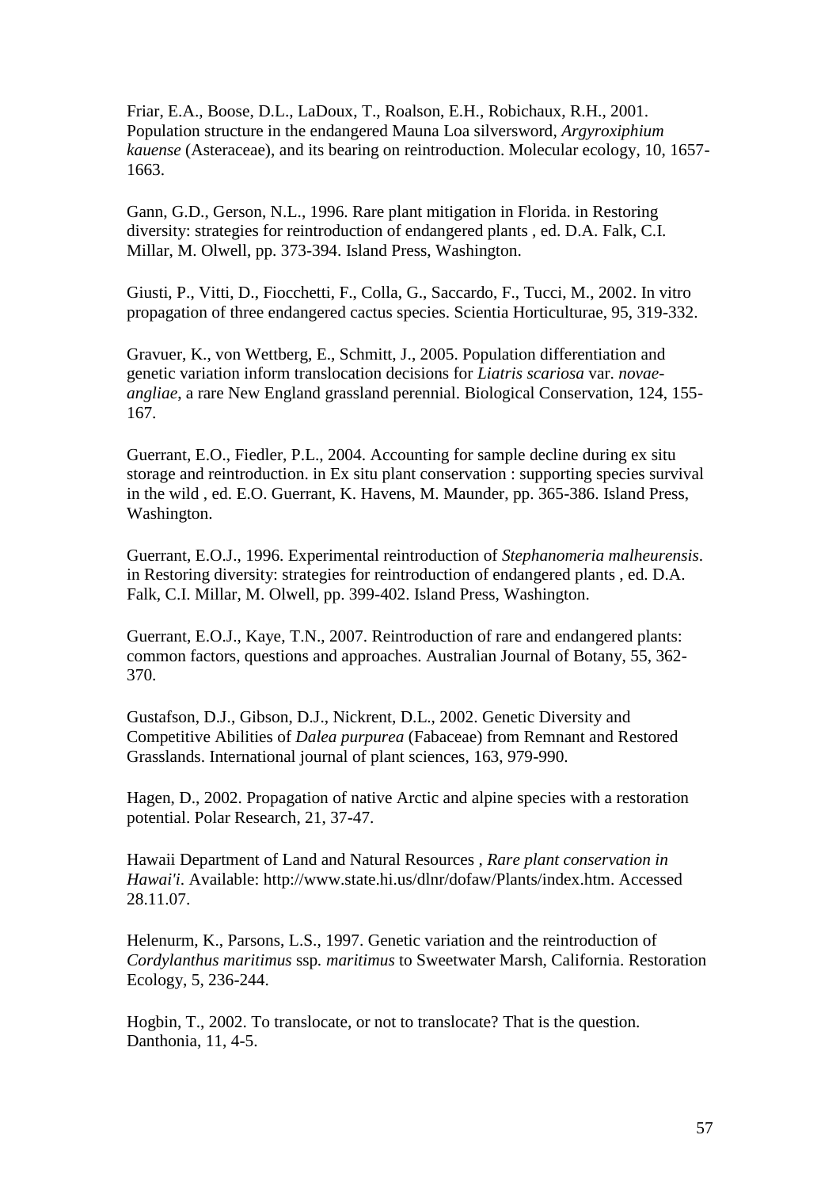Friar, E.A., Boose, D.L., LaDoux, T., Roalson, E.H., Robichaux, R.H., 2001. Population structure in the endangered Mauna Loa silversword, *Argyroxiphium kauense* (Asteraceae), and its bearing on reintroduction. Molecular ecology, 10, 1657-1663.

Gann, G.D., Gerson, N.L., 1996. Rare plant mitigation in Florida. in Restoring diversity: strategies for reintroduction of endangered plants , ed. D.A. Falk, C.I. Millar, M. Olwell, pp. 373-394. Island Press, Washington.

Giusti, P., Vitti, D., Fiocchetti, F., Colla, G., Saccardo, F., Tucci, M., 2002. In vitro propagation of three endangered cactus species. Scientia Horticulturae, 95, 319-332.

Gravuer, K., von Wettberg, E., Schmitt, J., 2005. Population differentiation and genetic variation inform translocation decisions for *Liatris scariosa* var. *novae-angliae*, a rare New England grassland perennial. Biological Conservation, 124, 155-167.

Guerrant, E.O., Fiedler, P.L., 2004. Accounting for sample decline during ex situ storage and reintroduction. in Ex situ plant conservation : supporting species survival in the wild , ed. E.O. Guerrant, K. Havens, M. Maunder, pp. 365-386. Island Press, Washington.

Guerrant, E.O.J., 1996. Experimental reintroduction of *Stephanomeria malheurensis*. in Restoring diversity: strategies for reintroduction of endangered plants , ed. D.A. Falk, C.I. Millar, M. Olwell, pp. 399-402. Island Press, Washington.

Guerrant, E.O.J., Kaye, T.N., 2007. Reintroduction of rare and endangered plants: common factors, questions and approaches. Australian Journal of Botany, 55, 362-370.

Gustafson, D.J., Gibson, D.J., Nickrent, D.L., 2002. Genetic Diversity and Competitive Abilities of *Dalea purpurea* (Fabaceae) from Remnant and Restored Grasslands. International journal of plant sciences, 163, 979-990.

Hagen, D., 2002. Propagation of native Arctic and alpine species with a restoration potential. Polar Research, 21, 37-47.

Hawaii Department of Land and Natural Resources , *Rare plant conservation in Hawai'i*. Available: http://www.state.hi.us/dlnr/dofaw/Plants/index.htm. Accessed 28.11.07.

Helenurm, K., Parsons, L.S., 1997. Genetic variation and the reintroduction of *Cordylanthus maritimus* ssp*. maritimus* to Sweetwater Marsh, California. Restoration Ecology, 5, 236-244.

Hogbin, T., 2002. To translocate, or not to translocate? That is the question. Danthonia, 11, 4-5.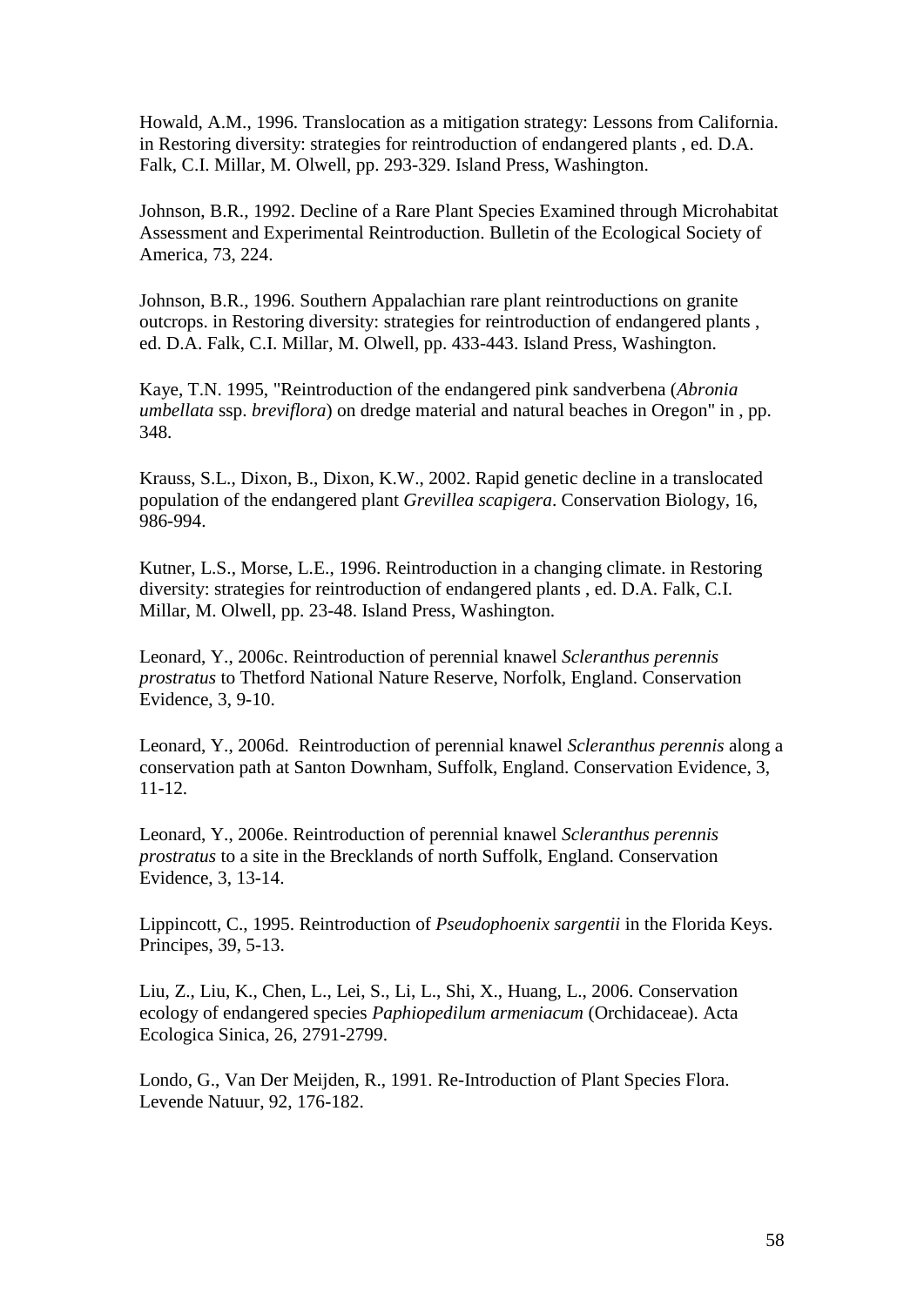Howald, A.M., 1996. Translocation as a mitigation strategy: Lessons from California. in Restoring diversity: strategies for reintroduction of endangered plants , ed. D.A. Falk, C.I. Millar, M. Olwell, pp. 293-329. Island Press, Washington.

Johnson, B.R., 1992. Decline of a Rare Plant Species Examined through Microhabitat Assessment and Experimental Reintroduction. Bulletin of the Ecological Society of America, 73, 224.

Johnson, B.R., 1996. Southern Appalachian rare plant reintroductions on granite outcrops. in Restoring diversity: strategies for reintroduction of endangered plants , ed. D.A. Falk, C.I. Millar, M. Olwell, pp. 433-443. Island Press, Washington.

Kaye, T.N. 1995, "Reintroduction of the endangered pink sandverbena (*Abronia umbellata* ssp. *breviflora*) on dredge material and natural beaches in Oregon" in , pp. 348.

Krauss, S.L., Dixon, B., Dixon, K.W., 2002. Rapid genetic decline in a translocated population of the endangered plant *Grevillea scapigera*. Conservation Biology, 16, 986-994.

Kutner, L.S., Morse, L.E., 1996. Reintroduction in a changing climate. in Restoring diversity: strategies for reintroduction of endangered plants , ed. D.A. Falk, C.I. Millar, M. Olwell, pp. 23-48. Island Press, Washington.

Leonard, Y., 2006c. Reintroduction of perennial knawel *Scleranthus perennis prostratus* to Thetford National Nature Reserve, Norfolk, England. Conservation Evidence, 3, 9-10.

Leonard, Y., 2006d. Reintroduction of perennial knawel *Scleranthus perennis* along a conservation path at Santon Downham, Suffolk, England. Conservation Evidence, 3, 11-12.

Leonard, Y., 2006e. Reintroduction of perennial knawel *Scleranthus perennis prostratus* to a site in the Brecklands of north Suffolk, England. Conservation Evidence, 3, 13-14.

Lippincott, C., 1995. Reintroduction of *Pseudophoenix sargentii* in the Florida Keys. Principes, 39, 5-13.

Liu, Z., Liu, K., Chen, L., Lei, S., Li, L., Shi, X., Huang, L., 2006. Conservation ecology of endangered species *Paphiopedilum armeniacum* (Orchidaceae). Acta Ecologica Sinica, 26, 2791-2799.

Londo, G., Van Der Meijden, R., 1991. Re-Introduction of Plant Species Flora. Levende Natuur, 92, 176-182.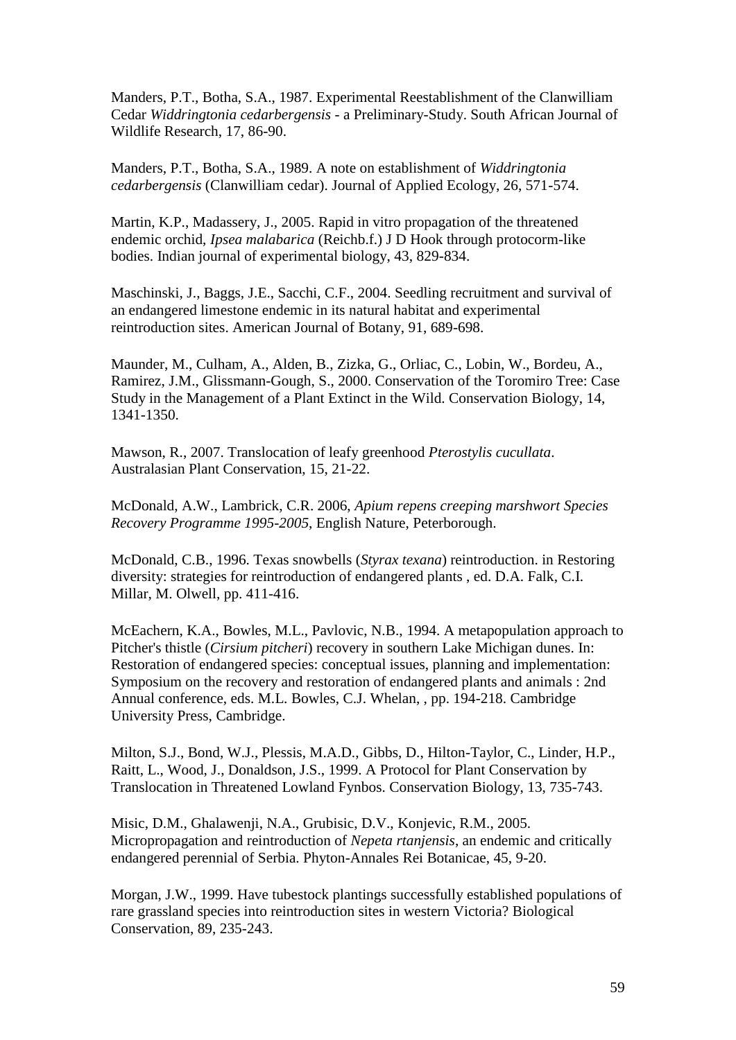Manders, P.T., Botha, S.A., 1987. Experimental Reestablishment of the Clanwilliam Cedar *Widdringtonia cedarbergensis* - a Preliminary-Study. South African Journal of Wildlife Research, 17, 86-90.

Manders, P.T., Botha, S.A., 1989. A note on establishment of *Widdringtonia cedarbergensis* (Clanwilliam cedar). Journal of Applied Ecology, 26, 571-574.

Martin, K.P., Madassery, J., 2005. Rapid in vitro propagation of the threatened endemic orchid, *Ipsea malabarica* (Reichb.f.) J D Hook through protocorm-like bodies. Indian journal of experimental biology, 43, 829-834.

Maschinski, J., Baggs, J.E., Sacchi, C.F., 2004. Seedling recruitment and survival of an endangered limestone endemic in its natural habitat and experimental reintroduction sites. American Journal of Botany, 91, 689-698.

Maunder, M., Culham, A., Alden, B., Zizka, G., Orliac, C., Lobin, W., Bordeu, A., Ramirez, J.M., Glissmann-Gough, S., 2000. Conservation of the Toromiro Tree: Case Study in the Management of a Plant Extinct in the Wild. Conservation Biology, 14, 1341-1350.

Mawson, R., 2007. Translocation of leafy greenhood *Pterostylis cucullata*. Australasian Plant Conservation, 15, 21-22.

McDonald, A.W., Lambrick, C.R. 2006, *Apium repens creeping marshwort Species Recovery Programme 1995-2005*, English Nature, Peterborough.

McDonald, C.B., 1996. Texas snowbells (*Styrax texana*) reintroduction. in Restoring diversity: strategies for reintroduction of endangered plants , ed. D.A. Falk, C.I. Millar, M. Olwell, pp. 411-416.

McEachern, K.A., Bowles, M.L., Pavlovic, N.B., 1994. A metapopulation approach to Pitcher's thistle (*Cirsium pitcheri*) recovery in southern Lake Michigan dunes. In: Restoration of endangered species: conceptual issues, planning and implementation: Symposium on the recovery and restoration of endangered plants and animals : 2nd Annual conference, eds. M.L. Bowles, C.J. Whelan, , pp. 194-218. Cambridge University Press, Cambridge.

Milton, S.J., Bond, W.J., Plessis, M.A.D., Gibbs, D., Hilton-Taylor, C., Linder, H.P., Raitt, L., Wood, J., Donaldson, J.S., 1999. A Protocol for Plant Conservation by Translocation in Threatened Lowland Fynbos. Conservation Biology, 13, 735-743.

Misic, D.M., Ghalawenji, N.A., Grubisic, D.V., Konjevic, R.M., 2005. Micropropagation and reintroduction of *Nepeta rtanjensis*, an endemic and critically endangered perennial of Serbia. Phyton-Annales Rei Botanicae, 45, 9-20.

Morgan, J.W., 1999. Have tubestock plantings successfully established populations of rare grassland species into reintroduction sites in western Victoria? Biological Conservation, 89, 235-243.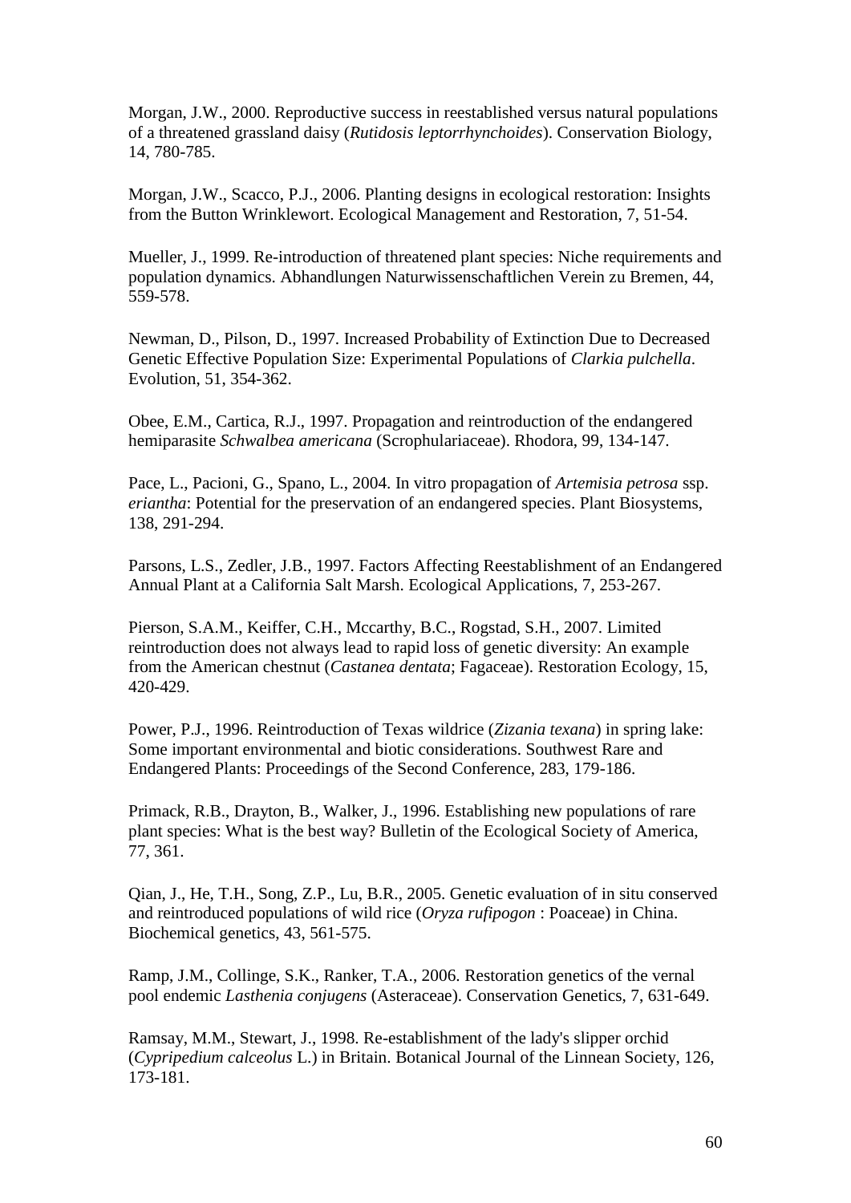Morgan, J.W., 2000. Reproductive success in reestablished versus natural populations of a threatened grassland daisy (*Rutidosis leptorrhynchoides*). Conservation Biology, 14, 780-785.

Morgan, J.W., Scacco, P.J., 2006. Planting designs in ecological restoration: Insights from the Button Wrinklewort. Ecological Management and Restoration, 7, 51-54.

Mueller, J., 1999. Re-introduction of threatened plant species: Niche requirements and population dynamics. Abhandlungen Naturwissenschaftlichen Verein zu Bremen, 44, 559-578.

Newman, D., Pilson, D., 1997. Increased Probability of Extinction Due to Decreased Genetic Effective Population Size: Experimental Populations of *Clarkia pulchella*. Evolution, 51, 354-362.

Obee, E.M., Cartica, R.J., 1997. Propagation and reintroduction of the endangered hemiparasite *Schwalbea americana* (Scrophulariaceae). Rhodora, 99, 134-147.

Pace, L., Pacioni, G., Spano, L., 2004. In vitro propagation of *Artemisia petrosa* ssp. *eriantha*: Potential for the preservation of an endangered species. Plant Biosystems, 138, 291-294.

Parsons, L.S., Zedler, J.B., 1997. Factors Affecting Reestablishment of an Endangered Annual Plant at a California Salt Marsh. Ecological Applications, 7, 253-267.

Pierson, S.A.M., Keiffer, C.H., Mccarthy, B.C., Rogstad, S.H., 2007. Limited reintroduction does not always lead to rapid loss of genetic diversity: An example from the American chestnut (*Castanea dentata*; Fagaceae). Restoration Ecology, 15, 420-429.

Power, P.J., 1996. Reintroduction of Texas wildrice (*Zizania texana*) in spring lake: Some important environmental and biotic considerations. Southwest Rare and Endangered Plants: Proceedings of the Second Conference, 283, 179-186.

Primack, R.B., Drayton, B., Walker, J., 1996. Establishing new populations of rare plant species: What is the best way? Bulletin of the Ecological Society of America, 77, 361.

Qian, J., He, T.H., Song, Z.P., Lu, B.R., 2005. Genetic evaluation of in situ conserved and reintroduced populations of wild rice (*Oryza rufipogon* : Poaceae) in China. Biochemical genetics, 43, 561-575.

Ramp, J.M., Collinge, S.K., Ranker, T.A., 2006. Restoration genetics of the vernal pool endemic *Lasthenia conjugens* (Asteraceae). Conservation Genetics, 7, 631-649.

Ramsay, M.M., Stewart, J., 1998. Re-establishment of the lady's slipper orchid (*Cypripedium calceolus* L.) in Britain. Botanical Journal of the Linnean Society, 126, 173-181.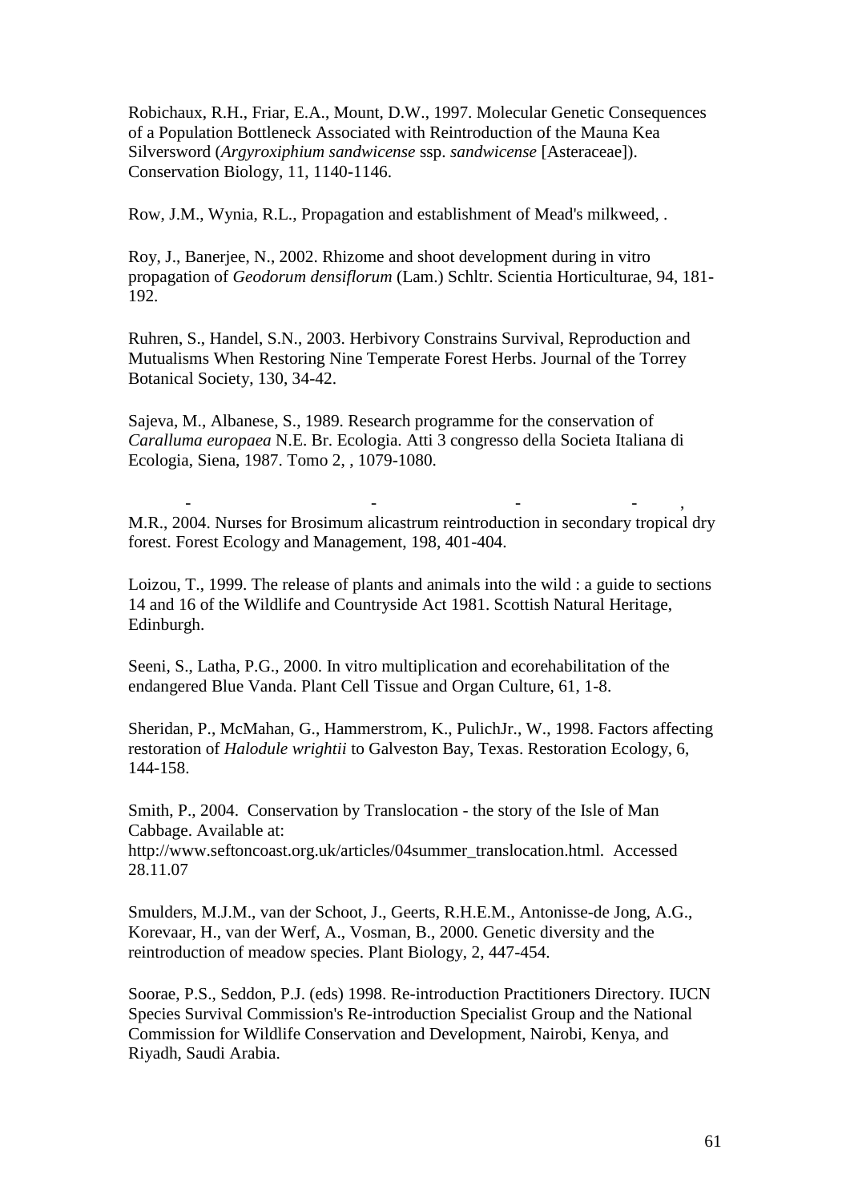Robichaux, R.H., Friar, E.A., Mount, D.W., 1997. Molecular Genetic Consequences of a Population Bottleneck Associated with Reintroduction of the Mauna Kea Silversword (*Argyroxiphium sandwicense* ssp. *sandwicense* [Asteraceae]). Conservation Biology, 11, 1140-1146.

Row, J.M., Wynia, R.L., Propagation and establishment of Mead's milkweed, .

Roy, J., Banerjee, N., 2002. Rhizome and shoot development during in vitro propagation of *Geodorum densiflorum* (Lam.) Schltr. Scientia Horticulturae, 94, 181-192.

Ruhren, S., Handel, S.N., 2003. Herbivory Constrains Survival, Reproduction and Mutualisms When Restoring Nine Temperate Forest Herbs. Journal of the Torrey Botanical Society, 130, 34-42.

Sajeva, M., Albanese, S., 1989. Research programme for the conservation of *Caralluma europaea* N.E. Br. Ecologia. Atti 3 congresso della Societa Italiana di Ecologia, Siena, 1987. Tomo 2, , 1079-1080.

- - - - ,
M.R., 2004. Nurses for Brosimum alicastrum reintroduction in secondary tropical dry forest. Forest Ecology and Management, 198, 401-404.

Loizou, T., 1999. The release of plants and animals into the wild : a guide to sections 14 and 16 of the Wildlife and Countryside Act 1981. Scottish Natural Heritage, Edinburgh.

Seeni, S., Latha, P.G., 2000. In vitro multiplication and ecorehabilitation of the endangered Blue Vanda. Plant Cell Tissue and Organ Culture, 61, 1-8.

Sheridan, P., McMahan, G., Hammerstrom, K., PulichJr., W., 1998. Factors affecting restoration of *Halodule wrightii* to Galveston Bay, Texas. Restoration Ecology, 6, 144-158.

Smith, P., 2004. Conservation by Translocation - the story of the Isle of Man Cabbage. Available at: http://www.seftoncoast.org.uk/articles/04summer_translocation.html. Accessed 28.11.07

Smulders, M.J.M., van der Schoot, J., Geerts, R.H.E.M., Antonisse-de Jong, A.G., Korevaar, H., van der Werf, A., Vosman, B., 2000. Genetic diversity and the reintroduction of meadow species. Plant Biology, 2, 447-454.

Soorae, P.S., Seddon, P.J. (eds) 1998. Re-introduction Practitioners Directory. IUCN Species Survival Commission's Re-introduction Specialist Group and the National Commission for Wildlife Conservation and Development, Nairobi, Kenya, and Riyadh, Saudi Arabia.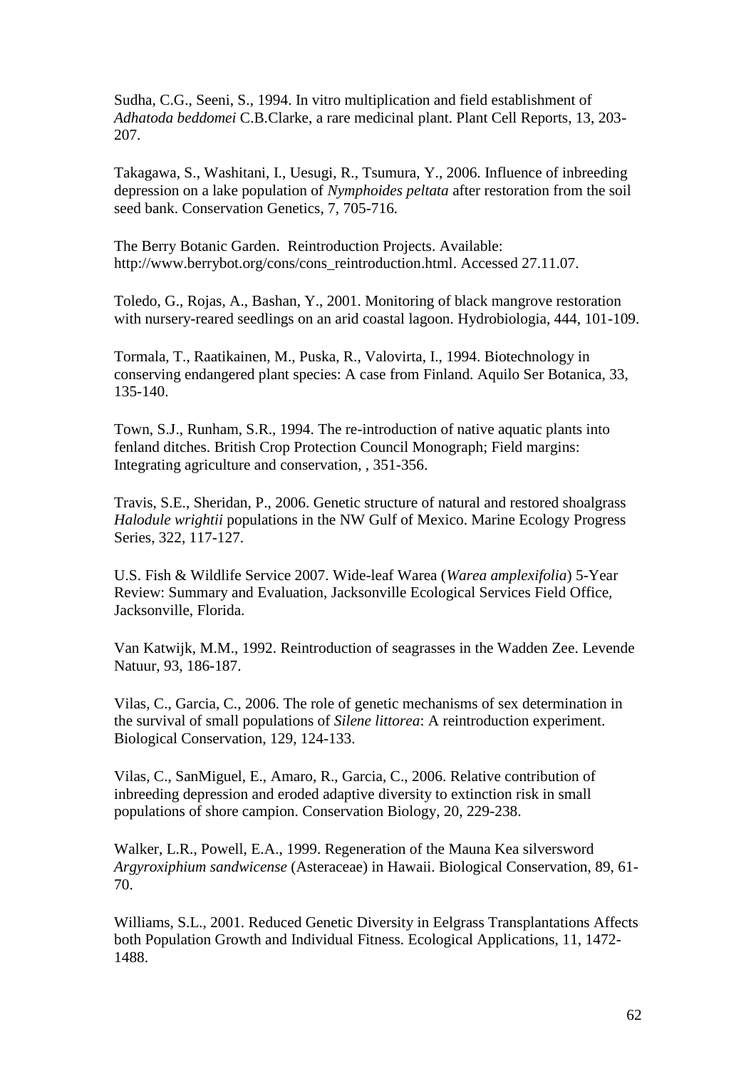Sudha, C.G., Seeni, S., 1994. In vitro multiplication and field establishment of *Adhatoda beddomei* C.B.Clarke, a rare medicinal plant. Plant Cell Reports, 13, 203-207.

Takagawa, S., Washitani, I., Uesugi, R., Tsumura, Y., 2006. Influence of inbreeding depression on a lake population of *Nymphoides peltata* after restoration from the soil seed bank. Conservation Genetics, 7, 705-716.

The Berry Botanic Garden. Reintroduction Projects. Available: http://www.berrybot.org/cons/cons_reintroduction.html. Accessed 27.11.07.

Toledo, G., Rojas, A., Bashan, Y., 2001. Monitoring of black mangrove restoration with nursery-reared seedlings on an arid coastal lagoon. Hydrobiologia, 444, 101-109.

Tormala, T., Raatikainen, M., Puska, R., Valovirta, I., 1994. Biotechnology in conserving endangered plant species: A case from Finland. Aquilo Ser Botanica, 33, 135-140.

Town, S.J., Runham, S.R., 1994. The re-introduction of native aquatic plants into fenland ditches. British Crop Protection Council Monograph; Field margins: Integrating agriculture and conservation, , 351-356.

Travis, S.E., Sheridan, P., 2006. Genetic structure of natural and restored shoalgrass *Halodule wrightii* populations in the NW Gulf of Mexico. Marine Ecology Progress Series, 322, 117-127.

U.S. Fish & Wildlife Service 2007. Wide-leaf Warea (*Warea amplexifolia*) 5-Year Review: Summary and Evaluation, Jacksonville Ecological Services Field Office, Jacksonville, Florida.

Van Katwijk, M.M., 1992. Reintroduction of seagrasses in the Wadden Zee. Levende Natuur, 93, 186-187.

Vilas, C., Garcia, C., 2006. The role of genetic mechanisms of sex determination in the survival of small populations of *Silene littorea*: A reintroduction experiment. Biological Conservation, 129, 124-133.

Vilas, C., SanMiguel, E., Amaro, R., Garcia, C., 2006. Relative contribution of inbreeding depression and eroded adaptive diversity to extinction risk in small populations of shore campion. Conservation Biology, 20, 229-238.

Walker, L.R., Powell, E.A., 1999. Regeneration of the Mauna Kea silversword *Argyroxiphium sandwicense* (Asteraceae) in Hawaii. Biological Conservation, 89, 61-70.

Williams, S.L., 2001. Reduced Genetic Diversity in Eelgrass Transplantations Affects both Population Growth and Individual Fitness. Ecological Applications, 11, 1472-1488.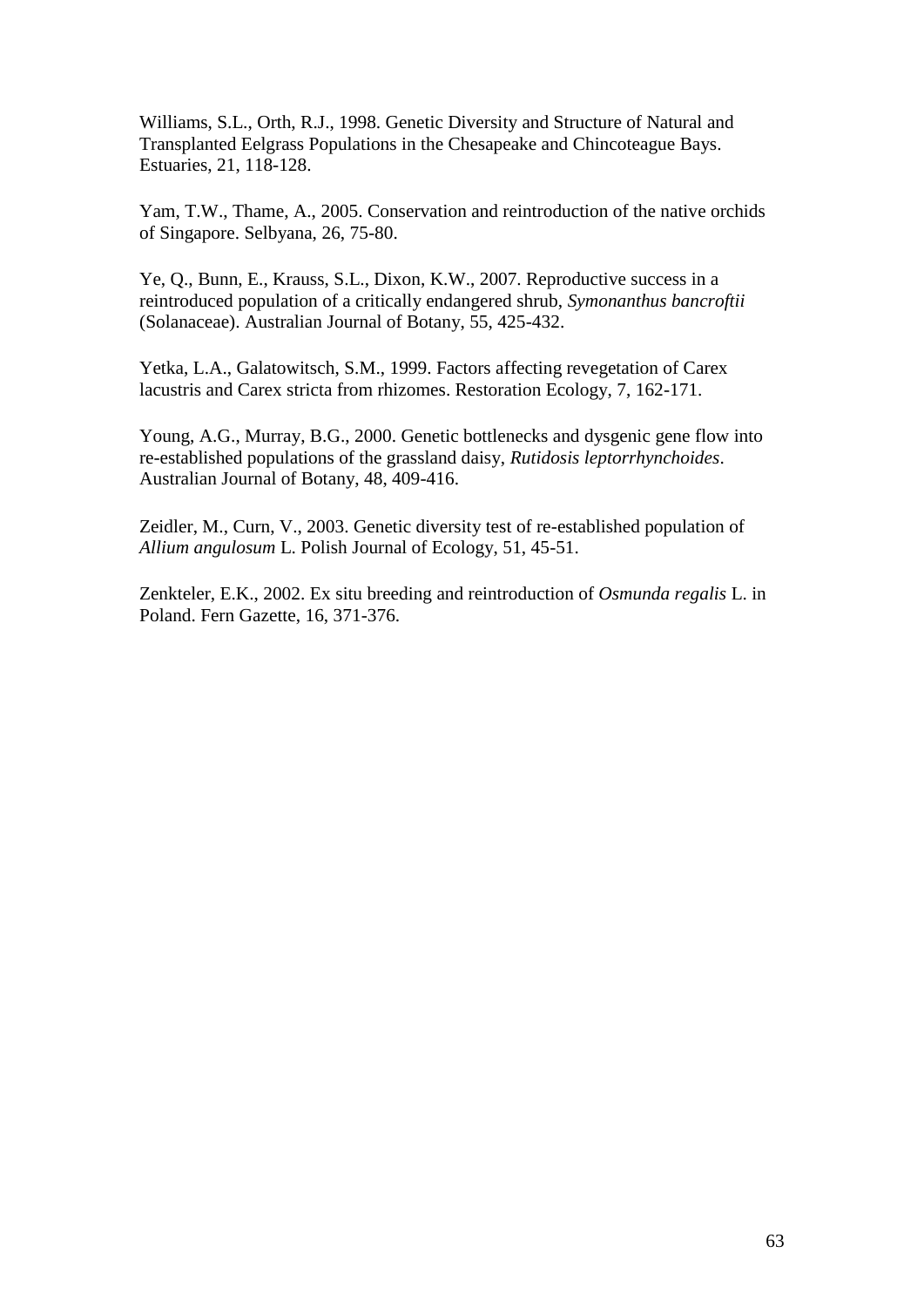Williams, S.L., Orth, R.J., 1998. Genetic Diversity and Structure of Natural and Transplanted Eelgrass Populations in the Chesapeake and Chincoteague Bays. Estuaries, 21, 118-128.

Yam, T.W., Thame, A., 2005. Conservation and reintroduction of the native orchids of Singapore. Selbyana, 26, 75-80.

Ye, Q., Bunn, E., Krauss, S.L., Dixon, K.W., 2007. Reproductive success in a reintroduced population of a critically endangered shrub, *Symonanthus bancroftii* (Solanaceae). Australian Journal of Botany, 55, 425-432.

Yetka, L.A., Galatowitsch, S.M., 1999. Factors affecting revegetation of Carex lacustris and Carex stricta from rhizomes. Restoration Ecology, 7, 162-171.

Young, A.G., Murray, B.G., 2000. Genetic bottlenecks and dysgenic gene flow into re-established populations of the grassland daisy, *Rutidosis leptorrhynchoides*. Australian Journal of Botany, 48, 409-416.

Zeidler, M., Curn, V., 2003. Genetic diversity test of re-established population of *Allium angulosum* L. Polish Journal of Ecology, 51, 45-51.

Zenkteler, E.K., 2002. Ex situ breeding and reintroduction of *Osmunda regalis* L. in Poland. Fern Gazette, 16, 371-376.